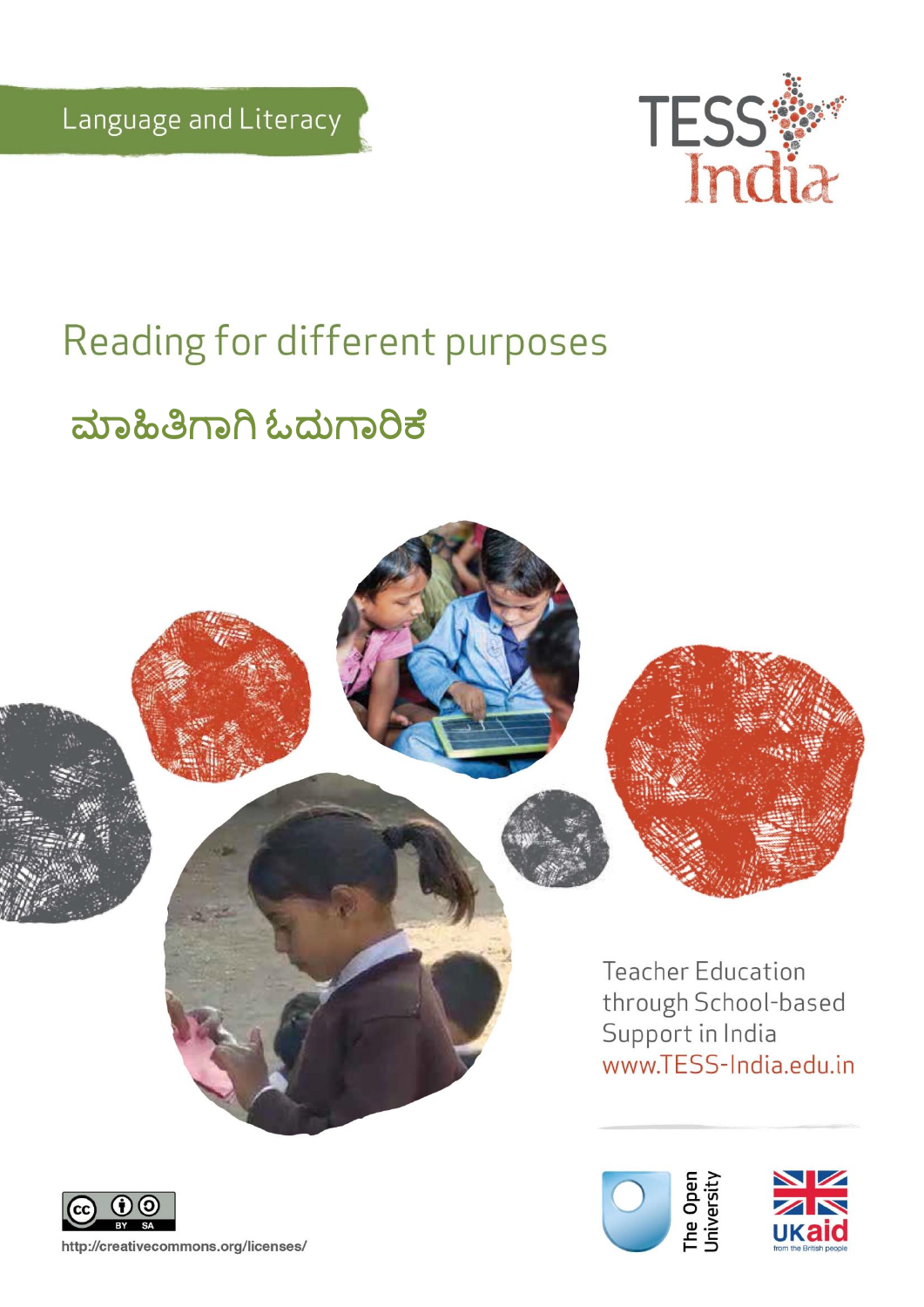Language and Literacy

TESS India

# Reading for different purposes

## ಮಾಹಿತಿಗಾಗಿ ಓದುಗಾರಿಕೆ

Teacher Education through School-based Support in India
www.TESS-India.edu.in

The Open University

UKaid from the British people

http://creativecommons.org/licenses/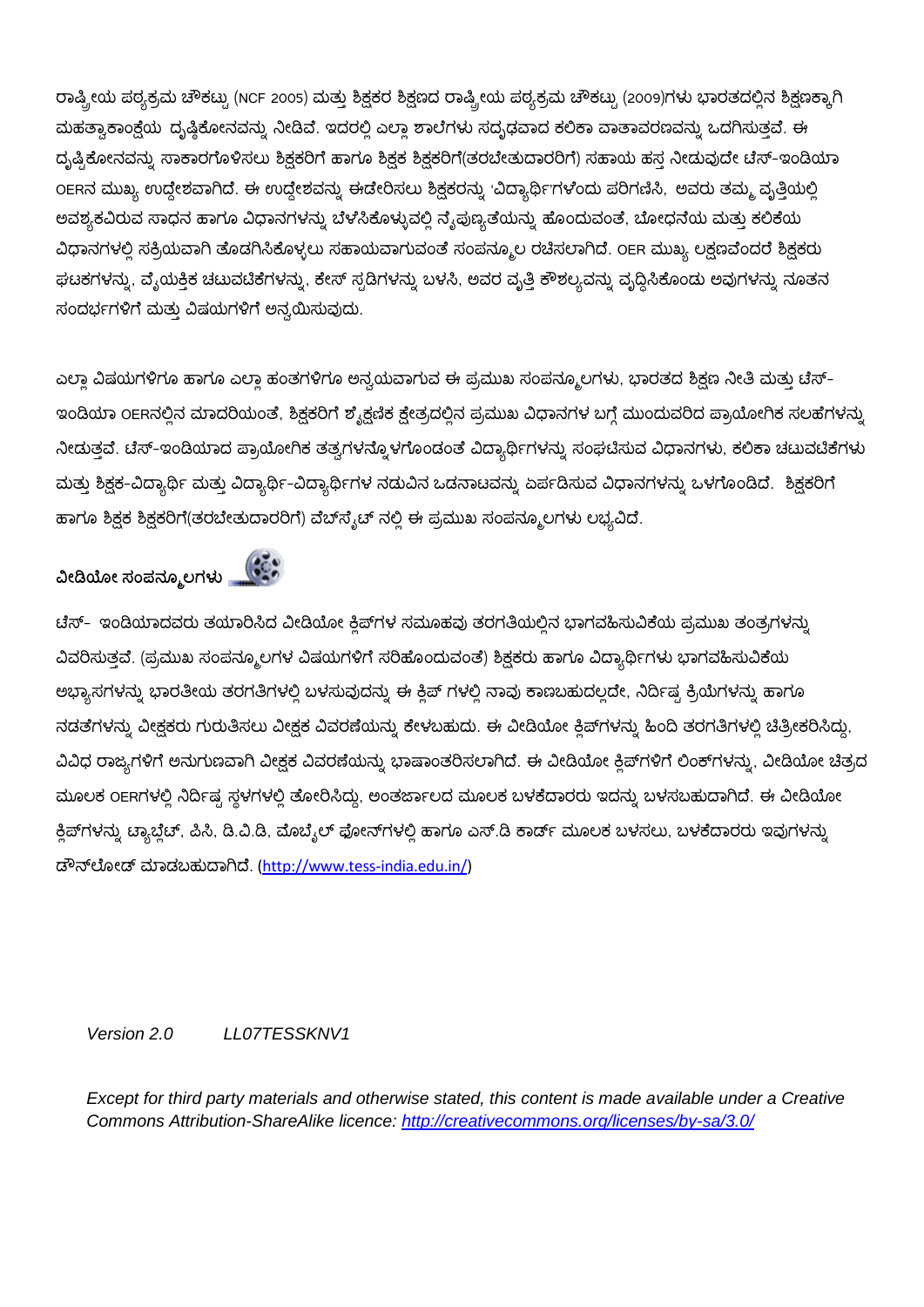ರಾಷ್ಟ್ರೀಯ ಪಠ್ಯಕ್ರಮ ಚೌಕಟ್ಟು (NCF 2005) ಮತ್ತು ಶಿಕ್ಷಕರ ಶಿಕ್ಷಣದ ರಾಷ್ಟ್ರೀಯ ಪಠ್ಯಕ್ರಮ ಚೌಕಟ್ಟು (2009)ಗಳು ಭಾರತದಲ್ಲಿನ ಶಿಕ್ಷಣಕ್ಕಾಗಿ ಮಹತ್ವಾಕಾಂಕ್ಷೆಯ ದೃಷ್ಟಿಕೋನವನ್ನು ನೀಡಿವೆ. ಇದರಲ್ಲಿ ಎಲ್ಲಾ ಶಾಲೆಗಳು ಸದೃಢವಾದ ಕಲಿಕಾ ವಾತಾವರಣವನ್ನು ಒದಗಿಸುತ್ತವೆ. ಈ ದೃಷ್ಟಿಕೋನವನ್ನು ಸಾಕಾರಗೊಳಿಸಲು ಶಿಕ್ಷಕರಿಗೆ ಹಾಗೂ ಶಿಕ್ಷಕ ಶಿಕ್ಷಕರಿಗೆ(ತರಬೇತುದಾರರಿಗೆ) ಸಹಾಯ ಹಸ್ತ ನೀಡುವುದೇ ಟೆಸ್-ಇಂಡಿಯಾ OERನ ಮುಖ್ಯ ಉದ್ದೇಶವಾಗಿದೆ. ಈ ಉದ್ದೇಶವನ್ನು ಈಡೇರಿಸಲು ಶಿಕ್ಷಕರನ್ನು 'ವಿದ್ಯಾರ್ಥಿ'ಗಳೆಂದು ಪರಿಗಣಿಸಿ, ಅವರು ತಮ್ಮ ವೃತ್ತಿಯಲ್ಲಿ ಅವಶ್ಯಕವಿರುವ ಸಾಧನ ಹಾಗೂ ವಿಧಾನಗಳನ್ನು ಬೆಳೆಸಿಕೊಳ್ಳುವಲ್ಲಿ ನೈಪುಣ್ಯತೆಯನ್ನು ಹೊಂದುವಂತೆ, ಬೋಧನೆಯ ಮತ್ತು ಕಲಿಕೆಯ ವಿಧಾನಗಳಲ್ಲಿ ಸಕ್ರಿಯವಾಗಿ ತೊಡಗಿಸಿಕೊಳ್ಳಲು ಸಹಾಯವಾಗುವಂತೆ ಸಂಪನ್ಮೂಲ ರಚಿಸಲಾಗಿದೆ. OER ಮುಖ್ಯ ಲಕ್ಷಣವೆಂದರೆ ಶಿಕ್ಷಕರು ಘಟಕಗಳನ್ನು, ವೈಯಕ್ತಿಕ ಚಟುವಟಿಕೆಗಳನ್ನು, ಕೇಸ್ ಸ್ಟಡಿಗಳನ್ನು ಬಳಸಿ, ಅವರ ವೃತ್ತಿ ಕೌಶಲ್ಯವನ್ನು ವೃದ್ಧಿಸಿಕೊಂಡು ಅವುಗಳನ್ನು ನೂತನ ಸಂದರ್ಭಗಳಿಗೆ ಮತ್ತು ವಿಷಯಗಳಿಗೆ ಅನ್ವಯಿಸುವುದು.

ಎಲ್ಲಾ ವಿಷಯಗಳಿಗೂ ಹಾಗೂ ಎಲ್ಲಾ ಹಂತಗಳಿಗೂ ಅನ್ವಯವಾಗುವ ಈ ಪ್ರಮುಖ ಸಂಪನ್ಮೂಲಗಳು, ಭಾರತದ ಶಿಕ್ಷಣ ನೀತಿ ಮತ್ತು ಟೆಸ್-ಇಂಡಿಯಾ OERನಲ್ಲಿನ ಮಾದರಿಯಂತೆ, ಶಿಕ್ಷಕರಿಗೆ ಶೈಕ್ಷಣಿಕ ಕ್ಷೇತ್ರದಲ್ಲಿನ ಪ್ರಮುಖ ವಿಧಾನಗಳ ಬಗ್ಗೆ ಮುಂದುವರಿದ ಪ್ರಾಯೋಗಿಕ ಸಲಹೆಗಳನ್ನು ನೀಡುತ್ತವೆ. ಟೆಸ್-ಇಂಡಿಯಾದ ಪ್ರಾಯೋಗಿಕ ತತ್ವಗಳನ್ನೊಳಗೊಂಡಂತೆ ವಿದ್ಯಾರ್ಥಿಗಳನ್ನು ಸಂಘಟಿಸುವ ವಿಧಾನಗಳು, ಕಲಿಕಾ ಚಟುವಟಿಕೆಗಳು ಮತ್ತು ಶಿಕ್ಷಕ-ವಿದ್ಯಾರ್ಥಿ ಮತ್ತು ವಿದ್ಯಾರ್ಥಿ-ವಿದ್ಯಾರ್ಥಿಗಳ ನಡುವಿನ ಒಡನಾಟವನ್ನು ಏರ್ಪಡಿಸುವ ವಿಧಾನಗಳನ್ನು ಒಳಗೊಂಡಿದೆ. ಶಿಕ್ಷಕರಿಗೆ ಹಾಗೂ ಶಿಕ್ಷಕ ಶಿಕ್ಷಕರಿಗೆ(ತರಬೇತುದಾರರಿಗೆ) ವೆಬ್‌ಸೈಟ್ ನಲ್ಲಿ ಈ ಪ್ರಮುಖ ಸಂಪನ್ಮೂಲಗಳು ಲಭ್ಯವಿದೆ.

## ವೀಡಿಯೋ ಸಂಪನ್ಮೂಲಗಳು

ಟೆಸ್- ಇಂಡಿಯಾದವರು ತಯಾರಿಸಿದ ವೀಡಿಯೋ ಕ್ಲಿಪ್‌ಗಳ ಸಮೂಹವು ತರಗತಿಯಲ್ಲಿನ ಭಾಗವಹಿಸುವಿಕೆಯ ಪ್ರಮುಖ ತಂತ್ರಗಳನ್ನು ವಿವರಿಸುತ್ತವೆ. (ಪ್ರಮುಖ ಸಂಪನ್ಮೂಲಗಳ ವಿಷಯಗಳಿಗೆ ಸರಿಹೊಂದುವಂತೆ) ಶಿಕ್ಷಕರು ಹಾಗೂ ವಿದ್ಯಾರ್ಥಿಗಳು ಭಾಗವಹಿಸುವಿಕೆಯ ಅಭ್ಯಾಸಗಳನ್ನು ಭಾರತೀಯ ತರಗತಿಗಳಲ್ಲಿ ಬಳಸುವುದನ್ನು ಈ ಕ್ಲಿಪ್ ಗಳಲ್ಲಿ ನಾವು ಕಾಣಬಹುದಲ್ಲದೇ, ನಿರ್ದಿಷ್ಟ ಕ್ರಿಯೆಗಳನ್ನು ಹಾಗೂ ನಡತೆಗಳನ್ನು ವೀಕ್ಷಕರು ಗುರುತಿಸಲು ವೀಕ್ಷಕ ವಿವರಣೆಯನ್ನು ಕೇಳಬಹುದು. ಈ ವೀಡಿಯೋ ಕ್ಲಿಪ್‌ಗಳನ್ನು ಹಿಂದಿ ತರಗತಿಗಳಲ್ಲಿ ಚಿತ್ರೀಕರಿಸಿದ್ದು, ವಿವಿಧ ರಾಜ್ಯಗಳಿಗೆ ಅನುಗುಣವಾಗಿ ವೀಕ್ಷಕ ವಿವರಣೆಯನ್ನು ಭಾಷಾಂತರಿಸಲಾಗಿದೆ. ಈ ವೀಡಿಯೋ ಕ್ಲಿಪ್‌ಗಳಿಗೆ ಲಿಂಕ್‌ಗಳನ್ನು, ವೀಡಿಯೋ ಚಿತ್ರದ ಮೂಲಕ OERಗಳಲ್ಲಿ ನಿರ್ದಿಷ್ಟ ಸ್ಥಳಗಳಲ್ಲಿ ತೋರಿಸಿದ್ದು, ಅಂತರ್ಜಾಲದ ಮೂಲಕ ಬಳಕೆದಾರರು ಇದನ್ನು ಬಳಸಬಹುದಾಗಿದೆ. ಈ ವೀಡಿಯೋ ಕ್ಲಿಪ್‌ಗಳನ್ನು ಟ್ಯಾಬ್ಲೆಟ್, ಪಿಸಿ, ಡಿ.ವಿ.ಡಿ, ಮೊಬೈಲ್ ಫೋನ್‌ಗಳಲ್ಲಿ ಹಾಗೂ ಎಸ್.ಡಿ ಕಾರ್ಡ್ ಮೂಲಕ ಬಳಸಲು, ಬಳಕೆದಾರರು ಇವುಗಳನ್ನು ಡೌನ್‌ಲೋಡ್ ಮಾಡಬಹುದಾಗಿದೆ. (http://www.tess-india.edu.in/)

*Version 2.0 LL07TESSKNV1*

*Except for third party materials and otherwise stated, this content is made available under a Creative Commons Attribution-ShareAlike licence: http://creativecommons.org/licenses/by-sa/3.0/*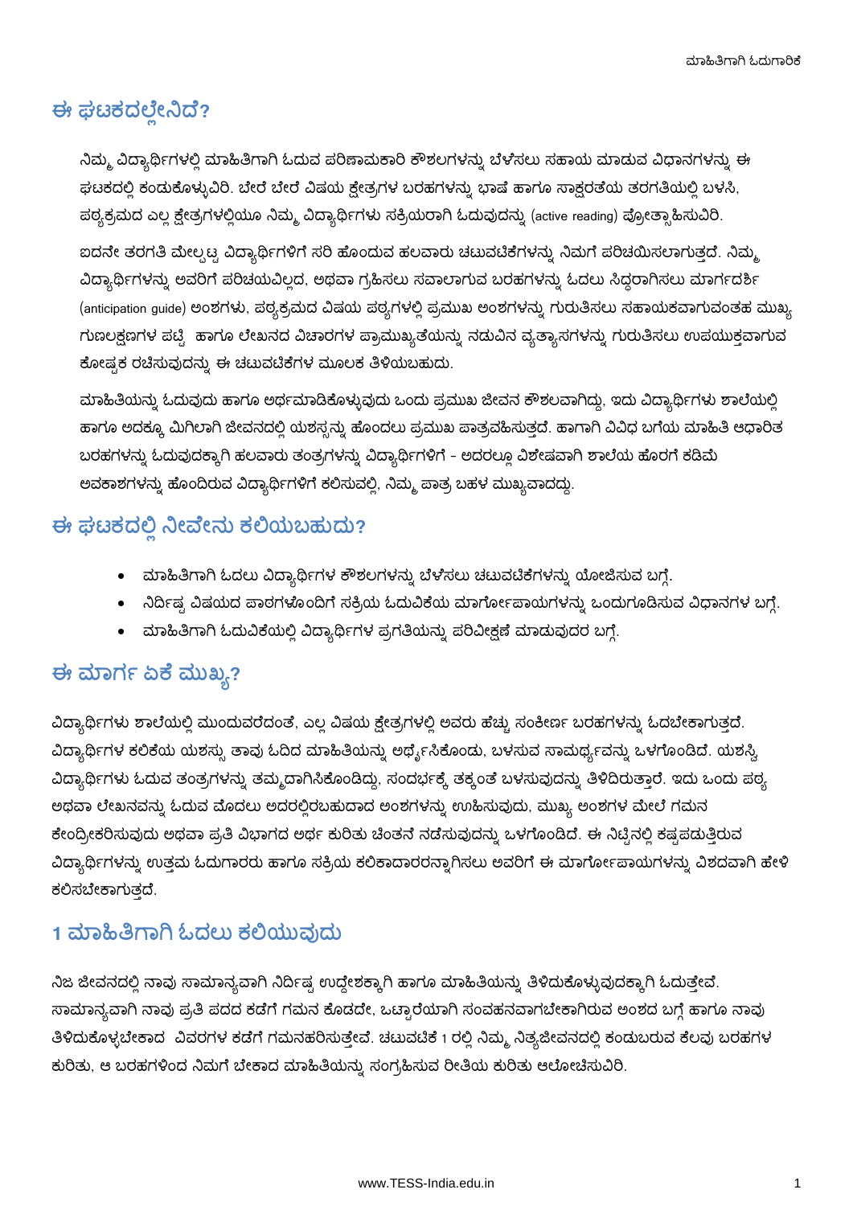## ಈ ಘಟಕದಲ್ಲೇನಿದೆ?

ನಿಮ್ಮ ವಿದ್ಯಾರ್ಥಿಗಳಲ್ಲಿ ಮಾಹಿತಿಗಾಗಿ ಓದುವ ಪರಿಣಾಮಕಾರಿ ಕೌಶಲಗಳನ್ನು ಬೆಳೆಸಲು ಸಹಾಯ ಮಾಡುವ ವಿಧಾನಗಳನ್ನು ಈ ಘಟಕದಲ್ಲಿ ಕಂಡುಕೊಳ್ಳುವಿರಿ. ಬೇರೆ ಬೇರೆ ವಿಷಯ ಕ್ಷೇತ್ರಗಳ ಬರಹಗಳನ್ನು ಭಾಷೆ ಹಾಗೂ ಸಾಕ್ಷರತೆಯ ತರಗತಿಯಲ್ಲಿ ಬಳಸಿ, ಪಠ್ಯಕ್ರಮದ ಎಲ್ಲ ಕ್ಷೇತ್ರಗಳಲ್ಲಿಯೂ ನಿಮ್ಮ ವಿದ್ಯಾರ್ಥಿಗಳು ಸಕ್ರಿಯರಾಗಿ ಓದುವುದನ್ನು (active reading) ಪ್ರೋತ್ಸಾಹಿಸುವಿರಿ.

ಐದನೇ ತರಗತಿ ಮೇಲ್ಪಟ್ಟ ವಿದ್ಯಾರ್ಥಿಗಳಿಗೆ ಸರಿ ಹೊಂದುವ ಹಲವಾರು ಚಟುವಟಿಕೆಗಳನ್ನು ನಿಮಗೆ ಪರಿಚಯಿಸಲಾಗುತ್ತದೆ. ನಿಮ್ಮ ವಿದ್ಯಾರ್ಥಿಗಳನ್ನು ಅವರಿಗೆ ಪರಿಚಯವಿಲ್ಲದ, ಅಥವಾ ಗ್ರಹಿಸಲು ಸವಾಲಾಗುವ ಬರಹಗಳನ್ನು ಓದಲು ಸಿದ್ಧರಾಗಿಸಲು ಮಾರ್ಗದರ್ಶಿ (anticipation guide) ಅಂಶಗಳು, ಪಠ್ಯಕ್ರಮದ ವಿಷಯ ಪಠ್ಯಗಳಲ್ಲಿ ಪ್ರಮುಖ ಅಂಶಗಳನ್ನು ಗುರುತಿಸಲು ಸಹಾಯಕವಾಗುವಂತಹ ಮುಖ್ಯ ಗುಣಲಕ್ಷಣಗಳ ಪಟ್ಟಿ  ಹಾಗೂ ಲೇಖನದ ವಿಚಾರಗಳ ಪ್ರಾಮುಖ್ಯತೆಯನ್ನು ನಡುವಿನ ವ್ಯತ್ಯಾಸಗಳನ್ನು ಗುರುತಿಸಲು ಉಪಯುಕ್ತವಾಗುವ ಕೋಷ್ಟಕ ರಚಿಸುವುದನ್ನು ಈ ಚಟುವಟಿಕೆಗಳ ಮೂಲಕ ತಿಳಿಯಬಹುದು.

ಮಾಹಿತಿಯನ್ನು ಓದುವುದು ಹಾಗೂ ಅರ್ಥಮಾಡಿಕೊಳ್ಳುವುದು ಒಂದು ಪ್ರಮುಖ ಜೀವನ ಕೌಶಲವಾಗಿದ್ದು, ಇದು ವಿದ್ಯಾರ್ಥಿಗಳು ಶಾಲೆಯಲ್ಲಿ ಹಾಗೂ ಅದಕ್ಕೂ ಮಿಗಿಲಾಗಿ ಜೀವನದಲ್ಲಿ ಯಶಸ್ಸನ್ನು ಹೊಂದಲು ಪ್ರಮುಖ ಪಾತ್ರವಹಿಸುತ್ತದೆ. ಹಾಗಾಗಿ ವಿವಿಧ ಬಗೆಯ ಮಾಹಿತಿ ಆಧಾರಿತ ಬರಹಗಳನ್ನು ಓದುವುದಕ್ಕಾಗಿ ಹಲವಾರು ತಂತ್ರಗಳನ್ನು ವಿದ್ಯಾರ್ಥಿಗಳಿಗೆ - ಅದರಲ್ಲೂ ವಿಶೇಷವಾಗಿ ಶಾಲೆಯ ಹೊರಗೆ ಕಡಿಮೆ ಅವಕಾಶಗಳನ್ನು ಹೊಂದಿರುವ ವಿದ್ಯಾರ್ಥಿಗಳಿಗೆ ಕಲಿಸುವಲ್ಲಿ, ನಿಮ್ಮ ಪಾತ್ರ ಬಹಳ ಮುಖ್ಯವಾದದ್ದು.

## ಈ ಘಟಕದಲ್ಲಿ ನೀವೇನು ಕಲಿಯಬಹುದು?

- ಮಾಹಿತಿಗಾಗಿ ಓದಲು ವಿದ್ಯಾರ್ಥಿಗಳ ಕೌಶಲಗಳನ್ನು ಬೆಳೆಸಲು ಚಟುವಟಿಕೆಗಳನ್ನು ಯೋಜಿಸುವ ಬಗ್ಗೆ.
- ನಿರ್ದಿಷ್ಟ ವಿಷಯದ ಪಾಠಗಳೊಂದಿಗೆ ಸಕ್ರಿಯ ಓದುವಿಕೆಯ ಮಾರ್ಗೋಪಾಯಗಳನ್ನು ಒಂದುಗೂಡಿಸುವ ವಿಧಾನಗಳ ಬಗ್ಗೆ.
- ಮಾಹಿತಿಗಾಗಿ ಓದುವಿಕೆಯಲ್ಲಿ ವಿದ್ಯಾರ್ಥಿಗಳ ಪ್ರಗತಿಯನ್ನು ಪರಿವೀಕ್ಷಣೆ ಮಾಡುವುದರ ಬಗ್ಗೆ.

## ಈ ಮಾರ್ಗ ಏಕೆ ಮುಖ್ಯ?

ವಿದ್ಯಾರ್ಥಿಗಳು ಶಾಲೆಯಲ್ಲಿ ಮುಂದುವರೆದಂತೆ, ಎಲ್ಲ ವಿಷಯ ಕ್ಷೇತ್ರಗಳಲ್ಲಿ ಅವರು ಹೆಚ್ಚು ಸಂಕೀರ್ಣ ಬರಹಗಳನ್ನು ಓದಬೇಕಾಗುತ್ತದೆ. ವಿದ್ಯಾರ್ಥಿಗಳ ಕಲಿಕೆಯ ಯಶಸ್ಸು ತಾವು ಓದಿದ ಮಾಹಿತಿಯನ್ನು ಅರ್ಥೈಸಿಕೊಂಡು, ಬಳಸುವ ಸಾಮರ್ಥ್ಯವನ್ನು ಒಳಗೊಂಡಿದೆ. ಯಶಸ್ವಿ ವಿದ್ಯಾರ್ಥಿಗಳು ಓದುವ ತಂತ್ರಗಳನ್ನು ತಮ್ಮದಾಗಿಸಿಕೊಂಡಿದ್ದು, ಸಂದರ್ಭಕ್ಕೆ ತಕ್ಕಂತೆ ಬಳಸುವುದನ್ನು ತಿಳಿದಿರುತ್ತಾರೆ. ಇದು ಒಂದು ಪಠ್ಯ ಅಥವಾ ಲೇಖನವನ್ನು ಓದುವ ಮೊದಲು ಅದರಲ್ಲಿರಬಹುದಾದ ಅಂಶಗಳನ್ನು ಊಹಿಸುವುದು, ಮುಖ್ಯ ಅಂಶಗಳ ಮೇಲೆ ಗಮನ ಕೇಂದ್ರೀಕರಿಸುವುದು ಅಥವಾ ಪ್ರತಿ ವಿಭಾಗದ ಅರ್ಥ ಕುರಿತು ಚಿಂತನೆ ನಡೆಸುವುದನ್ನು ಒಳಗೊಂಡಿದೆ. ಈ ನಿಟ್ಟಿನಲ್ಲಿ ಕಷ್ಟಪಡುತ್ತಿರುವ ವಿದ್ಯಾರ್ಥಿಗಳನ್ನು ಉತ್ತಮ ಓದುಗಾರರು ಹಾಗೂ ಸಕ್ರಿಯ ಕಲಿಕಾದಾರರನ್ನಾಗಿಸಲು ಅವರಿಗೆ ಈ ಮಾರ್ಗೋಪಾಯಗಳನ್ನು ವಿಶದವಾಗಿ ಹೇಳಿ ಕಲಿಸಬೇಕಾಗುತ್ತದೆ.

## 1 ಮಾಹಿತಿಗಾಗಿ ಓದಲು ಕಲಿಯುವುದು

ನಿಜ ಜೀವನದಲ್ಲಿ ನಾವು ಸಾಮಾನ್ಯವಾಗಿ ನಿರ್ದಿಷ್ಟ ಉದ್ದೇಶಕ್ಕಾಗಿ ಹಾಗೂ ಮಾಹಿತಿಯನ್ನು ತಿಳಿದುಕೊಳ್ಳುವುದಕ್ಕಾಗಿ ಓದುತ್ತೇವೆ. ಸಾಮಾನ್ಯವಾಗಿ ನಾವು ಪ್ರತಿ ಪದದ ಕಡೆಗೆ ಗಮನ ಕೊಡದೇ, ಒಟ್ಟಾರೆಯಾಗಿ ಸಂವಹನವಾಗಬೇಕಾಗಿರುವ ಅಂಶದ ಬಗ್ಗೆ ಹಾಗೂ ನಾವು ತಿಳಿದುಕೊಳ್ಳಬೇಕಾದ  ವಿವರಗಳ ಕಡೆಗೆ ಗಮನಹರಿಸುತ್ತೇವೆ. ಚಟುವಟಿಕೆ 1 ರಲ್ಲಿ ನಿಮ್ಮ ನಿತ್ಯಜೀವನದಲ್ಲಿ ಕಂಡುಬರುವ ಕೆಲವು ಬರಹಗಳ ಕುರಿತು, ಆ ಬರಹಗಳಿಂದ ನಿಮಗೆ ಬೇಕಾದ ಮಾಹಿತಿಯನ್ನು ಸಂಗ್ರಹಿಸುವ ರೀತಿಯ ಕುರಿತು ಆಲೋಚಿಸುವಿರಿ.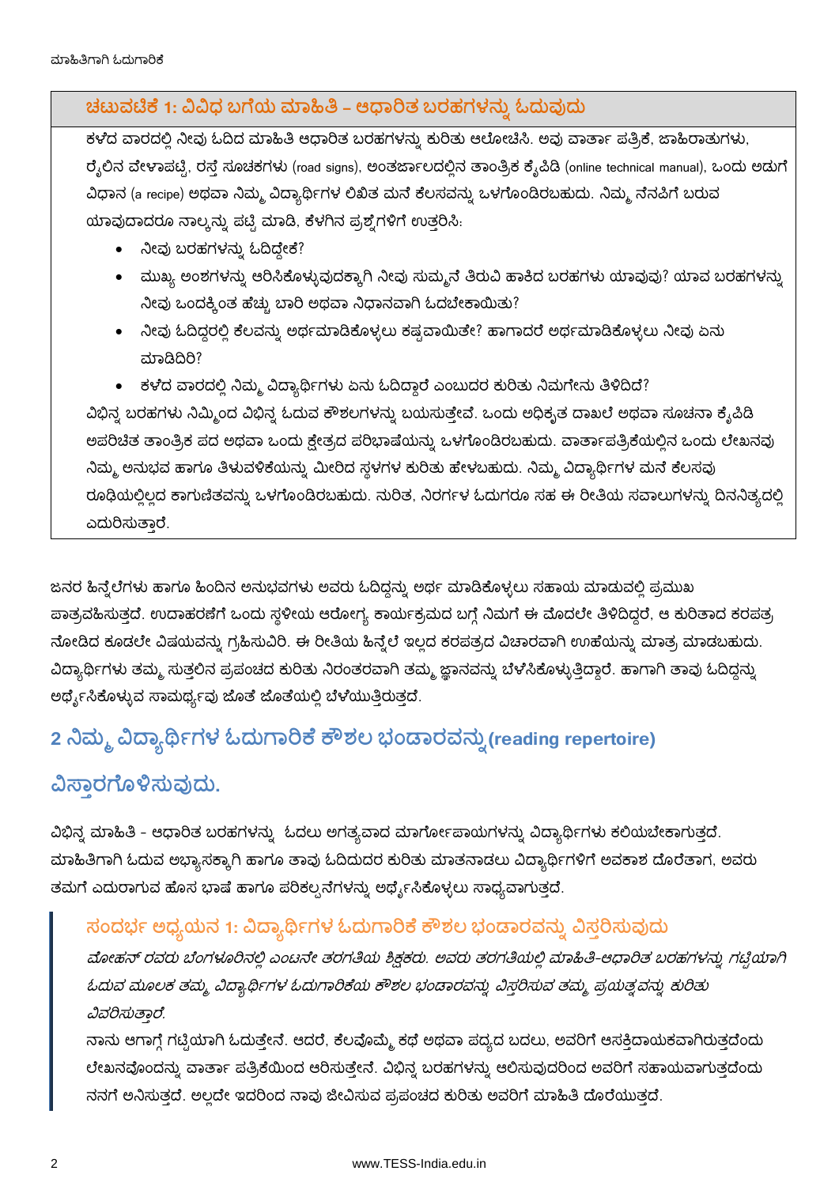### ಚಟುವಟಿಕೆ 1: ವಿವಿಧ ಬಗೆಯ ಮಾಹಿತಿ – ಆಧಾರಿತ ಬರಹಗಳನ್ನು ಓದುವುದು

ಕಳೆದ ವಾರದಲ್ಲಿ ನೀವು ಓದಿದ ಮಾಹಿತಿ ಆಧಾರಿತ ಬರಹಗಳನ್ನು ಕುರಿತು ಆಲೋಚಿಸಿ. ಅವು ವಾರ್ತಾ ಪತ್ರಿಕೆ, ಜಾಹಿರಾತುಗಳು, ರೈಲಿನ ವೇಳಾಪಟ್ಟಿ, ರಸ್ತೆ ಸೂಚಕಗಳು (road signs), ಅಂತರ್ಜಾಲದಲ್ಲಿನ ತಾಂತ್ರಿಕ ಕೈಪಿಡಿ (online technical manual), ಒಂದು ಅಡುಗೆ ವಿಧಾನ (a recipe) ಅಥವಾ ನಿಮ್ಮ ವಿದ್ಯಾರ್ಥಿಗಳ ಲಿಖಿತ ಮನೆ ಕೆಲಸವನ್ನು ಒಳಗೊಂಡಿರಬಹುದು. ನಿಮ್ಮ ನೆನಪಿಗೆ ಬರುವ ಯಾವುದಾದರೂ ನಾಲ್ಕನ್ನು ಪಟ್ಟಿ ಮಾಡಿ, ಕೆಳಗಿನ ಪ್ರಶ್ನೆಗಳಿಗೆ ಉತ್ತರಿಸಿ:

- ನೀವು ಬರಹಗಳನ್ನು ಓದಿದ್ದೇಕೆ?
- ಮುಖ್ಯ ಅಂಶಗಳನ್ನು ಆರಿಸಿಕೊಳ್ಳುವುದಕ್ಕಾಗಿ ನೀವು ಸುಮ್ಮನೆ ತಿರುವಿ ಹಾಕಿದ ಬರಹಗಳು ಯಾವುವು? ಯಾವ ಬರಹಗಳನ್ನು ನೀವು ಒಂದಕ್ಕಿಂತ ಹೆಚ್ಚು ಬಾರಿ ಅಥವಾ ನಿಧಾನವಾಗಿ ಓದಬೇಕಾಯಿತು?
- ನೀವು ಓದಿದ್ದರಲ್ಲಿ ಕೆಲವನ್ನು ಅರ್ಥಮಾಡಿಕೊಳ್ಳಲು ಕಷ್ಟವಾಯಿತೇ? ಹಾಗಾದರೆ ಅರ್ಥಮಾಡಿಕೊಳ್ಳಲು ನೀವು ಏನು ಮಾಡಿದಿರಿ?
- ಕಳೆದ ವಾರದಲ್ಲಿ ನಿಮ್ಮ ವಿದ್ಯಾರ್ಥಿಗಳು ಏನು ಓದಿದ್ದಾರೆ ಎಂಬುದರ ಕುರಿತು ನಿಮಗೇನು ತಿಳಿದಿದೆ?

ವಿಭಿನ್ನ ಬರಹಗಳು ನಿಮ್ಮಿಂದ ವಿಭಿನ್ನ ಓದುವ ಕೌಶಲಗಳನ್ನು ಬಯಸುತ್ತೇವೆ. ಒಂದು ಅಧಿಕೃತ ದಾಖಲೆ ಅಥವಾ ಸೂಚನಾ ಕೈಪಿಡಿ ಅಪರಿಚಿತ ತಾಂತ್ರಿಕ ಪದ ಅಥವಾ ಒಂದು ಕ್ಷೇತ್ರದ ಪರಿಭಾಷೆಯನ್ನು ಒಳಗೊಂಡಿರಬಹುದು. ವಾರ್ತಾಪತ್ರಿಕೆಯಲ್ಲಿನ ಒಂದು ಲೇಖನವು ನಿಮ್ಮ ಅನುಭವ ಹಾಗೂ ತಿಳುವಳಿಕೆಯನ್ನು ಮೀರಿದ ಸ್ಥಳಗಳ ಕುರಿತು ಹೇಳಬಹುದು. ನಿಮ್ಮ ವಿದ್ಯಾರ್ಥಿಗಳ ಮನೆ ಕೆಲಸವು ರೂಢಿಯಲ್ಲಿಲ್ಲದ ಕಾಗುಣಿತವನ್ನು ಒಳಗೊಂಡಿರಬಹುದು. ನುರಿತ, ನಿರರ್ಗಳ ಓದುಗರೂ ಸಹ ಈ ರೀತಿಯ ಸವಾಲುಗಳನ್ನು ದಿನನಿತ್ಯದಲ್ಲಿ ಎದುರಿಸುತ್ತಾರೆ.

ಜನರ ಹಿನ್ನೆಲೆಗಳು ಹಾಗೂ ಹಿಂದಿನ ಅನುಭವಗಳು ಅವರು ಓದಿದ್ದನ್ನು ಅರ್ಥ ಮಾಡಿಕೊಳ್ಳಲು ಸಹಾಯ ಮಾಡುವಲ್ಲಿ ಪ್ರಮುಖ ಪಾತ್ರವಹಿಸುತ್ತದೆ. ಉದಾಹರಣೆಗೆ ಒಂದು ಸ್ಥಳೀಯ ಆರೋಗ್ಯ ಕಾರ್ಯಕ್ರಮದ ಬಗ್ಗೆ ನಿಮಗೆ ಈ ಮೊದಲೇ ತಿಳಿದಿದ್ದರೆ, ಆ ಕುರಿತಾದ ಕರಪತ್ರ ನೋಡಿದ ಕೂಡಲೇ ವಿಷಯವನ್ನು ಗ್ರಹಿಸುವಿರಿ. ಈ ರೀತಿಯ ಹಿನ್ನೆಲೆ ಇಲ್ಲದ ಕರಪತ್ರದ ವಿಚಾರವಾಗಿ ಊಹೆಯನ್ನು ಮಾತ್ರ ಮಾಡಬಹುದು. ವಿದ್ಯಾರ್ಥಿಗಳು ತಮ್ಮ ಸುತ್ತಲಿನ ಪ್ರಪಂಚದ ಕುರಿತು ನಿರಂತರವಾಗಿ ತಮ್ಮ ಜ್ಞಾನವನ್ನು ಬೆಳೆಸಿಕೊಳ್ಳುತ್ತಿದ್ದಾರೆ. ಹಾಗಾಗಿ ತಾವು ಓದಿದ್ದನ್ನು ಅರ್ಥೈಸಿಕೊಳ್ಳುವ ಸಾಮರ್ಥ್ಯವು ಜೊತೆ ಜೊತೆಯಲ್ಲಿ ಬೆಳೆಯುತ್ತಿರುತ್ತದೆ.

## 2 ನಿಮ್ಮ ವಿದ್ಯಾರ್ಥಿಗಳ ಓದುಗಾರಿಕೆ ಕೌಶಲ ಭಂಡಾರವನ್ನು(reading repertoire) ವಿಸ್ತಾರಗೊಳಿಸುವುದು.

ವಿಭಿನ್ನ ಮಾಹಿತಿ - ಆಧಾರಿತ ಬರಹಗಳನ್ನು ಓದಲು ಅಗತ್ಯವಾದ ಮಾರ್ಗೋಪಾಯಗಳನ್ನು ವಿದ್ಯಾರ್ಥಿಗಳು ಕಲಿಯಬೇಕಾಗುತ್ತದೆ. ಮಾಹಿತಿಗಾಗಿ ಓದುವ ಅಭ್ಯಾಸಕ್ಕಾಗಿ ಹಾಗೂ ತಾವು ಓದಿದುದರ ಕುರಿತು ಮಾತನಾಡಲು ವಿದ್ಯಾರ್ಥಿಗಳಿಗೆ ಅವಕಾಶ ದೊರೆತಾಗ, ಅವರು ತಮಗೆ ಎದುರಾಗುವ ಹೊಸ ಭಾಷೆ ಹಾಗೂ ಪರಿಕಲ್ಪನೆಗಳನ್ನು ಅರ್ಥೈಸಿಕೊಳ್ಳಲು ಸಾಧ್ಯವಾಗುತ್ತದೆ.

### ಸಂದರ್ಭ ಅಧ್ಯಯನ 1: ವಿದ್ಯಾರ್ಥಿಗಳ ಓದುಗಾರಿಕೆ ಕೌಶಲ ಭಂಡಾರವನ್ನು ವಿಸ್ತರಿಸುವುದು

*ಮೋಹನ್ ರವರು ಬೆಂಗಳೂರಿನಲ್ಲಿ ಎಂಟನೇ ತರಗತಿಯ ಶಿಕ್ಷಕರು. ಅವರು ತರಗತಿಯಲ್ಲಿ ಮಾಹಿತಿ-ಆಧಾರಿತ ಬರಹಗಳನ್ನು ಗಟ್ಟಿಯಾಗಿ ಓದುವ ಮೂಲಕ ತಮ್ಮ ವಿದ್ಯಾರ್ಥಿಗಳ ಓದುಗಾರಿಕೆಯ ಕೌಶಲ ಭಂಡಾರವನ್ನು ವಿಸ್ತರಿಸುವ ತಮ್ಮ ಪ್ರಯತ್ನವನ್ನು ಕುರಿತು ವಿವರಿಸುತ್ತಾರೆ.*

ನಾನು ಆಗಾಗ್ಗೆ ಗಟ್ಟಿಯಾಗಿ ಓದುತ್ತೇನೆ. ಆದರೆ, ಕೆಲವೊಮ್ಮೆ ಕಥೆ ಅಥವಾ ಪದ್ಯದ ಬದಲು, ಅವರಿಗೆ ಆಸಕ್ತಿದಾಯಕವಾಗಿರುತ್ತದೆಂದು ಲೇಖನವೊಂದನ್ನು ವಾರ್ತಾ ಪತ್ರಿಕೆಯಿಂದ ಆರಿಸುತ್ತೇನೆ. ವಿಭಿನ್ನ ಬರಹಗಳನ್ನು ಆಲಿಸುವುದರಿಂದ ಅವರಿಗೆ ಸಹಾಯವಾಗುತ್ತದೆಂದು ನನಗೆ ಅನಿಸುತ್ತದೆ. ಅಲ್ಲದೇ ಇದರಿಂದ ನಾವು ಜೀವಿಸುವ ಪ್ರಪಂಚದ ಕುರಿತು ಅವರಿಗೆ ಮಾಹಿತಿ ದೊರೆಯುತ್ತದೆ.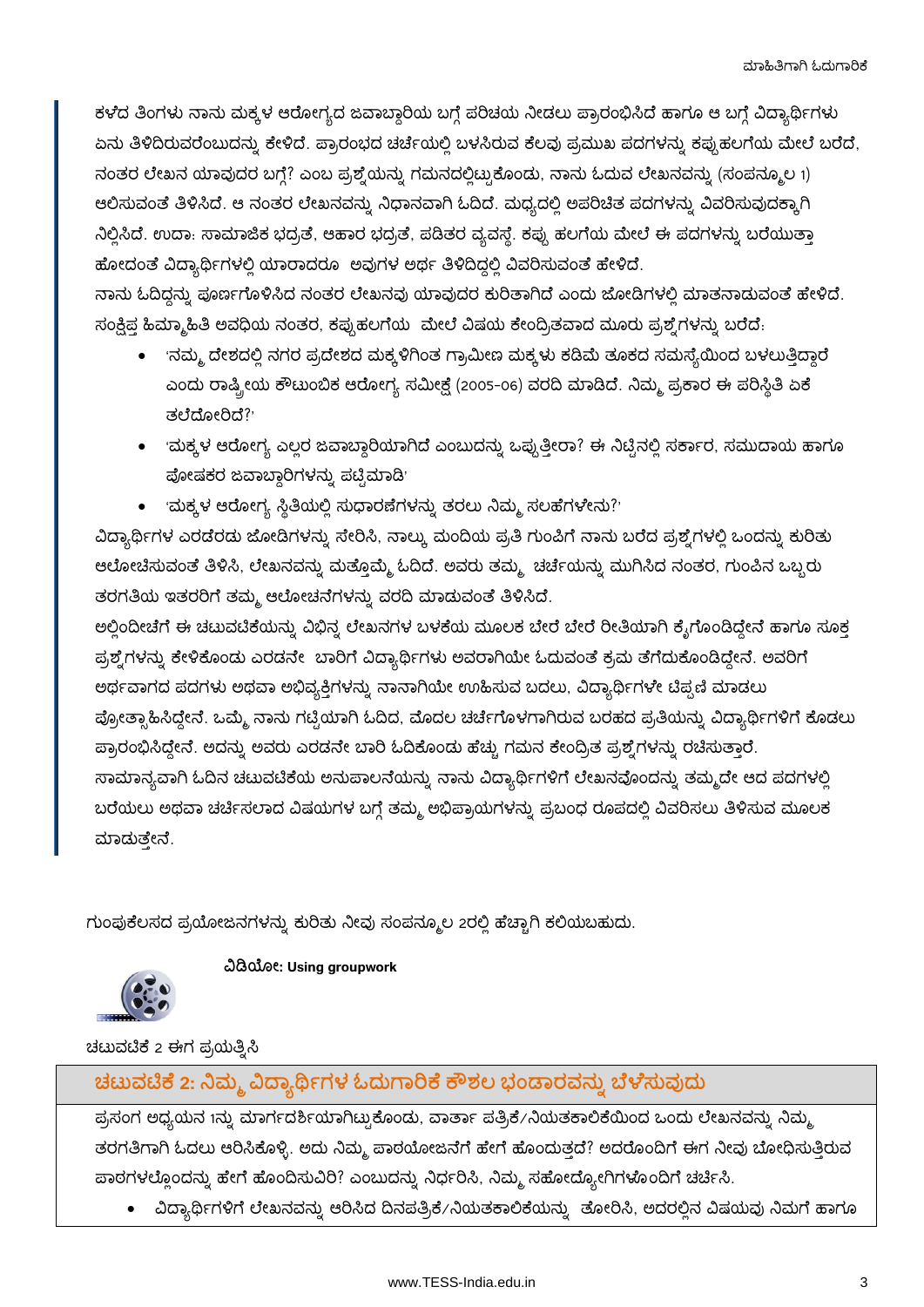ಕಳೆದ ತಿಂಗಳು ನಾನು ಮಕ್ಕಳ ಆರೋಗ್ಯದ ಜವಾಬ್ದಾರಿಯ ಬಗ್ಗೆ ಪರಿಚಯ ನೀಡಲು ಪ್ರಾರಂಭಿಸಿದೆ ಹಾಗೂ ಆ ಬಗ್ಗೆ ವಿದ್ಯಾರ್ಥಿಗಳು ಏನು ತಿಳಿದಿರುವರೆಂಬುದನ್ನು ಕೇಳಿದೆ. ಪ್ರಾರಂಭದ ಚರ್ಚೆಯಲ್ಲಿ ಬಳಸಿರುವ ಕೆಲವು ಪ್ರಮುಖ ಪದಗಳನ್ನು ಕಪ್ಪುಹಲಗೆಯ ಮೇಲೆ ಬರೆದೆ, ನಂತರ ಲೇಖನ ಯಾವುದರ ಬಗ್ಗೆ? ಎಂಬ ಪ್ರಶ್ನೆಯನ್ನು ಗಮನದಲ್ಲಿಟ್ಟುಕೊಂಡು, ನಾನು ಓದುವ ಲೇಖನವನ್ನು (ಸಂಪನ್ಮೂಲ 1) ಆಲಿಸುವಂತೆ ತಿಳಿಸಿದೆ. ಆ ನಂತರ ಲೇಖನವನ್ನು ನಿಧಾನವಾಗಿ ಓದಿದೆ. ಮಧ್ಯದಲ್ಲಿ ಅಪರಿಚಿತ ಪದಗಳನ್ನು ವಿವರಿಸುವುದಕ್ಕಾಗಿ ನಿಲ್ಲಿಸಿದೆ. ಉದಾಃ ಸಾಮಾಜಿಕ ಭದ್ರತೆ, ಆಹಾರ ಭದ್ರತೆ, ಪಡಿತರ ವ್ಯವಸ್ಥೆ. ಕಪ್ಪು ಹಲಗೆಯ ಮೇಲೆ ಈ ಪದಗಳನ್ನು ಬರೆಯುತ್ತಾ ಹೋದಂತೆ ವಿದ್ಯಾರ್ಥಿಗಳಲ್ಲಿ ಯಾರಾದರೂ ಅವುಗಳ ಅರ್ಥ ತಿಳಿದಿದ್ದಲ್ಲಿ ವಿವರಿಸುವಂತೆ ಹೇಳಿದೆ.
ನಾನು ಓದಿದ್ದನ್ನು ಪೂರ್ಣಗೊಳಿಸಿದ ನಂತರ ಲೇಖನವು ಯಾವುದರ ಕುರಿತಾಗಿದೆ ಎಂದು ಜೋಡಿಗಳಲ್ಲಿ ಮಾತನಾಡುವಂತೆ ಹೇಳಿದೆ. ಸಂಕ್ಷಿಪ್ತ ಹಿಮ್ಮಾಹಿತಿ ಅವಧಿಯ ನಂತರ, ಕಪ್ಪುಹಲಗೆಯ ಮೇಲೆ ವಿಷಯ ಕೇಂದ್ರಿತವಾದ ಮೂರು ಪ್ರಶ್ನೆಗಳನ್ನು ಬರೆದೆ:

- 'ನಮ್ಮ ದೇಶದಲ್ಲಿ ನಗರ ಪ್ರದೇಶದ ಮಕ್ಕಳಿಗಿಂತ ಗ್ರಾಮೀಣ ಮಕ್ಕಳು ಕಡಿಮೆ ತೂಕದ ಸಮಸ್ಯೆಯಿಂದ ಬಳಲುತ್ತಿದ್ದಾರೆ ಎಂದು ರಾಷ್ಟ್ರೀಯ ಕೌಟುಂಬಿಕ ಆರೋಗ್ಯ ಸಮೀಕ್ಷೆ (2005-06) ವರದಿ ಮಾಡಿದೆ. ನಿಮ್ಮ ಪ್ರಕಾರ ಈ ಪರಿಸ್ಥಿತಿ ಏಕೆ ತಲೆದೋರಿದೆ?'
- 'ಮಕ್ಕಳ ಆರೋಗ್ಯ ಎಲ್ಲರ ಜವಾಬ್ದಾರಿಯಾಗಿದೆ ಎಂಬುದನ್ನು ಒಪ್ಪುತ್ತೀರಾ? ಈ ನಿಟ್ಟಿನಲ್ಲಿ ಸರ್ಕಾರ, ಸಮುದಾಯ ಹಾಗೂ ಪೋಷಕರ ಜವಾಬ್ದಾರಿಗಳನ್ನು ಪಟ್ಟಿಮಾಡಿ'
- 'ಮಕ್ಕಳ ಆರೋಗ್ಯ ಸ್ಥಿತಿಯಲ್ಲಿ ಸುಧಾರಣೆಗಳನ್ನು ತರಲು ನಿಮ್ಮ ಸಲಹೆಗಳೇನು?'

ವಿದ್ಯಾರ್ಥಿಗಳ ಎರಡೆರಡು ಜೋಡಿಗಳನ್ನು ಸೇರಿಸಿ, ನಾಲ್ಕು ಮಂದಿಯ ಪ್ರತಿ ಗುಂಪಿಗೆ ನಾನು ಬರೆದ ಪ್ರಶ್ನೆಗಳಲ್ಲಿ ಒಂದನ್ನು ಕುರಿತು ಆಲೋಚಿಸುವಂತೆ ತಿಳಿಸಿ, ಲೇಖನವನ್ನು ಮತ್ತೊಮ್ಮೆ ಓದಿದೆ. ಅವರು ತಮ್ಮ ಚರ್ಚೆಯನ್ನು ಮುಗಿಸಿದ ನಂತರ, ಗುಂಪಿನ ಒಬ್ಬರು ತರಗತಿಯ ಇತರರಿಗೆ ತಮ್ಮ ಆಲೋಚನೆಗಳನ್ನು ವರದಿ ಮಾಡುವಂತೆ ತಿಳಿಸಿದೆ.
ಅಲ್ಲಿಂದೀಚೆಗೆ ಈ ಚಟುವಟಿಕೆಯನ್ನು ವಿಭಿನ್ನ ಲೇಖನಗಳ ಬಳಕೆಯ ಮೂಲಕ ಬೇರೆ ಬೇರೆ ರೀತಿಯಾಗಿ ಕೈಗೊಂಡಿದ್ದೇನೆ ಹಾಗೂ ಸೂಕ್ತ ಪ್ರಶ್ನೆಗಳನ್ನು ಕೇಳಿಕೊಂಡು ಎರಡನೇ ಬಾರಿಗೆ ವಿದ್ಯಾರ್ಥಿಗಳು ಅವರಾಗಿಯೇ ಓದುವಂತೆ ಕ್ರಮ ತೆಗೆದುಕೊಂಡಿದ್ದೇನೆ. ಅವರಿಗೆ ಅರ್ಥವಾಗದ ಪದಗಳು ಅಥವಾ ಅಭಿವ್ಯಕ್ತಿಗಳನ್ನು ನಾನಾಗಿಯೇ ಊಹಿಸುವ ಬದಲು, ವಿದ್ಯಾರ್ಥಿಗಳೇ ಟಿಪ್ಪಣಿ ಮಾಡಲು ಪ್ರೋತ್ಸಾಹಿಸಿದ್ದೇನೆ. ಒಮ್ಮೆ ನಾನು ಗಟ್ಟಿಯಾಗಿ ಓದಿದ, ಮೊದಲ ಚರ್ಚೆಗೊಳಗಾಗಿರುವ ಬರಹದ ಪ್ರತಿಯನ್ನು ವಿದ್ಯಾರ್ಥಿಗಳಿಗೆ ಕೊಡಲು ಪ್ರಾರಂಭಿಸಿದ್ದೇನೆ. ಅದನ್ನು ಅವರು ಎರಡನೇ ಬಾರಿ ಓದಿಕೊಂಡು ಹೆಚ್ಚು ಗಮನ ಕೇಂದ್ರಿತ ಪ್ರಶ್ನೆಗಳನ್ನು ರಚಿಸುತ್ತಾರೆ.
ಸಾಮಾನ್ಯವಾಗಿ ಓದಿನ ಚಟುವಟಿಕೆಯ ಅನುಪಾಲನೆಯನ್ನು ನಾನು ವಿದ್ಯಾರ್ಥಿಗಳಿಗೆ ಲೇಖನವೊಂದನ್ನು ತಮ್ಮದೇ ಆದ ಪದಗಳಲ್ಲಿ ಬರೆಯಲು ಅಥವಾ ಚರ್ಚಿಸಲಾದ ವಿಷಯಗಳ ಬಗ್ಗೆ ತಮ್ಮ ಅಭಿಪ್ರಾಯಗಳನ್ನು ಪ್ರಬಂಧ ರೂಪದಲ್ಲಿ ವಿವರಿಸಲು ತಿಳಿಸುವ ಮೂಲಕ ಮಾಡುತ್ತೇನೆ.

ಗುಂಪುಕೆಲಸದ ಪ್ರಯೋಜನಗಳನ್ನು ಕುರಿತು ನೀವು ಸಂಪನ್ಮೂಲ 2ರಲ್ಲಿ ಹೆಚ್ಚಾಗಿ ಕಲಿಯಬಹುದು.

**ವಿಡಿಯೋ: Using groupwork**

ಚಟುವಟಿಕೆ 2 ಈಗ ಪ್ರಯತ್ನಿಸಿ

## ಚಟುವಟಿಕೆ 2: ನಿಮ್ಮ ವಿದ್ಯಾರ್ಥಿಗಳ ಓದುಗಾರಿಕೆ ಕೌಶಲ ಭಂಡಾರವನ್ನು ಬೆಳೆಸುವುದು

ಪ್ರಸಂಗ ಅಧ್ಯಯನ 1ನ್ನು ಮಾರ್ಗದರ್ಶಿಯಾಗಿಟ್ಟುಕೊಂಡು, ವಾರ್ತಾ ಪತ್ರಿಕೆ/ನಿಯತಕಾಲಿಕೆಯಿಂದ ಒಂದು ಲೇಖನವನ್ನು ನಿಮ್ಮ ತರಗತಿಗಾಗಿ ಓದಲು ಆರಿಸಿಕೊಳ್ಳಿ. ಅದು ನಿಮ್ಮ ಪಾಠಯೋಜನೆಗೆ ಹೇಗೆ ಹೊಂದುತ್ತದೆ? ಅದರೊಂದಿಗೆ ಈಗ ನೀವು ಬೋಧಿಸುತ್ತಿರುವ ಪಾಠಗಳಲ್ಲೊಂದನ್ನು ಹೇಗೆ ಹೊಂದಿಸುವಿರಿ? ಎಂಬುದನ್ನು ನಿರ್ಧರಿಸಿ, ನಿಮ್ಮ ಸಹೋದ್ಯೋಗಿಗಳೊಂದಿಗೆ ಚರ್ಚಿಸಿ.

- ವಿದ್ಯಾರ್ಥಿಗಳಿಗೆ ಲೇಖನವನ್ನು ಆರಿಸಿದ ದಿನಪತ್ರಿಕೆ/ನಿಯತಕಾಲಿಕೆಯನ್ನು ತೋರಿಸಿ, ಅದರಲ್ಲಿನ ವಿಷಯವು ನಿಮಗೆ ಹಾಗೂ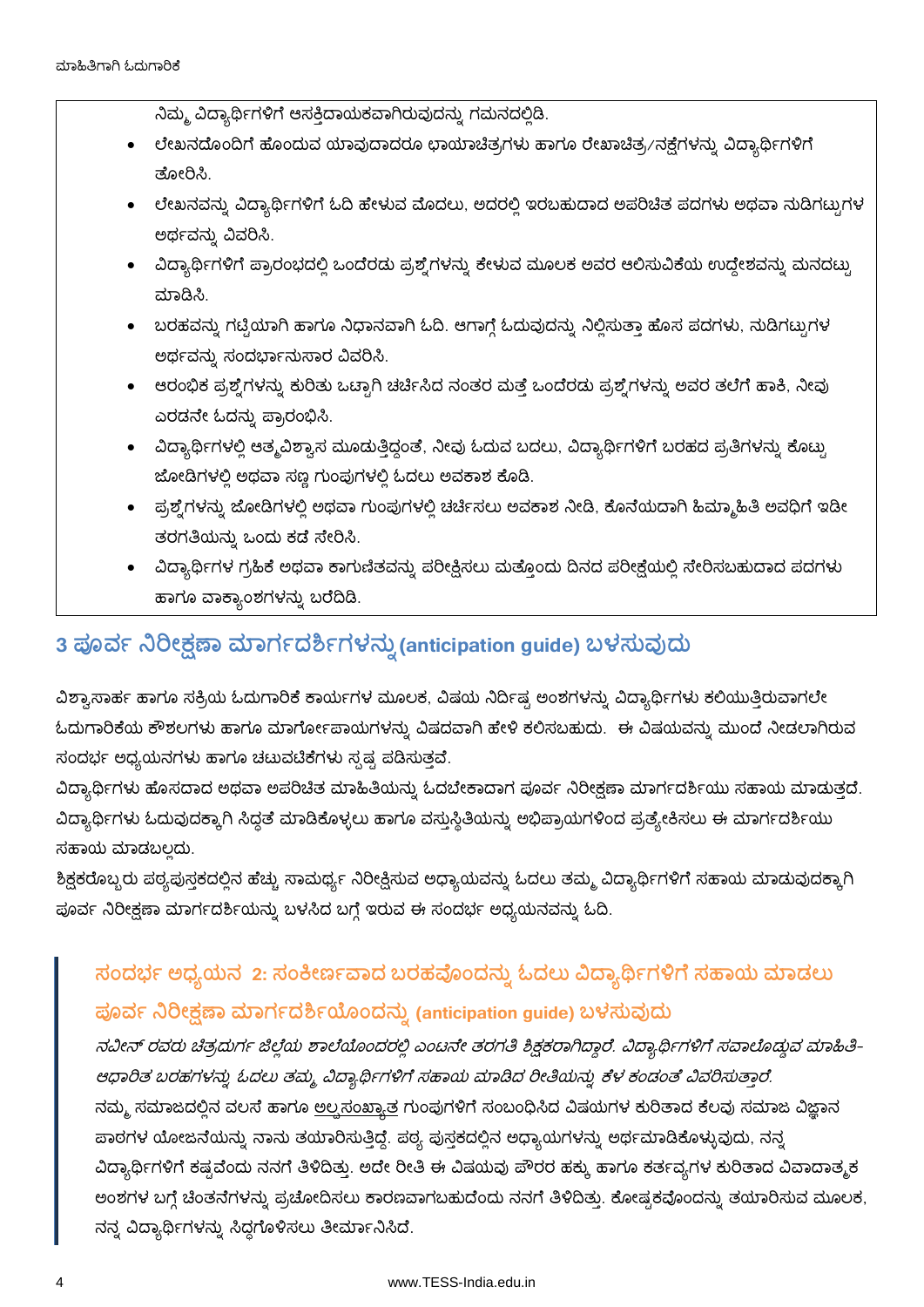ನಿಮ್ಮ ವಿದ್ಯಾರ್ಥಿಗಳಿಗೆ ಆಸಕ್ತಿದಾಯಕವಾಗಿರುವುದನ್ನು ಗಮನದಲ್ಲಿಡಿ.

- ಲೇಖನದೊಂದಿಗೆ ಹೊಂದುವ ಯಾವುದಾದರೂ ಛಾಯಾಚಿತ್ರಗಳು ಹಾಗೂ ರೇಖಾಚಿತ್ರ/ನಕ್ಷೆಗಳನ್ನು ವಿದ್ಯಾರ್ಥಿಗಳಿಗೆ ತೋರಿಸಿ.
- ಲೇಖನವನ್ನು ವಿದ್ಯಾರ್ಥಿಗಳಿಗೆ ಓದಿ ಹೇಳುವ ಮೊದಲು, ಅದರಲ್ಲಿ ಇರಬಹುದಾದ ಅಪರಿಚಿತ ಪದಗಳು ಅಥವಾ ನುಡಿಗಟ್ಟುಗಳ ಅರ್ಥವನ್ನು ವಿವರಿಸಿ.
- ವಿದ್ಯಾರ್ಥಿಗಳಿಗೆ ಪ್ರಾರಂಭದಲ್ಲಿ ಒಂದೆರಡು ಪ್ರಶ್ನೆಗಳನ್ನು ಕೇಳುವ ಮೂಲಕ ಅವರ ಆಲಿಸುವಿಕೆಯ ಉದ್ದೇಶವನ್ನು ಮನದಟ್ಟು ಮಾಡಿಸಿ.
- ಬರಹವನ್ನು ಗಟ್ಟಿಯಾಗಿ ಹಾಗೂ ನಿಧಾನವಾಗಿ ಓದಿ. ಆಗಾಗ್ಗೆ ಓದುವುದನ್ನು ನಿಲ್ಲಿಸುತ್ತಾ ಹೊಸ ಪದಗಳು, ನುಡಿಗಟ್ಟುಗಳ ಅರ್ಥವನ್ನು ಸಂದರ್ಭಾನುಸಾರ ವಿವರಿಸಿ.
- ಆರಂಭಿಕ ಪ್ರಶ್ನೆಗಳನ್ನು ಕುರಿತು ಒಟ್ಟಾಗಿ ಚರ್ಚಿಸಿದ ನಂತರ ಮತ್ತೆ ಒಂದೆರಡು ಪ್ರಶ್ನೆಗಳನ್ನು ಅವರ ತಲೆಗೆ ಹಾಕಿ, ನೀವು ಎರಡನೇ ಓದನ್ನು ಪ್ರಾರಂಭಿಸಿ.
- ವಿದ್ಯಾರ್ಥಿಗಳಲ್ಲಿ ಆತ್ಮವಿಶ್ವಾಸ ಮೂಡುತ್ತಿದ್ದಂತೆ, ನೀವು ಓದುವ ಬದಲು, ವಿದ್ಯಾರ್ಥಿಗಳಿಗೆ ಬರಹದ ಪ್ರತಿಗಳನ್ನು ಕೊಟ್ಟು ಜೋಡಿಗಳಲ್ಲಿ ಅಥವಾ ಸಣ್ಣ ಗುಂಪುಗಳಲ್ಲಿ ಓದಲು ಅವಕಾಶ ಕೊಡಿ.
- ಪ್ರಶ್ನೆಗಳನ್ನು ಜೋಡಿಗಳಲ್ಲಿ ಅಥವಾ ಗುಂಪುಗಳಲ್ಲಿ ಚರ್ಚಿಸಲು ಅವಕಾಶ ನೀಡಿ, ಕೊನೆಯದಾಗಿ ಹಿಮ್ಮಾಹಿತಿ ಅವಧಿಗೆ ಇಡೀ ತರಗತಿಯನ್ನು ಒಂದು ಕಡೆ ಸೇರಿಸಿ.
- ವಿದ್ಯಾರ್ಥಿಗಳ ಗ್ರಹಿಕೆ ಅಥವಾ ಕಾಗುಣಿತವನ್ನು ಪರೀಕ್ಷಿಸಲು ಮತ್ತೊಂದು ದಿನದ ಪರೀಕ್ಷೆಯಲ್ಲಿ ಸೇರಿಸಬಹುದಾದ ಪದಗಳು ಹಾಗೂ ವಾಕ್ಯಾಂಶಗಳನ್ನು ಬರೆದಿಡಿ.

## 3 ಪೂರ್ವ ನಿರೀಕ್ಷಣಾ ಮಾರ್ಗದರ್ಶಿಗಳನ್ನು (anticipation guide) ಬಳಸುವುದು

ವಿಶ್ವಾಸಾರ್ಹ ಹಾಗೂ ಸಕ್ರಿಯ ಓದುಗಾರಿಕೆ ಕಾರ್ಯಗಳ ಮೂಲಕ, ವಿಷಯ ನಿರ್ದಿಷ್ಟ ಅಂಶಗಳನ್ನು ವಿದ್ಯಾರ್ಥಿಗಳು ಕಲಿಯುತ್ತಿರುವಾಗಲೇ ಓದುಗಾರಿಕೆಯ ಕೌಶಲಗಳು ಹಾಗೂ ಮಾರ್ಗೋಪಾಯಗಳನ್ನು ವಿಷದವಾಗಿ ಹೇಳಿ ಕಲಿಸಬಹುದು. ಈ ವಿಷಯವನ್ನು ಮುಂದೆ ನೀಡಲಾಗಿರುವ ಸಂದರ್ಭ ಅಧ್ಯಯನಗಳು ಹಾಗೂ ಚಟುವಟಿಕೆಗಳು ಸ್ಪಷ್ಟ ಪಡಿಸುತ್ತವೆ.

ವಿದ್ಯಾರ್ಥಿಗಳು ಹೊಸದಾದ ಅಥವಾ ಅಪರಿಚಿತ ಮಾಹಿತಿಯನ್ನು ಓದಬೇಕಾದಾಗ ಪೂರ್ವ ನಿರೀಕ್ಷಣಾ ಮಾರ್ಗದರ್ಶಿಯು ಸಹಾಯ ಮಾಡುತ್ತದೆ. ವಿದ್ಯಾರ್ಥಿಗಳು ಓದುವುದಕ್ಕಾಗಿ ಸಿದ್ಧತೆ ಮಾಡಿಕೊಳ್ಳಲು ಹಾಗೂ ವಸ್ತುಸ್ಥಿತಿಯನ್ನು ಅಭಿಪ್ರಾಯಗಳಿಂದ ಪ್ರತ್ಯೇಕಿಸಲು ಈ ಮಾರ್ಗದರ್ಶಿಯು ಸಹಾಯ ಮಾಡಬಲ್ಲದು.

ಶಿಕ್ಷಕರೊಬ್ಬರು ಪಠ್ಯಪುಸ್ತಕದಲ್ಲಿನ ಹೆಚ್ಚು ಸಾಮರ್ಥ್ಯ ನಿರೀಕ್ಷಿಸುವ ಅಧ್ಯಾಯವನ್ನು ಓದಲು ತಮ್ಮ ವಿದ್ಯಾರ್ಥಿಗಳಿಗೆ ಸಹಾಯ ಮಾಡುವುದಕ್ಕಾಗಿ ಪೂರ್ವ ನಿರೀಕ್ಷಣಾ ಮಾರ್ಗದರ್ಶಿಯನ್ನು ಬಳಸಿದ ಬಗ್ಗೆ ಇರುವ ಈ ಸಂದರ್ಭ ಅಧ್ಯಯನವನ್ನು ಓದಿ.

### ಸಂದರ್ಭ ಅಧ್ಯಯನ 2: ಸಂಕೀರ್ಣವಾದ ಬರಹವೊಂದನ್ನು ಓದಲು ವಿದ್ಯಾರ್ಥಿಗಳಿಗೆ ಸಹಾಯ ಮಾಡಲು ಪೂರ್ವ ನಿರೀಕ್ಷಣಾ ಮಾರ್ಗದರ್ಶಿಯೊಂದನ್ನು (anticipation guide) ಬಳಸುವುದು

*ನವೀನ್ ರವರು ಚಿತ್ರದುರ್ಗ ಜಿಲ್ಲೆಯ ಶಾಲೆಯೊಂದರಲ್ಲಿ ಎಂಟನೇ ತರಗತಿ ಶಿಕ್ಷಕರಾಗಿದ್ದಾರೆ. ವಿದ್ಯಾರ್ಥಿಗಳಿಗೆ ಸವಾಲೊಡ್ಡುವ ಮಾಹಿತಿ-ಆಧಾರಿತ ಬರಹಗಳನ್ನು ಓದಲು ತಮ್ಮ ವಿದ್ಯಾರ್ಥಿಗಳಿಗೆ ಸಹಾಯ ಮಾಡಿದ ರೀತಿಯನ್ನು ಕೆಳ ಕಂಡಂತೆ ವಿವರಿಸುತ್ತಾರೆ.*

ನಮ್ಮ ಸಮಾಜದಲ್ಲಿನ ವಲಸೆ ಹಾಗೂ ಅಲ್ಪಸಂಖ್ಯಾತ ಗುಂಪುಗಳಿಗೆ ಸಂಬಂಧಿಸಿದ ವಿಷಯಗಳ ಕುರಿತಾದ ಕೆಲವು ಸಮಾಜ ವಿಜ್ಞಾನ ಪಾಠಗಳ ಯೋಜನೆಯನ್ನು ನಾನು ತಯಾರಿಸುತ್ತಿದ್ದೆ. ಪಠ್ಯ ಪುಸ್ತಕದಲ್ಲಿನ ಅಧ್ಯಾಯಗಳನ್ನು ಅರ್ಥಮಾಡಿಕೊಳ್ಳುವುದು, ನನ್ನ ವಿದ್ಯಾರ್ಥಿಗಳಿಗೆ ಕಷ್ಟವೆಂದು ನನಗೆ ತಿಳಿದಿತ್ತು. ಅದೇ ರೀತಿ ಈ ವಿಷಯವು ಪೌರರ ಹಕ್ಕು ಹಾಗೂ ಕರ್ತವ್ಯಗಳ ಕುರಿತಾದ ವಿವಾದಾತ್ಮಕ ಅಂಶಗಳ ಬಗ್ಗೆ ಚಿಂತನೆಗಳನ್ನು ಪ್ರಚೋದಿಸಲು ಕಾರಣವಾಗಬಹುದೆಂದು ನನಗೆ ತಿಳಿದಿತ್ತು. ಕೋಷ್ಟಕವೊಂದನ್ನು ತಯಾರಿಸುವ ಮೂಲಕ, ನನ್ನ ವಿದ್ಯಾರ್ಥಿಗಳನ್ನು ಸಿದ್ಧಗೊಳಿಸಲು ತೀರ್ಮಾನಿಸಿದೆ.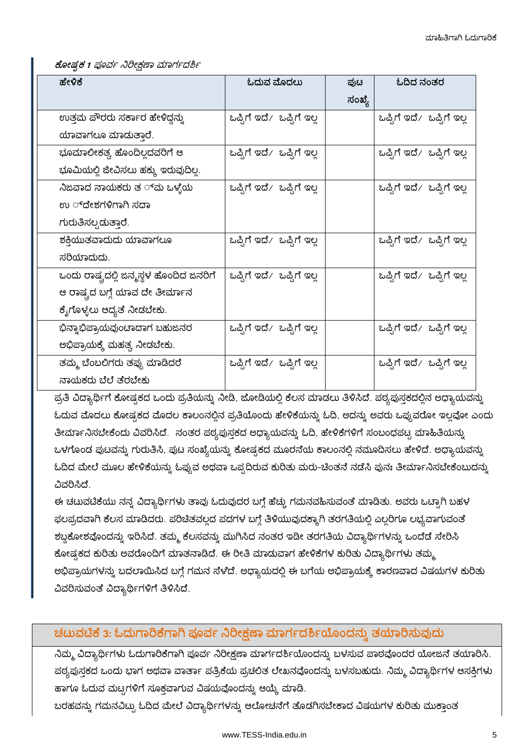***ಕೋಷ್ಟಕ 1** ಪೂರ್ವ ನಿರೀಕ್ಷಣಾ ಮಾರ್ಗದರ್ಶಿ*

| ಹೇಳಿಕೆ | ಓದುವ ಮೊದಲು | ಪುಟ ಸಂಖ್ಯೆ | ಓದಿದ ನಂತರ |
|---|---|---|---|
| ಉತ್ತಮ ಪೌರರು ಸರ್ಕಾರ ಹೇಳಿದ್ದನ್ನು ಯಾವಾಗಲೂ ಮಾಡುತ್ತಾರೆ. | ಒಪ್ಪಿಗೆ ಇದೆ/ ಒಪ್ಪಿಗೆ ಇಲ್ಲ | | ಒಪ್ಪಿಗೆ ಇದೆ/ ಒಪ್ಪಿಗೆ ಇಲ್ಲ |
| ಭೂಮಾಲೀಕತ್ವ ಹೊಂದಿಲ್ಲದವರಿಗೆ ಆ ಭೂಮಿಯಲ್ಲಿ ಜೀವಿಸಲು ಹಕ್ಕು ಇರುವುದಿಲ್ಲ. | ಒಪ್ಪಿಗೆ ಇದೆ/ ಒಪ್ಪಿಗೆ ಇಲ್ಲ | | ಒಪ್ಪಿಗೆ ಇದೆ/ ಒಪ್ಪಿಗೆ ಇಲ್ಲ |
| ನಿಜವಾದ ನಾಯಕರು ತಮ್ಮ ಒಳ್ಳೆಯ ಉದ್ದೇಶಗಳಿಗಾಗಿ ಸದಾ ಗುರುತಿಸಲ್ಪಡುತ್ತಾರೆ. | ಒಪ್ಪಿಗೆ ಇದೆ/ ಒಪ್ಪಿಗೆ ಇಲ್ಲ | | ಒಪ್ಪಿಗೆ ಇದೆ/ ಒಪ್ಪಿಗೆ ಇಲ್ಲ |
| ಶಕ್ತಿಯುತವಾದುದು ಯಾವಾಗಲೂ ಸರಿಯಾದುದು. | ಒಪ್ಪಿಗೆ ಇದೆ/ ಒಪ್ಪಿಗೆ ಇಲ್ಲ | | ಒಪ್ಪಿಗೆ ಇದೆ/ ಒಪ್ಪಿಗೆ ಇಲ್ಲ |
| ಒಂದು ರಾಷ್ಟ್ರದಲ್ಲಿ ಜನ್ಮಸ್ಥಳ ಹೊಂದಿದ ಜನರಿಗೆ ಆ ರಾಷ್ಟ್ರದ ಬಗ್ಗೆ ಯಾವ ದೇ ತೀರ್ಮಾನ ಕೈಗೊಳ್ಳಲು ಆದ್ಯತೆ ನೀಡಬೇಕು. | ಒಪ್ಪಿಗೆ ಇದೆ/ ಒಪ್ಪಿಗೆ ಇಲ್ಲ | | ಒಪ್ಪಿಗೆ ಇದೆ/ ಒಪ್ಪಿಗೆ ಇಲ್ಲ |
| ಭಿನ್ನಾಭಿಪ್ರಾಯವುಂಟಾದಾಗ ಬಹುಜನರ ಅಭಿಪ್ರಾಯಕ್ಕೆ ಮಹತ್ವ ನೀಡಬೇಕು. | ಒಪ್ಪಿಗೆ ಇದೆ/ ಒಪ್ಪಿಗೆ ಇಲ್ಲ | | ಒಪ್ಪಿಗೆ ಇದೆ/ ಒಪ್ಪಿಗೆ ಇಲ್ಲ |
| ತಮ್ಮ ಬೆಂಬಲಿಗರು ತಪ್ಪು ಮಾಡಿದರೆ ನಾಯಕರು ಬೆಲೆ ತೆರಬೇಕು | ಒಪ್ಪಿಗೆ ಇದೆ/ ಒಪ್ಪಿಗೆ ಇಲ್ಲ | | ಒಪ್ಪಿಗೆ ಇದೆ/ ಒಪ್ಪಿಗೆ ಇಲ್ಲ |

ಪ್ರತಿ ವಿದ್ಯಾರ್ಥಿಗೆ ಕೋಷ್ಟಕದ ಒಂದು ಪ್ರತಿಯನ್ನು ನೀಡಿ, ಜೋಡಿಯಲ್ಲಿ ಕೆಲಸ ಮಾಡಲು ತಿಳಿಸಿದೆ. ಪಠ್ಯಪುಸ್ತಕದಲ್ಲಿನ ಅಧ್ಯಾಯವನ್ನು ಓದುವ ಮೊದಲು ಕೋಷ್ಟಕದ ಮೊದಲ ಕಾಲಂನಲ್ಲಿನ ಪ್ರತಿಯೊಂದು ಹೇಳಿಕೆಯನ್ನು ಓದಿ, ಅದನ್ನು ಅವರು ಒಪ್ಪುವರೋ ಇಲ್ಲವೋ ಎಂದು ತೀರ್ಮಾನಿಸಬೇಕೆಂದು ವಿವರಿಸಿದೆ. ನಂತರ ಪಠ್ಯಪುಸ್ತಕದ ಅಧ್ಯಾಯವನ್ನು ಓದಿ, ಹೇಳಿಕೆಗಳಿಗೆ ಸಂಬಂಧಪಟ್ಟ ಮಾಹಿತಿಯನ್ನು ಒಳಗೊಂಡ ಪುಟವನ್ನು ಗುರುತಿಸಿ, ಪುಟ ಸಂಖ್ಯೆಯನ್ನು ಕೋಷ್ಟಕದ ಮೂರನೆಯ ಕಾಲಂನಲ್ಲಿ ನಮೂದಿಸಲು ಹೇಳಿದೆ. ಅಧ್ಯಾಯವನ್ನು ಓದಿದ ಮೇಲೆ ಮೂಲ ಹೇಳಿಕೆಯನ್ನು ಒಪ್ಪುವ ಅಥವಾ ಒಪ್ಪದಿರುವ ಕುರಿತು ಮರು-ಚಿಂತನೆ ನಡೆಸಿ ಪುನಃ ತೀರ್ಮಾನಿಸಬೇಕೆಂಬುದನ್ನು ವಿವರಿಸಿದೆ.

ಈ ಚಟುವಟಿಕೆಯು ನನ್ನ ವಿದ್ಯಾರ್ಥಿಗಳು ತಾವು ಓದುವುದರ ಬಗ್ಗೆ ಹೆಚ್ಚು ಗಮನವಹಿಸುವಂತೆ ಮಾಡಿತು. ಅವರು ಒಟ್ಟಾಗಿ ಬಹಳ ಫಲಪ್ರದವಾಗಿ ಕೆಲಸ ಮಾಡಿದರು. ಪರಿಚಿತವಲ್ಲದ ಪದಗಳ ಬಗ್ಗೆ ತಿಳಿಯುವುದಕ್ಕಾಗಿ ತರಗತಿಯಲ್ಲಿ ಎಲ್ಲರಿಗೂ ಲಭ್ಯವಾಗುವಂತೆ ಶಬ್ದಕೋಶವೊಂದನ್ನು ಇರಿಸಿದೆ. ತಮ್ಮ ಕೆಲಸವನ್ನು ಮುಗಿಸಿದ ನಂತರ ಇಡೀ ತರಗತಿಯ ವಿದ್ಯಾರ್ಥಿಗಳನ್ನು ಒಂದೆಡೆ ಸೇರಿಸಿ ಕೋಷ್ಟಕದ ಕುರಿತು ಅವರೊಂದಿಗೆ ಮಾತನಾಡಿದೆ. ಈ ರೀತಿ ಮಾಡುವಾಗ ಹೇಳಿಕೆಗಳ ಕುರಿತು ವಿದ್ಯಾರ್ಥಿಗಳು ತಮ್ಮ ಅಭಿಪ್ರಾಯಗಳನ್ನು ಬದಲಾಯಿಸಿದ ಬಗ್ಗೆ ಗಮನ ಸೆಳೆದೆ. ಅಧ್ಯಾಯದಲ್ಲಿ ಈ ಬಗೆಯ ಅಭಿಪ್ರಾಯಕ್ಕೆ ಕಾರಣವಾದ ವಿಷಯಗಳ ಕುರಿತು ವಿವರಿಸುವಂತೆ ವಿದ್ಯಾರ್ಥಿಗಳಿಗೆ ತಿಳಿಸಿದೆ.

## ಚಟುವಟಿಕೆ 3: ಓದುಗಾರಿಕೆಗಾಗಿ ಪೂರ್ವ ನಿರೀಕ್ಷಣಾ ಮಾರ್ಗದರ್ಶಿಯೊಂದನ್ನು ತಯಾರಿಸುವುದು

ನಿಮ್ಮ ವಿದ್ಯಾರ್ಥಿಗಳು ಓದುಗಾರಿಕೆಗಾಗಿ ಪೂರ್ವ ನಿರೀಕ್ಷಣಾ ಮಾರ್ಗದರ್ಶಿಯೊಂದನ್ನು ಬಳಸುವ ಪಾಠವೊಂದರ ಯೋಜನೆ ತಯಾರಿಸಿ. ಪಠ್ಯಪುಸ್ತಕದ ಒಂದು ಭಾಗ ಅಥವಾ ವಾರ್ತಾ ಪತ್ರಿಕೆಯ ಪ್ರಚಲಿತ ಲೇಖನವೊಂದನ್ನು ಬಳಸಬಹುದು. ನಿಮ್ಮ ವಿದ್ಯಾರ್ಥಿಗಳ ಆಸಕ್ತಿಗಳು ಹಾಗೂ ಓದುವ ಮಟ್ಟಗಳಿಗೆ ಸೂಕ್ತವಾಗುವ ವಿಷಯವೊಂದನ್ನು ಆಯ್ಕೆ ಮಾಡಿ.

ಬರಹವನ್ನು ಗಮನವಿಟ್ಟು ಓದಿದ ಮೇಲೆ ವಿದ್ಯಾರ್ಥಿಗಳನ್ನು ಆಲೋಚನೆಗೆ ತೊಡಗಿಸಬೇಕಾದ ವಿಷಯಗಳ ಕುರಿತು ಮುಕ್ತಾಂತ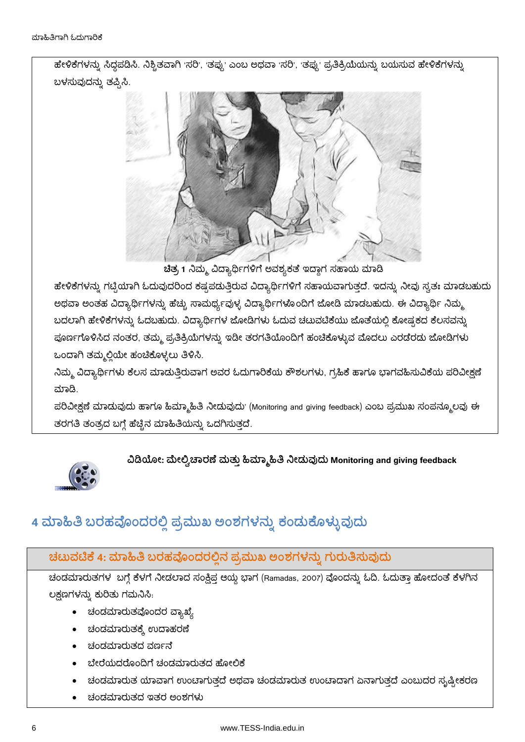ಹೇಳಿಕೆಗಳನ್ನು ಸಿದ್ಧಪಡಿಸಿ. ನಿಶ್ಚಿತವಾಗಿ 'ಸರಿ', 'ತಪ್ಪು' ಎಂಬ ಅಥವಾ 'ಸರಿ', 'ತಪ್ಪು' ಪ್ರತಿಕ್ರಿಯೆಯನ್ನು ಬಯಸುವ ಹೇಳಿಕೆಗಳನ್ನು ಬಳಸುವುದನ್ನು ತಪ್ಪಿಸಿ.

**ಚಿತ್ರ 1** ನಿಮ್ಮ ವಿದ್ಯಾರ್ಥಿಗಳಿಗೆ ಅವಶ್ಯಕತೆ ಇದ್ದಾಗ ಸಹಾಯ ಮಾಡಿ

ಹೇಳಿಕೆಗಳನ್ನು ಗಟ್ಟಿಯಾಗಿ ಓದುವುದರಿಂದ ಕಷ್ಟಪಡುತ್ತಿರುವ ವಿದ್ಯಾರ್ಥಿಗಳಿಗೆ ಸಹಾಯವಾಗುತ್ತದೆ. ಇದನ್ನು ನೀವು ಸ್ವತಃ ಮಾಡಬಹುದು ಅಥವಾ ಅಂತಹ ವಿದ್ಯಾರ್ಥಿಗಳನ್ನು ಹೆಚ್ಚು ಸಾಮರ್ಥ್ಯವುಳ್ಳ ವಿದ್ಯಾರ್ಥಿಗಳೊಂದಿಗೆ ಜೋಡಿ ಮಾಡಬಹುದು. ಈ ವಿದ್ಯಾರ್ಥಿ ನಿಮ್ಮ ಬದಲಾಗಿ ಹೇಳಿಕೆಗಳನ್ನು ಓದಬಹುದು. ವಿದ್ಯಾರ್ಥಿಗಳ ಜೋಡಿಗಳು ಓದುವ ಚಟುವಟಿಕೆಯು ಜೊತೆಯಲ್ಲಿ ಕೋಷ್ಟಕದ ಕೆಲಸವನ್ನು ಪೂರ್ಣಗೊಳಿಸಿದ ನಂತರ, ತಮ್ಮ ಪ್ರತಿಕ್ರಿಯೆಗಳನ್ನು ಇಡೀ ತರಗತಿಯೊಂದಿಗೆ ಹಂಚಿಕೊಳ್ಳುವ ಮೊದಲು ಎರಡೆರಡು ಜೋಡಿಗಳು ಒಂದಾಗಿ ತಮ್ಮಲ್ಲಿಯೇ ಹಂಚಿಕೊಳ್ಳಲು ತಿಳಿಸಿ.

ನಿಮ್ಮ ವಿದ್ಯಾರ್ಥಿಗಳು ಕೆಲಸ ಮಾಡುತ್ತಿರುವಾಗ ಅವರ ಓದುಗಾರಿಕೆಯ ಕೌಶಲಗಳು, ಗ್ರಹಿಕೆ ಹಾಗೂ ಭಾಗವಹಿಸುವಿಕೆಯ ಪರಿವೀಕ್ಷಣೆ ಮಾಡಿ.

ಪರಿವೀಕ್ಷಣೆ ಮಾಡುವುದು ಹಾಗೂ ಹಿಮ್ಮಾಹಿತಿ ನೀಡುವುದು' (Monitoring and giving feedback) ಎಂಬ ಪ್ರಮುಖ ಸಂಪನ್ಮೂಲವು ಈ ತರಗತಿ ತಂತ್ರದ ಬಗ್ಗೆ ಹೆಚ್ಚಿನ ಮಾಹಿತಿಯನ್ನು ಒದಗಿಸುತ್ತದೆ.

**ವಿಡಿಯೋ: ಮೇಲ್ವಿಚಾರಣೆ ಮತ್ತು ಹಿಮ್ಮಾಹಿತಿ ನೀಡುವುದು Monitoring and giving feedback**

## 4 ಮಾಹಿತಿ ಬರಹವೊಂದರಲ್ಲಿ ಪ್ರಮುಖ ಅಂಶಗಳನ್ನು ಕಂಡುಕೊಳ್ಳುವುದು

### ಚಟುವಟಿಕೆ 4: ಮಾಹಿತಿ ಬರಹವೊಂದರಲ್ಲಿನ ಪ್ರಮುಖ ಅಂಶಗಳನ್ನು ಗುರುತಿಸುವುದು

ಚಂಡಮಾರುತಗಳ ಬಗ್ಗೆ ಕೆಳಗೆ ನೀಡಲಾದ ಸಂಕ್ಷಿಪ್ತ ಆಯ್ದ ಭಾಗ (Ramadas, 2007) ವೊಂದನ್ನು ಓದಿ. ಓದುತ್ತಾ ಹೋದಂತೆ ಕೆಳಗಿನ ಲಕ್ಷಣಗಳನ್ನು ಕುರಿತು ಗಮನಿಸಿ:

- ಚಂಡಮಾರುತವೊಂದರ ವ್ಯಾಖ್ಯೆ
- ಚಂಡಮಾರುತಕ್ಕೆ ಉದಾಹರಣೆ
- ಚಂಡಮಾರುತದ ವರ್ಣನೆ
- ಬೇರೆಯದರೊಂದಿಗೆ ಚಂಡಮಾರುತದ ಹೋಲಿಕೆ
- ಚಂಡಮಾರುತ ಯಾವಾಗ ಉಂಟಾಗುತ್ತದೆ ಅಥವಾ ಚಂಡಮಾರುತ ಉಂಟಾದಾಗ ಏನಾಗುತ್ತದೆ ಎಂಬುದರ ಸ್ಪಷ್ಟೀಕರಣ
- ಚಂಡಮಾರುತದ ಇತರ ಅಂಶಗಳು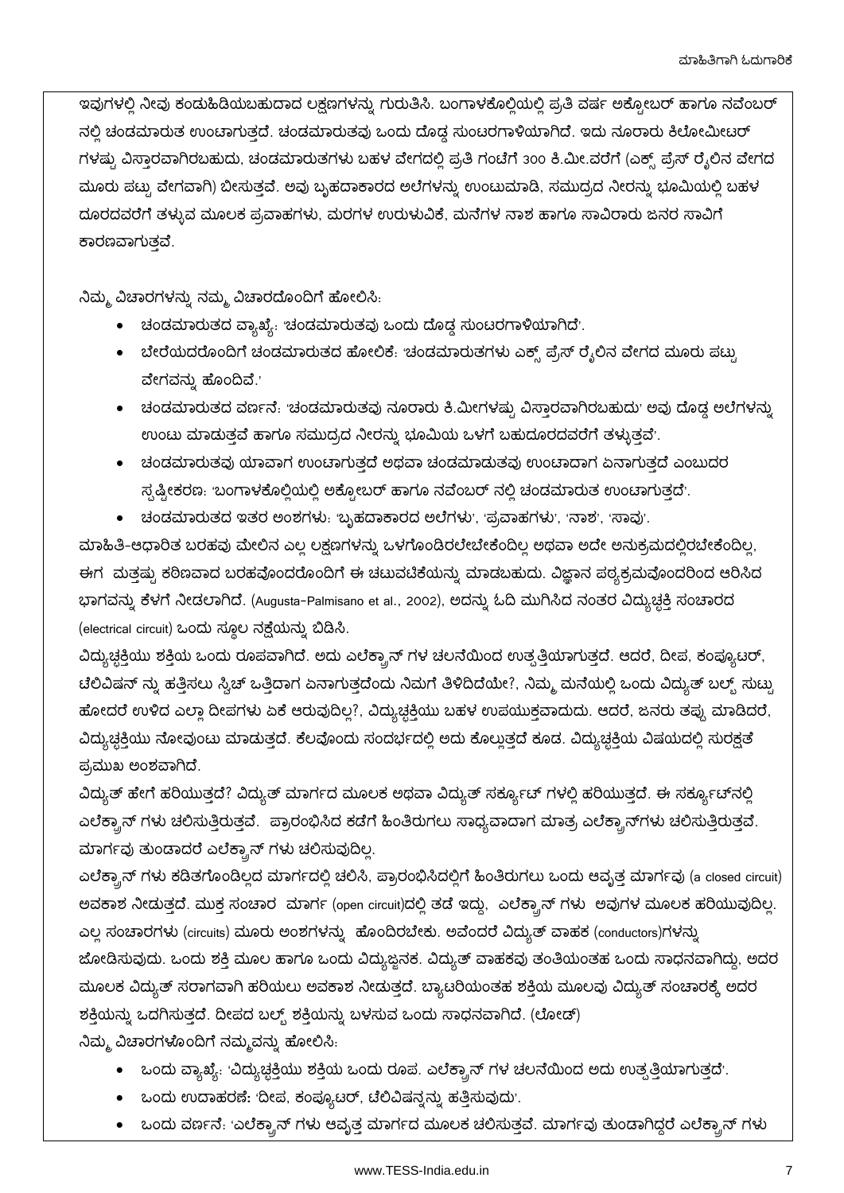ಇವುಗಳಲ್ಲಿ ನೀವು ಕಂಡುಹಿಡಿಯಬಹುದಾದ ಲಕ್ಷಣಗಳನ್ನು ಗುರುತಿಸಿ. ಬಂಗಾಳಕೊಲ್ಲಿಯಲ್ಲಿ ಪ್ರತಿ ವರ್ಷ ಅಕ್ಟೋಬರ್ ಹಾಗೂ ನವೆಂಬರ್ ನಲ್ಲಿ ಚಂಡಮಾರುತ ಉಂಟಾಗುತ್ತದೆ. ಚಂಡಮಾರುತವು ಒಂದು ದೊಡ್ಡ ಸುಂಟರಗಾಳಿಯಾಗಿದೆ. ಇದು ನೂರಾರು ಕಿಲೋಮೀಟರ್ ಗಳಷ್ಟು ವಿಸ್ತಾರವಾಗಿರಬಹುದು, ಚಂಡಮಾರುತಗಳು ಬಹಳ ವೇಗದಲ್ಲಿ ಪ್ರತಿ ಗಂಟೆಗೆ 300 ಕಿ.ಮೀ.ವರೆಗೆ (ಎಕ್ಸ್ ಪ್ರೆಸ್ ರೈಲಿನ ವೇಗದ ಮೂರು ಪಟ್ಟು ವೇಗವಾಗಿ) ಬೀಸುತ್ತವೆ. ಅವು ಬೃಹದಾಕಾರದ ಅಲೆಗಳನ್ನು ಉಂಟುಮಾಡಿ, ಸಮುದ್ರದ ನೀರನ್ನು ಭೂಮಿಯಲ್ಲಿ ಬಹಳ ದೂರದವರೆಗೆ ತಳ್ಳುವ ಮೂಲಕ ಪ್ರವಾಹಗಳು, ಮರಗಳ ಉರುಳುವಿಕೆ, ಮನೆಗಳ ನಾಶ ಹಾಗೂ ಸಾವಿರಾರು ಜನರ ಸಾವಿಗೆ ಕಾರಣವಾಗುತ್ತವೆ.

ನಿಮ್ಮ ವಿಚಾರಗಳನ್ನು ನಮ್ಮ ವಿಚಾರದೊಂದಿಗೆ ಹೋಲಿಸಿ:

- ಚಂಡಮಾರುತದ ವ್ಯಾಖ್ಯೆ: 'ಚಂಡಮಾರುತವು ಒಂದು ದೊಡ್ಡ ಸುಂಟರಗಾಳಿಯಾಗಿದೆ'.
- ಬೇರೆಯದರೊಂದಿಗೆ ಚಂಡಮಾರುತದ ಹೋಲಿಕೆ: 'ಚಂಡಮಾರುತಗಳು ಎಕ್ಸ್ ಪ್ರೆಸ್ ರೈಲಿನ ವೇಗದ ಮೂರು ಪಟ್ಟು ವೇಗವನ್ನು ಹೊಂದಿವೆ.'
- ಚಂಡಮಾರುತದ ವರ್ಣನೆ: 'ಚಂಡಮಾರುತವು ನೂರಾರು ಕಿ.ಮೀಗಳಷ್ಟು ವಿಸ್ತಾರವಾಗಿರಬಹುದು' ಅವು ದೊಡ್ಡ ಅಲೆಗಳನ್ನು ಉಂಟು ಮಾಡುತ್ತವೆ ಹಾಗೂ ಸಮುದ್ರದ ನೀರನ್ನು ಭೂಮಿಯ ಒಳಗೆ ಬಹುದೂರದವರೆಗೆ ತಳ್ಳುತ್ತವೆ'.
- ಚಂಡಮಾರುತವು ಯಾವಾಗ ಉಂಟಾಗುತ್ತದೆ ಅಥವಾ ಚಂಡಮಾಡುತವು ಉಂಟಾದಾಗ ಏನಾಗುತ್ತದೆ ಎಂಬುದರ ಸ್ಪಷ್ಟೀಕರಣ: 'ಬಂಗಾಳಕೊಲ್ಲಿಯಲ್ಲಿ ಅಕ್ಟೋಬರ್ ಹಾಗೂ ನವೆಂಬರ್ ನಲ್ಲಿ ಚಂಡಮಾರುತ ಉಂಟಾಗುತ್ತದೆ'.
- ಚಂಡಮಾರುತದ ಇತರ ಅಂಶಗಳು: 'ಬೃಹದಾಕಾರದ ಅಲೆಗಳು', 'ಪ್ರವಾಹಗಳು', 'ನಾಶ', 'ಸಾವು'.

ಮಾಹಿತಿ-ಆಧಾರಿತ ಬರಹವು ಮೇಲಿನ ಎಲ್ಲ ಲಕ್ಷಣಗಳನ್ನು ಒಳಗೊಂಡಿರಲೇಬೇಕೆಂದಿಲ್ಲ ಅಥವಾ ಅದೇ ಅನುಕ್ರಮದಲ್ಲಿರಬೇಕೆಂದಿಲ್ಲ, ಈಗ ಮತ್ತಷ್ಟು ಕಠಿಣವಾದ ಬರಹವೊಂದರೊಂದಿಗೆ ಈ ಚಟುವಟಿಕೆಯನ್ನು ಮಾಡಬಹುದು. ವಿಜ್ಞಾನ ಪಠ್ಯಕ್ರಮವೊಂದರಿಂದ ಆರಿಸಿದ ಭಾಗವನ್ನು ಕೆಳಗೆ ನೀಡಲಾಗಿದೆ. (Augusta-Palmisano et al., 2002), ಅದನ್ನು ಓದಿ ಮುಗಿಸಿದ ನಂತರ ವಿದ್ಯುಚ್ಛಕ್ತಿ ಸಂಚಾರದ (electrical circuit) ಒಂದು ಸ್ಥೂಲ ನಕ್ಷೆಯನ್ನು ಬಿಡಿಸಿ.

ವಿದ್ಯುಚ್ಛಕ್ತಿಯು ಶಕ್ತಿಯ ಒಂದು ರೂಪವಾಗಿದೆ. ಅದು ಎಲೆಕ್ಟ್ರಾನ್ ಗಳ ಚಲನೆಯಿಂದ ಉತ್ಪತ್ತಿಯಾಗುತ್ತದೆ. ಆದರೆ, ದೀಪ, ಕಂಪ್ಯೂಟರ್, ಟೆಲಿವಿಷನ್ ನ್ನು ಹತ್ತಿಸಲು ಸ್ವಿಚ್ ಒತ್ತಿದಾಗ ಏನಾಗುತ್ತದೆಂದು ನಿಮಗೆ ತಿಳಿದಿದೆಯೇ?, ನಿಮ್ಮ ಮನೆಯಲ್ಲಿ ಒಂದು ವಿದ್ಯುತ್ ಬಲ್ಬ್ ಸುಟ್ಟು ಹೋದರೆ ಉಳಿದ ಎಲ್ಲಾ ದೀಪಗಳು ಏಕೆ ಆರುವುದಿಲ್ಲ?, ವಿದ್ಯುಚ್ಛಕ್ತಿಯು ಬಹಳ ಉಪಯುಕ್ತವಾದುದು. ಆದರೆ, ಜನರು ತಪ್ಪು ಮಾಡಿದರೆ, ವಿದ್ಯುಚ್ಛಕ್ತಿಯು ನೋವುಂಟು ಮಾಡುತ್ತದೆ. ಕೆಲವೊಂದು ಸಂದರ್ಭದಲ್ಲಿ ಅದು ಕೊಲ್ಲುತ್ತದೆ ಕೂಡ. ವಿದ್ಯುಚ್ಛಕ್ತಿಯ ವಿಷಯದಲ್ಲಿ ಸುರಕ್ಷತೆ ಪ್ರಮುಖ ಅಂಶವಾಗಿದೆ.

ವಿದ್ಯುತ್ ಹೇಗೆ ಹರಿಯುತ್ತದೆ? ವಿದ್ಯುತ್ ಮಾರ್ಗದ ಮೂಲಕ ಅಥವಾ ವಿದ್ಯುತ್ ಸರ್ಕ್ಯೂಟ್ ಗಳಲ್ಲಿ ಹರಿಯುತ್ತದೆ. ಈ ಸರ್ಕ್ಯೂಟ್‌ನಲ್ಲಿ ಎಲೆಕ್ಟ್ರಾನ್ ಗಳು ಚಲಿಸುತ್ತಿರುತ್ತವೆ. ಪ್ರಾರಂಭಿಸಿದ ಕಡೆಗೆ ಹಿಂತಿರುಗಲು ಸಾಧ್ಯವಾದಾಗ ಮಾತ್ರ ಎಲೆಕ್ಟ್ರಾನ್‌ಗಳು ಚಲಿಸುತ್ತಿರುತ್ತವೆ. ಮಾರ್ಗವು ತುಂಡಾದರೆ ಎಲೆಕ್ಟ್ರಾನ್ ಗಳು ಚಲಿಸುವುದಿಲ್ಲ.

ಎಲೆಕ್ಟ್ರಾನ್ ಗಳು ಕಡಿತಗೊಂಡಿಲ್ಲದ ಮಾರ್ಗದಲ್ಲಿ ಚಲಿಸಿ, ಪ್ರಾರಂಭಿಸಿದಲ್ಲಿಗೆ ಹಿಂತಿರುಗಲು ಒಂದು ಆವೃತ್ತ ಮಾರ್ಗವು (a closed circuit) ಅವಕಾಶ ನೀಡುತ್ತದೆ. ಮುಕ್ತ ಸಂಚಾರ ಮಾರ್ಗ (open circuit)ದಲ್ಲಿ ತಡೆ ಇದ್ದು, ಎಲೆಕ್ಟ್ರಾನ್ ಗಳು ಅವುಗಳ ಮೂಲಕ ಹರಿಯುವುದಿಲ್ಲ. ಎಲ್ಲ ಸಂಚಾರಗಳು (circuits) ಮೂರು ಅಂಶಗಳನ್ನು ಹೊಂದಿರಬೇಕು. ಅವೆಂದರೆ ವಿದ್ಯುತ್ ವಾಹಕ (conductors)ಗಳನ್ನು ಜೋಡಿಸುವುದು. ಒಂದು ಶಕ್ತಿ ಮೂಲ ಹಾಗೂ ಒಂದು ವಿದ್ಯುಜ್ಜನಕ. ವಿದ್ಯುತ್ ವಾಹಕವು ತಂತಿಯಂತಹ ಒಂದು ಸಾಧನವಾಗಿದ್ದು, ಅದರ ಮೂಲಕ ವಿದ್ಯುತ್ ಸರಾಗವಾಗಿ ಹರಿಯಲು ಅವಕಾಶ ನೀಡುತ್ತದೆ. ಬ್ಯಾಟರಿಯಂತಹ ಶಕ್ತಿಯ ಮೂಲವು ವಿದ್ಯುತ್ ಸಂಚಾರಕ್ಕೆ ಅದರ ಶಕ್ತಿಯನ್ನು ಒದಗಿಸುತ್ತದೆ. ದೀಪದ ಬಲ್ಬ್ ಶಕ್ತಿಯನ್ನು ಬಳಸುವ ಒಂದು ಸಾಧನವಾಗಿದೆ. (ಲೋಡ್)

ನಿಮ್ಮ ವಿಚಾರಗಳೊಂದಿಗೆ ನಮ್ಮವನ್ನು ಹೋಲಿಸಿ:

- ಒಂದು ವ್ಯಾಖ್ಯೆ: 'ವಿದ್ಯುಚ್ಛಕ್ತಿಯು ಶಕ್ತಿಯ ಒಂದು ರೂಪ. ಎಲೆಕ್ಟ್ರಾನ್ ಗಳ ಚಲನೆಯಿಂದ ಅದು ಉತ್ಪತ್ತಿಯಾಗುತ್ತದೆ'.
- ಒಂದು ಉದಾಹರಣೆ: 'ದೀಪ, ಕಂಪ್ಯೂಟರ್, ಟೆಲಿವಿಷನ್ನನ್ನು ಹತ್ತಿಸುವುದು'.
- ಒಂದು ವರ್ಣನೆ: 'ಎಲೆಕ್ಟ್ರಾನ್ ಗಳು ಆವೃತ್ತ ಮಾರ್ಗದ ಮೂಲಕ ಚಲಿಸುತ್ತವೆ. ಮಾರ್ಗವು ತುಂಡಾಗಿದ್ದರೆ ಎಲೆಕ್ಟ್ರಾನ್ ಗಳು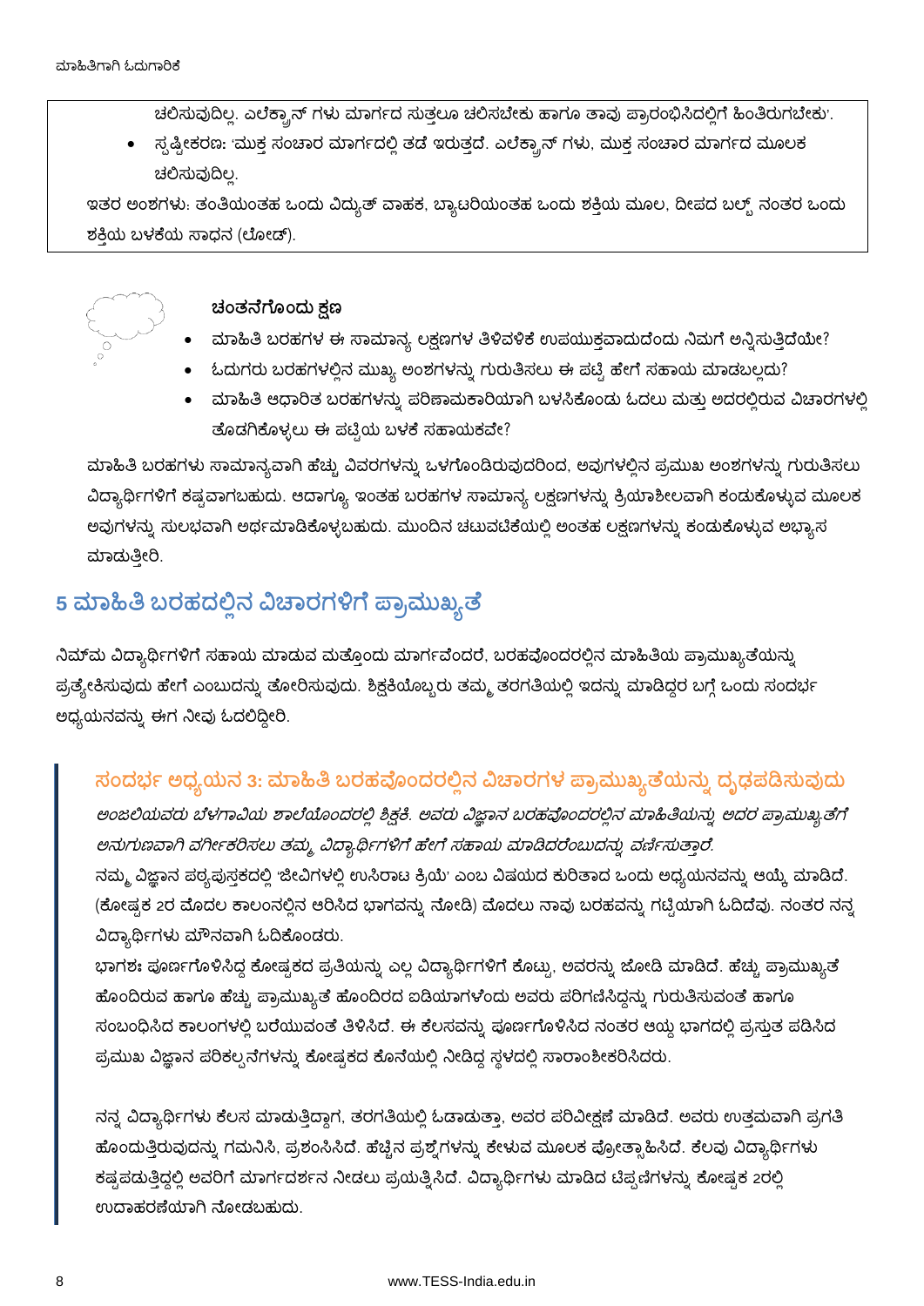ಚಲಿಸುವುದಿಲ್ಲ. ಎಲೆಕ್ಟ್ರಾನ್ ಗಳು ಮಾರ್ಗದ ಸುತ್ತಲೂ ಚಲಿಸಬೇಕು ಹಾಗೂ ತಾವು ಪ್ರಾರಂಭಿಸಿದಲ್ಲಿಗೆ ಹಿಂತಿರುಗಬೇಕು'.

- ಸ್ಪಷ್ಟೀಕರಣ: 'ಮುಕ್ತ ಸಂಚಾರ ಮಾರ್ಗದಲ್ಲಿ ತಡೆ ಇರುತ್ತದೆ. ಎಲೆಕ್ಟ್ರಾನ್ ಗಳು, ಮುಕ್ತ ಸಂಚಾರ ಮಾರ್ಗದ ಮೂಲಕ ಚಲಿಸುವುದಿಲ್ಲ.

ಇತರ ಅಂಶಗಳು: ತಂತಿಯಂತಹ ಒಂದು ವಿದ್ಯುತ್ ವಾಹಕ, ಬ್ಯಾಟರಿಯಂತಹ ಒಂದು ಶಕ್ತಿಯ ಮೂಲ, ದೀಪದ ಬಲ್ಬ್ ನಂತರ ಒಂದು ಶಕ್ತಿಯ ಬಳಕೆಯ ಸಾಧನ (ಲೋಡ್).

**ಚಿಂತನೆಗೊಂದು ಕ್ಷಣ**

- ಮಾಹಿತಿ ಬರಹಗಳ ಈ ಸಾಮಾನ್ಯ ಲಕ್ಷಣಗಳ ತಿಳಿವಳಿಕೆ ಉಪಯುಕ್ತವಾದುದೆಂದು ನಿಮಗೆ ಅನ್ನಿಸುತ್ತಿದೆಯೇ?
- ಓದುಗರು ಬರಹಗಳಲ್ಲಿನ ಮುಖ್ಯ ಅಂಶಗಳನ್ನು ಗುರುತಿಸಲು ಈ ಪಟ್ಟಿ ಹೇಗೆ ಸಹಾಯ ಮಾಡಬಲ್ಲದು?
- ಮಾಹಿತಿ ಆಧಾರಿತ ಬರಹಗಳನ್ನು ಪರಿಣಾಮಕಾರಿಯಾಗಿ ಬಳಸಿಕೊಂಡು ಓದಲು ಮತ್ತು ಅದರಲ್ಲಿರುವ ವಿಚಾರಗಳಲ್ಲಿ ತೊಡಗಿಕೊಳ್ಳಲು ಈ ಪಟ್ಟಿಯ ಬಳಕೆ ಸಹಾಯಕವೇ?

ಮಾಹಿತಿ ಬರಹಗಳು ಸಾಮಾನ್ಯವಾಗಿ ಹೆಚ್ಚು ವಿವರಗಳನ್ನು ಒಳಗೊಂಡಿರುವುದರಿಂದ, ಅವುಗಳಲ್ಲಿನ ಪ್ರಮುಖ ಅಂಶಗಳನ್ನು ಗುರುತಿಸಲು ವಿದ್ಯಾರ್ಥಿಗಳಿಗೆ ಕಷ್ಟವಾಗಬಹುದು. ಆದಾಗ್ಯೂ ಇಂತಹ ಬರಹಗಳ ಸಾಮಾನ್ಯ ಲಕ್ಷಣಗಳನ್ನು ಕ್ರಿಯಾಶೀಲವಾಗಿ ಕಂಡುಕೊಳ್ಳುವ ಮೂಲಕ ಅವುಗಳನ್ನು ಸುಲಭವಾಗಿ ಅರ್ಥಮಾಡಿಕೊಳ್ಳಬಹುದು. ಮುಂದಿನ ಚಟುವಟಿಕೆಯಲ್ಲಿ ಅಂತಹ ಲಕ್ಷಣಗಳನ್ನು ಕಂಡುಕೊಳ್ಳುವ ಅಭ್ಯಾಸ ಮಾಡುತ್ತೀರಿ.

## 5 ಮಾಹಿತಿ ಬರಹದಲ್ಲಿನ ವಿಚಾರಗಳಿಗೆ ಪ್ರಾಮುಖ್ಯತೆ

ನಿಮ್ಮ ವಿದ್ಯಾರ್ಥಿಗಳಿಗೆ ಸಹಾಯ ಮಾಡುವ ಮತ್ತೊಂದು ಮಾರ್ಗವೆಂದರೆ, ಬರಹವೊಂದರಲ್ಲಿನ ಮಾಹಿತಿಯ ಪ್ರಾಮುಖ್ಯತೆಯನ್ನು ಪ್ರತ್ಯೇಕಿಸುವುದು ಹೇಗೆ ಎಂಬುದನ್ನು ತೋರಿಸುವುದು. ಶಿಕ್ಷಕಿಯೊಬ್ಬರು ತಮ್ಮ ತರಗತಿಯಲ್ಲಿ ಇದನ್ನು ಮಾಡಿದ್ದರ ಬಗ್ಗೆ ಒಂದು ಸಂದರ್ಭ ಅಧ್ಯಯನವನ್ನು ಈಗ ನೀವು ಓದಲಿದ್ದೀರಿ.

### ಸಂದರ್ಭ ಅಧ್ಯಯನ 3: ಮಾಹಿತಿ ಬರಹವೊಂದರಲ್ಲಿನ ವಿಚಾರಗಳ ಪ್ರಾಮುಖ್ಯತೆಯನ್ನು ದೃಢಪಡಿಸುವುದು

*ಅಂಜಲಿಯವರು ಬೆಳಗಾವಿಯ ಶಾಲೆಯೊಂದರಲ್ಲಿ ಶಿಕ್ಷಕಿ. ಅವರು ವಿಜ್ಞಾನ ಬರಹವೊಂದರಲ್ಲಿನ ಮಾಹಿತಿಯನ್ನು ಅದರ ಪ್ರಾಮುಖ್ಯತೆಗೆ ಅನುಗುಣವಾಗಿ ವರ್ಗೀಕರಿಸಲು ತಮ್ಮ ವಿದ್ಯಾರ್ಥಿಗಳಿಗೆ ಹೇಗೆ ಸಹಾಯ ಮಾಡಿದರೆಂಬುದನ್ನು ವರ್ಣಿಸುತ್ತಾರೆ.*

ನಮ್ಮ ವಿಜ್ಞಾನ ಪಠ್ಯಪುಸ್ತಕದಲ್ಲಿ 'ಜೀವಿಗಳಲ್ಲಿ ಉಸಿರಾಟ ಕ್ರಿಯೆ' ಎಂಬ ವಿಷಯದ ಕುರಿತಾದ ಒಂದು ಅಧ್ಯಯನವನ್ನು ಆಯ್ಕೆ ಮಾಡಿದೆ. (ಕೋಷ್ಟಕ 2ರ ಮೊದಲ ಕಾಲಂನಲ್ಲಿನ ಆರಿಸಿದ ಭಾಗವನ್ನು ನೋಡಿ) ಮೊದಲು ನಾವು ಬರಹವನ್ನು ಗಟ್ಟಿಯಾಗಿ ಓದಿದೆವು. ನಂತರ ನನ್ನ ವಿದ್ಯಾರ್ಥಿಗಳು ಮೌನವಾಗಿ ಓದಿಕೊಂಡರು.

ಭಾಗಶಃ ಪೂರ್ಣಗೊಳಿಸಿದ್ದ ಕೋಷ್ಟಕದ ಪ್ರತಿಯನ್ನು ಎಲ್ಲ ವಿದ್ಯಾರ್ಥಿಗಳಿಗೆ ಕೊಟ್ಟು, ಅವರನ್ನು ಜೋಡಿ ಮಾಡಿದೆ. ಹೆಚ್ಚು ಪ್ರಾಮುಖ್ಯತೆ ಹೊಂದಿರುವ ಹಾಗೂ ಹೆಚ್ಚು ಪ್ರಾಮುಖ್ಯತೆ ಹೊಂದಿರದ ಐಡಿಯಾಗಳೆಂದು ಅವರು ಪರಿಗಣಿಸಿದ್ದನ್ನು ಗುರುತಿಸುವಂತೆ ಹಾಗೂ ಸಂಬಂಧಿಸಿದ ಕಾಲಂಗಳಲ್ಲಿ ಬರೆಯುವಂತೆ ತಿಳಿಸಿದೆ. ಈ ಕೆಲಸವನ್ನು ಪೂರ್ಣಗೊಳಿಸಿದ ನಂತರ ಆಯ್ದ ಭಾಗದಲ್ಲಿ ಪ್ರಸ್ತುತ ಪಡಿಸಿದ ಪ್ರಮುಖ ವಿಜ್ಞಾನ ಪರಿಕಲ್ಪನೆಗಳನ್ನು ಕೋಷ್ಟಕದ ಕೊನೆಯಲ್ಲಿ ನೀಡಿದ್ದ ಸ್ಥಳದಲ್ಲಿ ಸಾರಾಂಶೀಕರಿಸಿದರು.

ನನ್ನ ವಿದ್ಯಾರ್ಥಿಗಳು ಕೆಲಸ ಮಾಡುತ್ತಿದ್ದಾಗ, ತರಗತಿಯಲ್ಲಿ ಓಡಾಡುತ್ತಾ, ಅವರ ಪರಿವೀಕ್ಷಣೆ ಮಾಡಿದೆ. ಅವರು ಉತ್ತಮವಾಗಿ ಪ್ರಗತಿ ಹೊಂದುತ್ತಿರುವುದನ್ನು ಗಮನಿಸಿ, ಪ್ರಶಂಸಿಸಿದೆ. ಹೆಚ್ಚಿನ ಪ್ರಶ್ನೆಗಳನ್ನು ಕೇಳುವ ಮೂಲಕ ಪ್ರೋತ್ಸಾಹಿಸಿದೆ. ಕೆಲವು ವಿದ್ಯಾರ್ಥಿಗಳು ಕಷ್ಟಪಡುತ್ತಿದ್ದಲ್ಲಿ ಅವರಿಗೆ ಮಾರ್ಗದರ್ಶನ ನೀಡಲು ಪ್ರಯತ್ನಿಸಿದೆ. ವಿದ್ಯಾರ್ಥಿಗಳು ಮಾಡಿದ ಟಿಪ್ಪಣಿಗಳನ್ನು ಕೋಷ್ಟಕ 2ರಲ್ಲಿ ಉದಾಹರಣೆಯಾಗಿ ನೋಡಬಹುದು.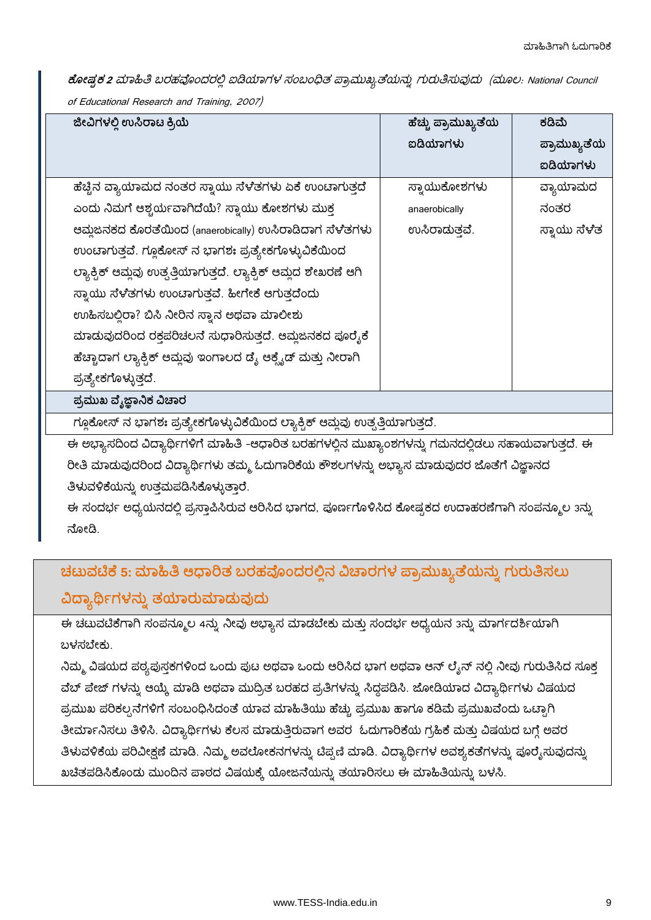***ಕೋಷ್ಟಕ 2** ಮಾಹಿತಿ ಬರಹವೊಂದರಲ್ಲಿ ಐಡಿಯಾಗಳ ಸಂಬಂಧಿತ ಪ್ರಾಮುಖ್ಯತೆಯನ್ನು ಗುರುತಿಸುವುದು (ಮೂಲ: National Council of Educational Research and Training, 2007)*

| ಜೀವಿಗಳಲ್ಲಿ ಉಸಿರಾಟ ಕ್ರಿಯೆ | ಹೆಚ್ಚು ಪ್ರಾಮುಖ್ಯತೆಯ ಐಡಿಯಾಗಳು | ಕಡಿಮೆ ಪ್ರಾಮುಖ್ಯತೆಯ ಐಡಿಯಾಗಳು |
| --- | --- | --- |
| ಹೆಚ್ಚಿನ ವ್ಯಾಯಾಮದ ನಂತರ ಸ್ನಾಯು ಸೆಳೆತಗಳು ಏಕೆ ಉಂಟಾಗುತ್ತದೆ ಎಂದು ನಿಮಗೆ ಆಶ್ಚರ್ಯವಾಗಿದೆಯೆ? ಸ್ನಾಯು ಕೋಶಗಳು ಮುಕ್ತ ಆಮ್ಲಜನಕದ ಕೊರತೆಯಿಂದ (anaerobically) ಉಸಿರಾಡಿದಾಗ ಸೆಳೆತಗಳು ಉಂಟಾಗುತ್ತವೆ. ಗ್ಲೂಕೋಸ್ ನ ಭಾಗಶಃ ಪ್ರತ್ಯೇಕಗೊಳ್ಳುವಿಕೆಯಿಂದ ಲ್ಯಾಕ್ಟಿಕ್ ಆಮ್ಲವು ಉತ್ಪತ್ತಿಯಾಗುತ್ತದೆ. ಲ್ಯಾಕ್ಟಿಕ್ ಆಮ್ಲದ ಶೇಖರಣೆ ಆಗಿ ಸ್ನಾಯು ಸೆಳೆತಗಳು ಉಂಟಾಗುತ್ತವೆ. ಹೀಗೇಕೆ ಆಗುತ್ತದೆಂದು ಊಹಿಸಬಲ್ಲಿರಾ? ಬಿಸಿ ನೀರಿನ ಸ್ನಾನ ಅಥವಾ ಮಾಲೀಶು ಮಾಡುವುದರಿಂದ ರಕ್ತಪರಿಚಲನೆ ಸುಧಾರಿಸುತ್ತದೆ. ಆಮ್ಲಜನಕದ ಪೂರೈಕೆ ಹೆಚ್ಚಾದಾಗ ಲ್ಯಾಕ್ಟಿಕ್ ಆಮ್ಲವು ಇಂಗಾಲದ ಡೈ ಆಕ್ಸೈಡ್ ಮತ್ತು ನೀರಾಗಿ ಪ್ರತ್ಯೇಕಗೊಳ್ಳುತ್ತದೆ. | ಸ್ನಾಯುಕೋಶಗಳು anaerobically ಉಸಿರಾಡುತ್ತವೆ. | ವ್ಯಾಯಾಮದ ನಂತರ ಸ್ನಾಯು ಸೆಳೆತ |
| **ಪ್ರಮುಖ ವೈಜ್ಞಾನಿಕ ವಿಚಾರ** | | |
| ಗ್ಲೂಕೋಸ್ ನ ಭಾಗಶಃ ಪ್ರತ್ಯೇಕಗೊಳ್ಳುವಿಕೆಯಿಂದ ಲ್ಯಾಕ್ಟಿಕ್ ಆಮ್ಲವು ಉತ್ಪತ್ತಿಯಾಗುತ್ತದೆ. | | |

ಈ ಅಭ್ಯಾಸದಿಂದ ವಿದ್ಯಾರ್ಥಿಗಳಿಗೆ ಮಾಹಿತಿ -ಆಧಾರಿತ ಬರಹಗಳಲ್ಲಿನ ಮುಖ್ಯಾಂಶಗಳನ್ನು ಗಮನದಲ್ಲಿಡಲು ಸಹಾಯವಾಗುತ್ತದೆ. ಈ ರೀತಿ ಮಾಡುವುದರಿಂದ ವಿದ್ಯಾರ್ಥಿಗಳು ತಮ್ಮ ಓದುಗಾರಿಕೆಯ ಕೌಶಲಗಳನ್ನು ಅಭ್ಯಾಸ ಮಾಡುವುದರ ಜೊತೆಗೆ ವಿಜ್ಞಾನದ ತಿಳುವಳಿಕೆಯನ್ನು ಉತ್ತಮಪಡಿಸಿಕೊಳ್ಳುತ್ತಾರೆ.

ಈ ಸಂದರ್ಭ ಅಧ್ಯಯನದಲ್ಲಿ ಪ್ರಸ್ತಾಪಿಸಿರುವ ಆರಿಸಿದ ಭಾಗದ, ಪೂರ್ಣಗೊಳಿಸಿದ ಕೋಷ್ಟಕದ ಉದಾಹರಣೆಗಾಗಿ ಸಂಪನ್ಮೂಲ 3ನ್ನು ನೋಡಿ.

## ಚಟುವಟಿಕೆ 5: ಮಾಹಿತಿ ಆಧಾರಿತ ಬರಹವೊಂದರಲ್ಲಿನ ವಿಚಾರಗಳ ಪ್ರಾಮುಖ್ಯತೆಯನ್ನು ಗುರುತಿಸಲು ವಿದ್ಯಾರ್ಥಿಗಳನ್ನು ತಯಾರುಮಾಡುವುದು

ಈ ಚಟುವಟಿಕೆಗಾಗಿ ಸಂಪನ್ಮೂಲ 4ನ್ನು ನೀವು ಅಭ್ಯಾಸ ಮಾಡಬೇಕು ಮತ್ತು ಸಂದರ್ಭ ಅಧ್ಯಯನ 3ನ್ನು ಮಾರ್ಗದರ್ಶಿಯಾಗಿ ಬಳಸಬೇಕು.

ನಿಮ್ಮ ವಿಷಯದ ಪಠ್ಯಪುಸ್ತಕಗಳಿಂದ ಒಂದು ಪುಟ ಅಥವಾ ಒಂದು ಆರಿಸಿದ ಭಾಗ ಅಥವಾ ಆನ್ ಲೈನ್ ನಲ್ಲಿ ನೀವು ಗುರುತಿಸಿದ ಸೂಕ್ತ ವೆಬ್ ಪೇಜ್ ಗಳನ್ನು ಆಯ್ಕೆ ಮಾಡಿ ಅಥವಾ ಮುದ್ರಿತ ಬರಹದ ಪ್ರತಿಗಳನ್ನು ಸಿದ್ಧಪಡಿಸಿ. ಜೋಡಿಯಾದ ವಿದ್ಯಾರ್ಥಿಗಳು ವಿಷಯದ ಪ್ರಮುಖ ಪರಿಕಲ್ಪನೆಗಳಿಗೆ ಸಂಬಂಧಿಸಿದಂತೆ ಯಾವ ಮಾಹಿತಿಯು ಹೆಚ್ಚು ಪ್ರಮುಖ ಹಾಗೂ ಕಡಿಮೆ ಪ್ರಮುಖವೆಂದು ಒಟ್ಟಾಗಿ ತೀರ್ಮಾನಿಸಲು ತಿಳಿಸಿ. ವಿದ್ಯಾರ್ಥಿಗಳು ಕೆಲಸ ಮಾಡುತ್ತಿರುವಾಗ ಅವರ ಓದುಗಾರಿಕೆಯ ಗ್ರಹಿಕೆ ಮತ್ತು ವಿಷಯದ ಬಗ್ಗೆ ಅವರ ತಿಳುವಳಿಕೆಯ ಪರಿವೀಕ್ಷಣೆ ಮಾಡಿ. ನಿಮ್ಮ ಅವಲೋಕನಗಳನ್ನು ಟಿಪ್ಪಣಿ ಮಾಡಿ. ವಿದ್ಯಾರ್ಥಿಗಳ ಅವಶ್ಯಕತೆಗಳನ್ನು ಪೂರೈಸುವುದನ್ನು ಖಚಿತಪಡಿಸಿಕೊಂಡು ಮುಂದಿನ ಪಾಠದ ವಿಷಯಕ್ಕೆ ಯೋಜನೆಯನ್ನು ತಯಾರಿಸಲು ಈ ಮಾಹಿತಿಯನ್ನು ಬಳಸಿ.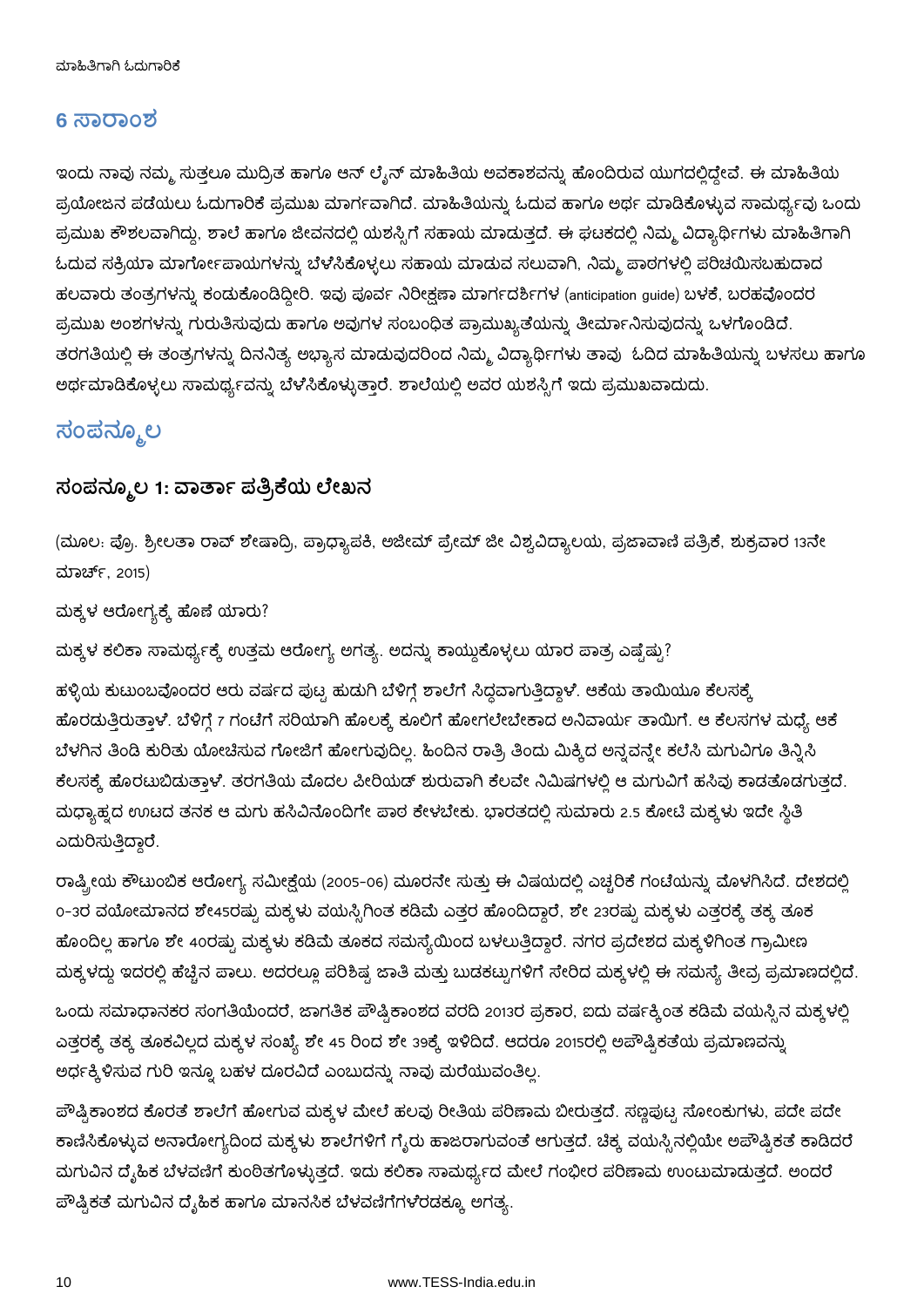## 6 ಸಾರಾಂಶ

ಇಂದು ನಾವು ನಮ್ಮ ಸುತ್ತಲೂ ಮುದ್ರಿತ ಹಾಗೂ ಆನ್ ಲೈನ್ ಮಾಹಿತಿಯ ಅವಕಾಶವನ್ನು ಹೊಂದಿರುವ ಯುಗದಲ್ಲಿದ್ದೇವೆ. ಈ ಮಾಹಿತಿಯ ಪ್ರಯೋಜನ ಪಡೆಯಲು ಓದುಗಾರಿಕೆ ಪ್ರಮುಖ ಮಾರ್ಗವಾಗಿದೆ. ಮಾಹಿತಿಯನ್ನು ಓದುವ ಹಾಗೂ ಅರ್ಥ ಮಾಡಿಕೊಳ್ಳುವ ಸಾಮರ್ಥ್ಯವು ಒಂದು ಪ್ರಮುಖ ಕೌಶಲವಾಗಿದ್ದು, ಶಾಲೆ ಹಾಗೂ ಜೀವನದಲ್ಲಿ ಯಶಸ್ಸಿಗೆ ಸಹಾಯ ಮಾಡುತ್ತದೆ. ಈ ಘಟಕದಲ್ಲಿ ನಿಮ್ಮ ವಿದ್ಯಾರ್ಥಿಗಳು ಮಾಹಿತಿಗಾಗಿ ಓದುವ ಸಕ್ರಿಯಾ ಮಾರ್ಗೋಪಾಯಗಳನ್ನು ಬೆಳೆಸಿಕೊಳ್ಳಲು ಸಹಾಯ ಮಾಡುವ ಸಲುವಾಗಿ, ನಿಮ್ಮ ಪಾಠಗಳಲ್ಲಿ ಪರಿಚಯಿಸಬಹುದಾದ ಹಲವಾರು ತಂತ್ರಗಳನ್ನು ಕಂಡುಕೊಂಡಿದ್ದೀರಿ. ಇವು ಪೂರ್ವ ನಿರೀಕ್ಷಣಾ ಮಾರ್ಗದರ್ಶಿಗಳ (anticipation guide) ಬಳಕೆ, ಬರಹವೊಂದರ ಪ್ರಮುಖ ಅಂಶಗಳನ್ನು ಗುರುತಿಸುವುದು ಹಾಗೂ ಅವುಗಳ ಸಂಬಂಧಿತ ಪ್ರಾಮುಖ್ಯತೆಯನ್ನು ತೀರ್ಮಾನಿಸುವುದನ್ನು ಒಳಗೊಂಡಿದೆ. ತರಗತಿಯಲ್ಲಿ ಈ ತಂತ್ರಗಳನ್ನು ದಿನನಿತ್ಯ ಅಭ್ಯಾಸ ಮಾಡುವುದರಿಂದ ನಿಮ್ಮ ವಿದ್ಯಾರ್ಥಿಗಳು ತಾವು ಓದಿದ ಮಾಹಿತಿಯನ್ನು ಬಳಸಲು ಹಾಗೂ ಅರ್ಥಮಾಡಿಕೊಳ್ಳಲು ಸಾಮರ್ಥ್ಯವನ್ನು ಬೆಳೆಸಿಕೊಳ್ಳುತ್ತಾರೆ. ಶಾಲೆಯಲ್ಲಿ ಅವರ ಯಶಸ್ಸಿಗೆ ಇದು ಪ್ರಮುಖವಾದುದು.

## ಸಂಪನ್ಮೂಲ

### ಸಂಪನ್ಮೂಲ 1: ವಾರ್ತಾ ಪತ್ರಿಕೆಯ ಲೇಖನ

(ಮೂಲ: ಪ್ರೊ. ಶ್ರೀಲತಾ ರಾವ್ ಶೇಷಾದ್ರಿ, ಪ್ರಾಧ್ಯಾಪಕಿ, ಅಜೀಮ್ ಪ್ರೇಮ್ ಜೀ ವಿಶ್ವವಿದ್ಯಾಲಯ, ಪ್ರಜಾವಾಣಿ ಪತ್ರಿಕೆ, ಶುಕ್ರವಾರ 13ನೇ ಮಾರ್ಚ್, 2015)

ಮಕ್ಕಳ ಆರೋಗ್ಯಕ್ಕೆ ಹೊಣೆ ಯಾರು?

ಮಕ್ಕಳ ಕಲಿಕಾ ಸಾಮರ್ಥ್ಯಕ್ಕೆ ಉತ್ತಮ ಆರೋಗ್ಯ ಅಗತ್ಯ. ಅದನ್ನು ಕಾಯ್ದುಕೊಳ್ಳಲು ಯಾರ ಪಾತ್ರ ಎಷ್ಟೆಷ್ಟು?

ಹಳ್ಳಿಯ ಕುಟುಂಬವೊಂದರ ಆರು ವರ್ಷದ ಪುಟ್ಟ ಹುಡುಗಿ ಬೆಳಿಗ್ಗೆ ಶಾಲೆಗೆ ಸಿದ್ಧವಾಗುತ್ತಿದ್ದಾಳೆ. ಆಕೆಯ ತಾಯಿಯೂ ಕೆಲಸಕ್ಕೆ ಹೊರಡುತ್ತಿರುತ್ತಾಳೆ. ಬೆಳಿಗ್ಗೆ 7 ಗಂಟೆಗೆ ಸರಿಯಾಗಿ ಹೊಲಕ್ಕೆ ಕೂಲಿಗೆ ಹೋಗಲೇಬೇಕಾದ ಅನಿವಾರ್ಯ ತಾಯಿಗೆ. ಆ ಕೆಲಸಗಳ ಮಧ್ಯೆ ಆಕೆ ಬೆಳಗಿನ ತಿಂಡಿ ಕುರಿತು ಯೋಚಿಸುವ ಗೋಜಿಗೆ ಹೋಗುವುದಿಲ್ಲ. ಹಿಂದಿನ ರಾತ್ರಿ ತಿಂದು ಮಿಕ್ಕಿದ ಅನ್ನವನ್ನೇ ಕಲೆಸಿ ಮಗುವಿಗೂ ತಿನ್ನಿಸಿ ಕೆಲಸಕ್ಕೆ ಹೊರಟುಬಿಡುತ್ತಾಳೆ. ತರಗತಿಯ ಮೊದಲ ಪೀರಿಯಡ್ ಶುರುವಾಗಿ ಕೆಲವೇ ನಿಮಿಷಗಳಲ್ಲಿ ಆ ಮಗುವಿಗೆ ಹಸಿವು ಕಾಡತೊಡಗುತ್ತದೆ. ಮಧ್ಯಾಹ್ನದ ಊಟದ ತನಕ ಆ ಮಗು ಹಸಿವಿನೊಂದಿಗೇ ಪಾಠ ಕೇಳಬೇಕು. ಭಾರತದಲ್ಲಿ ಸುಮಾರು 2.5 ಕೋಟಿ ಮಕ್ಕಳು ಇದೇ ಸ್ಥಿತಿ ಎದುರಿಸುತ್ತಿದ್ದಾರೆ.

ರಾಷ್ಟ್ರೀಯ ಕೌಟುಂಬಿಕ ಆರೋಗ್ಯ ಸಮೀಕ್ಷೆಯ (2005-06) ಮೂರನೇ ಸುತ್ತು ಈ ವಿಷಯದಲ್ಲಿ ಎಚ್ಚರಿಕೆ ಗಂಟೆಯನ್ನು ಮೊಳಗಿಸಿದೆ. ದೇಶದಲ್ಲಿ 0-3ರ ವಯೋಮಾನದ ಶೇ45ರಷ್ಟು ಮಕ್ಕಳು ವಯಸ್ಸಿಗಿಂತ ಕಡಿಮೆ ಎತ್ತರ ಹೊಂದಿದ್ದಾರೆ, ಶೇ 23ರಷ್ಟು ಮಕ್ಕಳು ಎತ್ತರಕ್ಕೆ ತಕ್ಕ ತೂಕ ಹೊಂದಿಲ್ಲ ಹಾಗೂ ಶೇ 40ರಷ್ಟು ಮಕ್ಕಳು ಕಡಿಮೆ ತೂಕದ ಸಮಸ್ಯೆಯಿಂದ ಬಳಲುತ್ತಿದ್ದಾರೆ. ನಗರ ಪ್ರದೇಶದ ಮಕ್ಕಳಿಗಿಂತ ಗ್ರಾಮೀಣ ಮಕ್ಕಳದ್ದು ಇದರಲ್ಲಿ ಹೆಚ್ಚಿನ ಪಾಲು. ಅದರಲ್ಲೂ ಪರಿಶಿಷ್ಟ ಜಾತಿ ಮತ್ತು ಬುಡಕಟ್ಟುಗಳಿಗೆ ಸೇರಿದ ಮಕ್ಕಳಲ್ಲಿ ಈ ಸಮಸ್ಯೆ ತೀವ್ರ ಪ್ರಮಾಣದಲ್ಲಿದೆ.

ಒಂದು ಸಮಾಧಾನಕರ ಸಂಗತಿಯೆಂದರೆ, ಜಾಗತಿಕ ಪೌಷ್ಟಿಕಾಂಶದ ವರದಿ 2013ರ ಪ್ರಕಾರ, ಐದು ವರ್ಷಕ್ಕಿಂತ ಕಡಿಮೆ ವಯಸ್ಸಿನ ಮಕ್ಕಳಲ್ಲಿ ಎತ್ತರಕ್ಕೆ ತಕ್ಕ ತೂಕವಿಲ್ಲದ ಮಕ್ಕಳ ಸಂಖ್ಯೆ ಶೇ 45 ರಿಂದ ಶೇ 39ಕ್ಕೆ ಇಳಿದಿದೆ. ಆದರೂ 2015ರಲ್ಲಿ ಅಪೌಷ್ಟಿಕತೆಯ ಪ್ರಮಾಣವನ್ನು ಅರ್ಧಕ್ಕಿಳಿಸುವ ಗುರಿ ಇನ್ನೂ ಬಹಳ ದೂರವಿದೆ ಎಂಬುದನ್ನು ನಾವು ಮರೆಯುವಂತಿಲ್ಲ.

ಪೌಷ್ಟಿಕಾಂಶದ ಕೊರತೆ ಶಾಲೆಗೆ ಹೋಗುವ ಮಕ್ಕಳ ಮೇಲೆ ಹಲವು ರೀತಿಯ ಪರಿಣಾಮ ಬೀರುತ್ತದೆ. ಸಣ್ಣಪುಟ್ಟ ಸೋಂಕುಗಳು, ಪದೇ ಪದೇ ಕಾಣಿಸಿಕೊಳ್ಳುವ ಅನಾರೋಗ್ಯದಿಂದ ಮಕ್ಕಳು ಶಾಲೆಗಳಿಗೆ ಗೈರು ಹಾಜರಾಗುವಂತೆ ಆಗುತ್ತದೆ. ಚಿಕ್ಕ ವಯಸ್ಸಿನಲ್ಲಿಯೇ ಅಪೌಷ್ಟಿಕತೆ ಕಾಡಿದರೆ ಮಗುವಿನ ದೈಹಿಕ ಬೆಳವಣಿಗೆ ಕುಂಠಿತಗೊಳ್ಳುತ್ತದೆ. ಇದು ಕಲಿಕಾ ಸಾಮರ್ಥ್ಯದ ಮೇಲೆ ಗಂಭೀರ ಪರಿಣಾಮ ಉಂಟುಮಾಡುತ್ತದೆ. ಅಂದರೆ ಪೌಷ್ಟಿಕತೆ ಮಗುವಿನ ದೈಹಿಕ ಹಾಗೂ ಮಾನಸಿಕ ಬೆಳವಣಿಗೆಗಳೆರಡಕ್ಕೂ ಅಗತ್ಯ.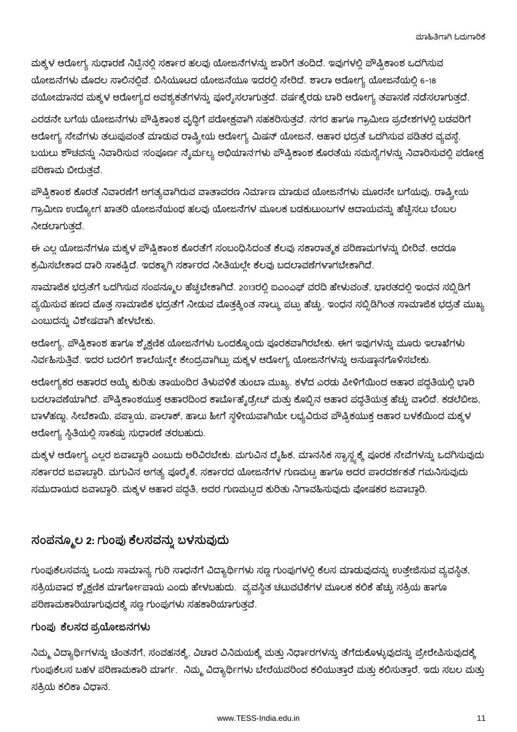ಮಕ್ಕಳ ಆರೋಗ್ಯ ಸುಧಾರಣೆ ನಿಟ್ಟಿನಲ್ಲಿ ಸರ್ಕಾರ ಹಲವು ಯೋಜನೆಗಳನ್ನು ಜಾರಿಗೆ ತಂದಿದೆ. ಇವುಗಳಲ್ಲಿ ಪೌಷ್ಟಿಕಾಂಶ ಒದಗಿಸುವ ಯೋಜನೆಗಳು ಮೊದಲ ಸಾಲಿನಲ್ಲಿವೆ. ಬಿಸಿಯೂಟದ ಯೋಜನೆಯೂ ಇದರಲ್ಲಿ ಸೇರಿದೆ. ಶಾಲಾ ಆರೋಗ್ಯ ಯೋಜನೆಯಲ್ಲಿ 6-18 ವಯೋಮಾನದ ಮಕ್ಕಳ ಆರೋಗ್ಯದ ಅವಶ್ಯಕತೆಗಳನ್ನು ಪೂರೈಸಲಾಗುತ್ತದೆ. ವರ್ಷಕ್ಕೆರಡು ಬಾರಿ ಆರೋಗ್ಯ ತಪಾಸಣೆ ನಡೆಸಲಾಗುತ್ತದೆ.

ಎರಡನೇ ಬಗೆಯ ಯೋಜನೆಗಳು ಪೌಷ್ಟಿಕಾಂಶ ವೃದ್ಧಿಗೆ ಪರೋಕ್ಷವಾಗಿ ಸಹಕರಿಸುತ್ತವೆ. ನಗರ ಹಾಗೂ ಗ್ರಾಮೀಣ ಪ್ರದೇಶಗಳಲ್ಲಿ ಬಡವರಿಗೆ ಆರೋಗ್ಯ ಸೇವೆಗಳು ತಲುಪುವಂತೆ ಮಾಡುವ ರಾಷ್ಟ್ರೀಯ ಆರೋಗ್ಯ ಮಿಷನ್ ಯೋಜನೆ, ಆಹಾರ ಭದ್ರತೆ ಒದಗಿಸುವ ಪಡಿತರ ವ್ಯವಸ್ಥೆ, ಬಯಲು ಶೌಚವನ್ನು ನಿವಾರಿಸುವ 'ಸಂಪೂರ್ಣ ನೈರ್ಮಲ್ಯ ಅಭಿಯಾನ'ಗಳು ಪೌಷ್ಟಿಕಾಂಶ ಕೊರತೆಯ ಸಮಸ್ಯೆಗಳನ್ನು ನಿವಾರಿಸುವಲ್ಲಿ ಪರೋಕ್ಷ ಪರಿಣಾಮ ಬೀರುತ್ತವೆ.

ಪೌಷ್ಟಿಕಾಂಶ ಕೊರತೆ ನಿವಾರಣೆಗೆ ಅಗತ್ಯವಾಗಿರುವ ವಾತಾವರಣ ನಿರ್ಮಾಣ ಮಾಡುವ ಯೋಜನೆಗಳು ಮೂರನೇ ಬಗೆಯವು. ರಾಷ್ಟ್ರೀಯ ಗ್ರಾಮೀಣ ಉದ್ಯೋಗ ಖಾತರಿ ಯೋಜನೆಯಂಥ ಹಲವು ಯೋಜನೆಗಳ ಮೂಲಕ ಬಡಕುಟುಂಬಗಳ ಆದಾಯವನ್ನು ಹೆಚ್ಚಿಸಲು ಬೆಂಬಲ ನೀಡಲಾಗುತ್ತದೆ.

ಈ ಎಲ್ಲ ಯೋಜನೆಗಳೂ ಮಕ್ಕಳ ಪೌಷ್ಟಿಕಾಂಶ ಕೊರತೆಗೆ ಸಂಬಂಧಿಸಿದಂತೆ ಕೆಲವು ಸಕಾರಾತ್ಮಕ ಪರಿಣಾಮಗಳನ್ನು ಬೀರಿವೆ. ಆದರೂ ಕ್ರಮಿಸಬೇಕಾದ ದಾರಿ ಸಾಕಷ್ಟಿದೆ. ಇದಕ್ಕಾಗಿ ಸರ್ಕಾರದ ನೀತಿಯಲ್ಲೇ ಕೆಲವು ಬದಲಾವಣೆಗಳಾಗಬೇಕಾಗಿದೆ.

ಸಾಮಾಜಿಕ ಭದ್ರತೆಗೆ ಒದಗಿಸುವ ಸಂಪನ್ಮೂಲ ಹೆಚ್ಚಬೇಕಾಗಿದೆ. 2013ರಲ್ಲಿ ಐಎಂಎಫ್ ವರದಿ ಹೇಳುವಂತೆ, ಭಾರತದಲ್ಲಿ ಇಂಧನ ಸಬ್ಸಿಡಿಗೆ ವ್ಯಯಿಸುವ ಹಣದ ಮೊತ್ತ ಸಾಮಾಜಿಕ ಭದ್ರತೆಗೆ ನೀಡುವ ಮೊತ್ತಕ್ಕಿಂತ ನಾಲ್ಕು ಪಟ್ಟು ಹೆಚ್ಚು. ಇಂಧನ ಸಬ್ಸಿಡಿಗಿಂತ ಸಾಮಾಜಿಕ ಭದ್ರತೆ ಮುಖ್ಯ ಎಂಬುದನ್ನು ವಿಶೇಷವಾಗಿ ಹೇಳಬೇಕು.

ಆರೋಗ್ಯ, ಪೌಷ್ಟಿಕಾಂಶ ಹಾಗೂ ಶೈಕ್ಷಣಿಕ ಯೋಜನೆಗಳು ಒಂದಕ್ಕೊಂದು ಪೂರಕವಾಗಿರಬೇಕು. ಈಗ ಇವುಗಳನ್ನು ಮೂರು ಇಲಾಖೆಗಳು ನಿರ್ವಹಿಸುತ್ತಿವೆ. ಇದರ ಬದಲಿಗೆ ಶಾಲೆಯನ್ನೇ ಕೇಂದ್ರವಾಗಿಟ್ಟು ಮಕ್ಕಳ ಆರೋಗ್ಯ ಯೋಜನೆಗಳನ್ನು ಅನುಷ್ಠಾನಗೊಳಿಸಬೇಕು.

ಆರೋಗ್ಯಕರ ಆಹಾರದ ಆಯ್ಕೆ ಕುರಿತು ತಾಯಂದಿರ ತಿಳುವಳಿಕೆ ತುಂಬಾ ಮುಖ್ಯ. ಕಳೆದ ಎರಡು ಪೀಳಿಗೆಯಿಂದ ಆಹಾರ ಪದ್ಧತಿಯಲ್ಲಿ ಭಾರಿ ಬದಲಾವಣೆಯಾಗಿದೆ. ಪೌಷ್ಟಿಕಾಂಶಯುಕ್ತ ಆಹಾರದಿಂದ ಕಾರ್ಬೋಹೈಡ್ರೇಟ್ ಮತ್ತು ಕೊಬ್ಬಿನ ಆಹಾರ ಪದ್ಧತಿಯತ್ತ ಹೆಚ್ಚು ವಾಲಿದೆ. ಕಡಲೆಬೀಜ, ಬಾಳೆಹಣ್ಣು, ಸೀಬೆಕಾಯಿ, ಪಪ್ಪಾಯ, ಪಾಲಾಕ್, ಹಾಲು ಹೀಗೆ ಸ್ಥಳೀಯವಾಗಿಯೇ ಲಭ್ಯವಿರುವ ಪೌಷ್ಟಿಕಯುಕ್ತ ಆಹಾರ ಬಳಕೆಯಿಂದ ಮಕ್ಕಳ ಆರೋಗ್ಯ ಸ್ಥಿತಿಯಲ್ಲಿ ಸಾಕಷ್ಟು ಸುಧಾರಣೆ ತರಬಹುದು.

ಮಕ್ಕಳ ಆರೋಗ್ಯ ಎಲ್ಲರ ಜವಾಬ್ದಾರಿ ಎಂಬುದು ಅರಿವಿರಬೇಕು. ಮಗುವಿನ ದೈಹಿಕ, ಮಾನಸಿಕ ಸ್ವಾಸ್ಥ್ಯಕ್ಕೆ ಪೂರಕ ಸೇವೆಗಳನ್ನು ಒದಗಿಸುವುದು ಸರ್ಕಾರದ ಜವಾಬ್ದಾರಿ. ಮಗುವಿನ ಅಗತ್ಯ ಪೂರೈಕೆ, ಸರ್ಕಾರದ ಯೋಜನೆಗಳ ಗುಣಮಟ್ಟ ಹಾಗೂ ಅದರ ಪಾರದರ್ಶಕತೆ ಗಮನಿಸುವುದು ಸಮುದಾಯದ ಜವಾಬ್ದಾರಿ. ಮಕ್ಕಳ ಆಹಾರ ಪದ್ಧತಿ, ಅದರ ಗುಣಮಟ್ಟದ ಕುರಿತು ನಿಗಾವಹಿಸುವುದು ಪೋಷಕರ ಜವಾಬ್ದಾರಿ.

## ಸಂಪನ್ಮೂಲ 2: ಗುಂಪು ಕೆಲಸವನ್ನು ಬಳಸುವುದು

ಗುಂಪುಕೆಲಸವನ್ನು ಒಂದು ಸಾಮಾನ್ಯ ಗುರಿ ಸಾಧನೆಗೆ ವಿದ್ಯಾರ್ಥಿಗಳು ಸಣ್ಣ ಗುಂಪುಗಳಲ್ಲಿ ಕೆಲಸ ಮಾಡುವುದನ್ನು ಉತ್ತೇಜಿಸುವ ವ್ಯವಸ್ಥಿತ, ಸಕ್ರಿಯವಾದ ಶೈಕ್ಷಣಿಕ ಮಾರ್ಗೋಪಾಯ ಎಂದು ಹೇಳಬಹುದು. ವ್ಯವಸ್ಥಿತ ಚಟುವಟಿಕೆಗಳ ಮೂಲಕ ಕಲಿಕೆ ಹೆಚ್ಚು ಸಕ್ರಿಯ ಹಾಗೂ ಪರಿಣಾಮಕಾರಿಯಾಗುವುದಕ್ಕೆ ಸಣ್ಣ ಗುಂಪುಗಳು ಸಹಕಾರಿಯಾಗುತ್ತವೆ.

### ಗುಂಪು ಕೆಲಸದ ಪ್ರಯೋಜನಗಳು

ನಿಮ್ಮ ವಿದ್ಯಾರ್ಥಿಗಳನ್ನು ಚಿಂತನೆಗೆ, ಸಂವಹನಕ್ಕೆ, ವಿಚಾರ ವಿನಿಮಯಕ್ಕೆ ಮತ್ತು ನಿರ್ಧಾರಗಳನ್ನು ತೆಗೆದುಕೊಳ್ಳುವುದನ್ನು ಪ್ರೇರೇಪಿಸುವುದಕ್ಕೆ ಗುಂಪುಕೆಲಸ ಬಹಳ ಪರಿಣಾಮಕಾರಿ ಮಾರ್ಗ. ನಿಮ್ಮ ವಿದ್ಯಾರ್ಥಿಗಳು ಬೇರೆಯವರಿಂದ ಕಲಿಯುತ್ತಾರೆ ಮತ್ತು ಕಲಿಸುತ್ತಾರೆ. ಇದು ಸಬಲ ಮತ್ತು ಸಕ್ರಿಯ ಕಲಿಕಾ ವಿಧಾನ.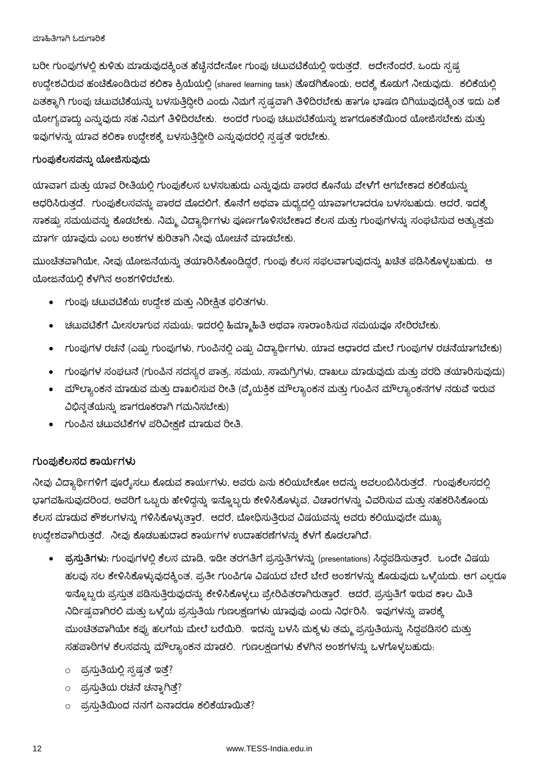ಬರೀ ಗುಂಪುಗಳಲ್ಲಿ ಕುಳಿತು ಮಾಡುವುದಕ್ಕಿಂತ ಹೆಚ್ಚಿನದೇನೋ ಗುಂಪು ಚಟುವಟಿಕೆಯಲ್ಲಿ ಇರುತ್ತದೆ. ಅದೇನೆಂದರೆ, ಒಂದು ಸ್ಪಷ್ಟ ಉದ್ದೇಶವಿರುವ ಹಂಚಿಕೊಂಡಿರುವ ಕಲಿಕಾ ಕ್ರಿಯೆಯಲ್ಲಿ (shared learning task) ತೊಡಗಿಕೊಂಡು, ಅದಕ್ಕೆ ಕೊಡುಗೆ ನೀಡುವುದು. ಕಲಿಕೆಯಲ್ಲಿ ಏತಕ್ಕಾಗಿ ಗುಂಪು ಚಟುವಟಿಕೆಯನ್ನು ಬಳಸುತ್ತಿದ್ದೀರಿ ಎಂದು ನಿಮಗೆ ಸ್ಪಷ್ಟವಾಗಿ ತಿಳಿದಿರಬೇಕು ಹಾಗೂ ಭಾಷಣ ಬಿಗಿಯುವುದಕ್ಕಿಂತ ಇದು ಏಕೆ ಯೋಗ್ಯವಾದ್ದು ಎನ್ನುವುದು ಸಹ ನಿಮಗೆ ತಿಳಿದಿರಬೇಕು. ಅಂದರೆ ಗುಂಪು ಚಟುವಟಿಕೆಯನ್ನು ಜಾಗರೂಕತೆಯಿಂದ ಯೋಜಿಸಬೇಕು ಮತ್ತು ಇವುಗಳನ್ನು ಯಾವ ಕಲಿಕಾ ಉದ್ದೇಶಕ್ಕೆ ಬಳಸುತ್ತಿದ್ದೀರಿ ಎನ್ನುವುದರಲ್ಲಿ ಸ್ಪಷ್ಟತೆ ಇರಬೇಕು.

### ಗುಂಪುಕೆಲಸವನ್ನು ಯೋಜಿಸುವುದು

ಯಾವಾಗ ಮತ್ತು ಯಾವ ರೀತಿಯಲ್ಲಿ ಗುಂಪುಕೆಲಸ ಬಳಸಬಹುದು ಎನ್ನುವುದು ಪಾಠದ ಕೊನೆಯ ವೇಳೆಗೆ ಆಗಬೇಕಾದ ಕಲಿಕೆಯನ್ನು ಆಧರಿಸಿರುತ್ತದೆ. ಗುಂಪುಕೆಲಸವನ್ನು ಪಾಠದ ಮೊದಲಿಗೆ, ಕೊನೆಗೆ ಅಥವಾ ಮಧ್ಯದಲ್ಲಿ ಯಾವಾಗಲಾದರೂ ಬಳಸಬಹುದು. ಆದರೆ, ಇದಕ್ಕೆ ಸಾಕಷ್ಟು ಸಮಯವನ್ನು ಕೊಡಬೇಕು. ನಿಮ್ಮ ವಿದ್ಯಾರ್ಥಿಗಳು ಪೂರ್ಣಗೊಳಿಸಬೇಕಾದ ಕೆಲಸ ಮತ್ತು ಗುಂಪುಗಳನ್ನು ಸಂಘಟಿಸುವ ಅತ್ಯುತ್ತಮ ಮಾರ್ಗ ಯಾವುದು ಎಂಬ ಅಂಶಗಳ ಕುರಿತಾಗಿ ನೀವು ಯೋಚನೆ ಮಾಡಬೇಕು.

ಮುಂಚಿತವಾಗಿಯೇ, ನೀವು ಯೋಜನೆಯನ್ನು ತಯಾರಿಸಿಕೊಂಡಿದ್ದರೆ, ಗುಂಪು ಕೆಲಸ ಸಫಲವಾಗುವುದನ್ನು ಖಚಿತ ಪಡಿಸಿಕೊಳ್ಳಬಹುದು. ಆ ಯೋಜನೆಯಲ್ಲಿ ಕೆಳಗಿನ ಅಂಶಗಳಿರಬೇಕು.

- ಗುಂಪು ಚಟುವಟಿಕೆಯ ಉದ್ದೇಶ ಮತ್ತು ನಿರೀಕ್ಷಿತ ಫಲಿತಗಳು.
- ಚಟುವಟಿಕೆಗೆ ಮೀಸಲಾಗುವ ಸಮಯ; ಇದರಲ್ಲಿ ಹಿಮ್ಮಾಹಿತಿ ಅಥವಾ ಸಾರಾಂಶಿಸುವ ಸಮಯವೂ ಸೇರಿರಬೇಕು.
- ಗುಂಪುಗಳ ರಚನೆ (ಎಷ್ಟು ಗುಂಪುಗಳು, ಗುಂಪಿನಲ್ಲಿ ಎಷ್ಟು ವಿದ್ಯಾರ್ಥಿಗಳು, ಯಾವ ಆಧಾರದ ಮೇಲೆ ಗುಂಪುಗಳ ರಚನೆಯಾಗಬೇಕು)
- ಗುಂಪುಗಳ ಸಂಘಟನೆ (ಗುಂಪಿನ ಸದಸ್ಯರ ಪಾತ್ರ, ಸಮಯ, ಸಾಮಗ್ರಿಗಳು, ದಾಖಲು ಮಾಡುವುದು ಮತ್ತು ವರದಿ ತಯಾರಿಸುವುದು)
- ಮೌಲ್ಯಾಂಕನ ಮಾಡುವ ಮತ್ತು ದಾಖಲಿಸುವ ರೀತಿ (ವೈಯಕ್ತಿಕ ಮೌಲ್ಯಾಂಕನ ಮತ್ತು ಗುಂಪಿನ ಮೌಲ್ಯಾಂಕನಗಳ ನಡುವೆ ಇರುವ ವಿಭಿನ್ನತೆಯನ್ನು ಜಾಗರೂಕರಾಗಿ ಗಮನಿಸಬೇಕು)
- ಗುಂಪಿನ ಚಟುವಟಿಕೆಗಳ ಪರಿವೀಕ್ಷಣೆ ಮಾಡುವ ರೀತಿ.

### ಗುಂಪುಕೆಲಸದ ಕಾರ್ಯಗಳು

ನೀವು ವಿದ್ಯಾರ್ಥಿಗಳಿಗೆ ಪೂರೈಸಲು ಕೊಡುವ ಕಾರ್ಯಗಳು, ಅವರು ಏನು ಕಲಿಯಬೇಕೋ ಅದನ್ನು ಅವಲಂಬಿಸಿರುತ್ತದೆ. ಗುಂಪುಕೆಲಸದಲ್ಲಿ ಭಾಗವಹಿಸುವುದರಿಂದ, ಅವರಿಗೆ ಒಬ್ಬರು ಹೇಳಿದ್ದನ್ನು ಇನ್ನೊಬ್ಬರು ಕೇಳಿಸಿಕೊಳ್ಳುವ, ವಿಚಾರಗಳನ್ನು ವಿವರಿಸುವ ಮತ್ತು ಸಹಕರಿಸಿಕೊಂಡು ಕೆಲಸ ಮಾಡುವ ಕೌಶಲಗಳನ್ನು ಗಳಿಸಿಕೊಳ್ಳುತ್ತಾರೆ. ಆದರೆ, ಬೋಧಿಸುತ್ತಿರುವ ವಿಷಯವನ್ನು ಅವರು ಕಲಿಯುವುದೇ ಮುಖ್ಯ ಉದ್ದೇಶವಾಗಿರುತ್ತದೆ. ನೀವು ಕೊಡಬಹುದಾದ ಕಾರ್ಯಗಳ ಉದಾಹರಣೆಗಳನ್ನು ಕೆಳಗೆ ಕೊಡಲಾಗಿದೆ:

- **ಪ್ರಸ್ತುತಿಗಳು:** ಗುಂಪುಗಳಲ್ಲಿ ಕೆಲಸ ಮಾಡಿ, ಇಡೀ ತರಗತಿಗೆ ಪ್ರಸ್ತುತಿಗಳನ್ನು (presentations) ಸಿದ್ಧಪಡಿಸುತ್ತಾರೆ. ಒಂದೇ ವಿಷಯ ಹಲವು ಸಲ ಕೇಳಿಸಿಕೊಳ್ಳುವುದಕ್ಕಿಂತ, ಪ್ರತೀ ಗುಂಪಿಗೂ ವಿಷಯದ ಬೇರೆ ಬೇರೆ ಅಂಶಗಳನ್ನು ಕೊಡುವುದು ಒಳ್ಳೆಯದು. ಆಗ ಎಲ್ಲರೂ ಇನ್ನೊಬ್ಬರು ಪ್ರಸ್ತುತ ಪಡಿಸುತ್ತಿರುವುದನ್ನು ಕೇಳಿಸಿಕೊಳ್ಳಲು ಪ್ರೇರಿಪಿತರಾಗಿರುತ್ತಾರೆ. ಆದರೆ, ಪ್ರಸ್ತುತಿಗೆ ಇರುವ ಕಾಲ ಮಿತಿ ನಿರ್ದಿಷ್ಟವಾಗಿರಲಿ ಮತ್ತು ಒಳ್ಳೆಯ ಪ್ರಸ್ತುತಿಯ ಗುಣಲಕ್ಷಣಗಳು ಯಾವುವು ಎಂದು ನಿರ್ಧರಿಸಿ. ಇವುಗಳನ್ನು ಪಾಠಕ್ಕೆ ಮುಂಚಿತವಾಗಿಯೇ ಕಪ್ಪು ಹಲಗೆಯ ಮೇಲೆ ಬರೆಯಿರಿ. ಇದನ್ನು ಬಳಸಿ ಮಕ್ಕಳು ತಮ್ಮ ಪ್ರಸ್ತುತಿಯನ್ನು ಸಿದ್ಧಪಡಿಸಲಿ ಮತ್ತು ಸಹಪಾಠಿಗಳ ಕೆಲಸವನ್ನು ಮೌಲ್ಯಾಂಕನ ಮಾಡಲಿ. ಗುಣಲಕ್ಷಣಗಳು ಕೆಳಗಿನ ಅಂಶಗಳನ್ನು ಒಳಗೊಳ್ಳಬಹುದು:
  - ಪ್ರಸ್ತುತಿಯಲ್ಲಿ ಸ್ಪಷ್ಟತೆ ಇತ್ತೆ?
  - ಪ್ರಸ್ತುತಿಯ ರಚನೆ ಚನ್ನಾಗಿತ್ತೆ?
  - ಪ್ರಸ್ತುತಿಯಿಂದ ನನಗೆ ಏನಾದರೂ ಕಲಿಕೆಯಾಯಿತೆ?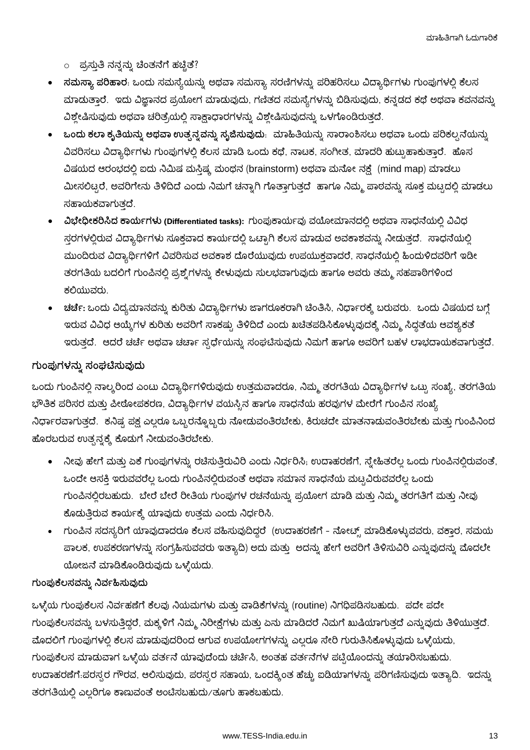- ಪ್ರಸ್ತುತಿ ನನ್ನನ್ನು ಚಿಂತನೆಗೆ ಹಚ್ಚಿತೆ?

- **ಸಮಸ್ಯಾ ಪರಿಹಾರ**: ಒಂದು ಸಮಸ್ಯೆಯನ್ನು ಅಥವಾ ಸಮಸ್ಯಾ ಸರಣಿಗಳನ್ನು ಪರಿಹರಿಸಲು ವಿದ್ಯಾರ್ಥಿಗಳು ಗುಂಪುಗಳಲ್ಲಿ ಕೆಲಸ ಮಾಡುತ್ತಾರೆ. ಇದು ವಿಜ್ಞಾನದ ಪ್ರಯೋಗ ಮಾಡುವುದು, ಗಣಿತದ ಸಮಸ್ಯೆಗಳನ್ನು ಬಿಡಿಸುವುದು, ಕನ್ನಡದ ಕಥೆ ಅಥವಾ ಕವನವನ್ನು ವಿಶ್ಲೇಷಿಸುವುದು ಅಥವಾ ಚರಿತ್ರೆಯಲ್ಲಿ ಸಾಕ್ಷಾಧಾರಗಳನ್ನು ವಿಶ್ಲೇಷಿಸುವುದನ್ನು ಒಳಗೊಂಡಿರುತ್ತದೆ.
- **ಒಂದು ಕಲಾ ಕೃತಿಯನ್ನು ಅಥವಾ ಉತ್ಪನ್ನವನ್ನು ಸೃಜಿಸುವುದು**: ಮಾಹಿತಿಯನ್ನು ಸಾರಾಂಶಿಸಲು ಅಥವಾ ಒಂದು ಪರಿಕಲ್ಪನೆಯನ್ನು ವಿವರಿಸಲು ವಿದ್ಯಾರ್ಥಿಗಳು ಗುಂಪುಗಳಲ್ಲಿ ಕೆಲಸ ಮಾಡಿ ಒಂದು ಕಥೆ, ನಾಟಕ, ಸಂಗೀತ, ಮಾದರಿ ಹುಟ್ಟುಹಾಕುತ್ತಾರೆ. ಹೊಸ ವಿಷಯದ ಆರಂಭದಲ್ಲಿ ಐದು ನಿಮಿಷ ಮಸ್ತಿಷ್ಕ ಮಂಥನ (brainstorm) ಅಥವಾ ಮನೋ ನಕ್ಷೆ (mind map) ಮಾಡಲು ಮೀಸಲಿಟ್ಟರೆ, ಅವರಿಗೇನು ತಿಳಿದಿದೆ ಎಂದು ನಿಮಗೆ ಚನ್ನಾಗಿ ಗೊತ್ತಾಗುತ್ತದೆ ಹಾಗೂ ನಿಮ್ಮ ಪಾಠವನ್ನು ಸೂಕ್ತ ಮಟ್ಟದಲ್ಲಿ ಮಾಡಲು ಸಹಾಯಕವಾಗುತ್ತದೆ.
- **ವಿಭೇಧೀಕರಿಸಿದ ಕಾರ್ಯಗಳು (Differentiated tasks):** ಗುಂಪುಕಾರ್ಯವು ವಯೋಮಾನದಲ್ಲಿ ಅಥವಾ ಸಾಧನೆಯಲ್ಲಿ ವಿವಿಧ ಸ್ತರಗಳಲ್ಲಿರುವ ವಿದ್ಯಾರ್ಥಿಗಳು ಸೂಕ್ತವಾದ ಕಾರ್ಯದಲ್ಲಿ ಒಟ್ಟಾಗಿ ಕೆಲಸ ಮಾಡುವ ಅವಕಾಶವನ್ನು ನೀಡುತ್ತದೆ. ಸಾಧನೆಯಲ್ಲಿ ಮುಂದಿರುವ ವಿದ್ಯಾರ್ಥಿಗಳಿಗೆ ವಿವರಿಸುವ ಅವಕಾಶ ದೊರೆಯುವುದು ಉಪಯುಕ್ತವಾದರೆ, ಸಾಧನೆಯಲ್ಲಿ ಹಿಂದುಳಿದವರಿಗೆ ಇಡೀ ತರಗತಿಯ ಬದಲಿಗೆ ಗುಂಪಿನಲ್ಲಿ ಪ್ರಶ್ನೆಗಳನ್ನು ಕೇಳುವುದು ಸುಲಭವಾಗುವುದು ಹಾಗೂ ಅವರು ತಮ್ಮ ಸಹಪಾಠಿಗಳಿಂದ ಕಲಿಯುವರು.
- **ಚರ್ಚೆ:** ಒಂದು ವಿದ್ಯಮಾನವನ್ನು ಕುರಿತು ವಿದ್ಯಾರ್ಥಿಗಳು ಜಾಗರೂಕರಾಗಿ ಚಿಂತಿಸಿ, ನಿರ್ಧಾರಕ್ಕೆ ಬರುವರು. ಒಂದು ವಿಷಯದ ಬಗ್ಗೆ ಇರುವ ವಿವಿಧ ಆಯ್ಕೆಗಳ ಕುರಿತು ಅವರಿಗೆ ಸಾಕಷ್ಟು ತಿಳಿದಿದೆ ಎಂದು ಖಚಿತಪಡಿಸಿಕೊಳ್ಳುವುದಕ್ಕೆ ನಿಮ್ಮ ಸಿದ್ಧತೆಯ ಆವಶ್ಯಕತೆ ಇರುತ್ತದೆ. ಆದರೆ ಚರ್ಚೆ ಅಥವಾ ಚರ್ಚಾ ಸ್ಪರ್ಧೆಯನ್ನು ಸಂಘಟಿಸುವುದು ನಿಮಗೆ ಹಾಗೂ ಅವರಿಗೆ ಬಹಳ ಲಾಭದಾಯಕವಾಗುತ್ತದೆ.

### ಗುಂಪುಗಳನ್ನು ಸಂಘಟಿಸುವುದು

ಒಂದು ಗುಂಪಿನಲ್ಲಿ ನಾಲ್ಕರಿಂದ ಎಂಟು ವಿದ್ಯಾರ್ಥಿಗಳಿರುವುದು ಉತ್ತಮವಾದರೂ, ನಿಮ್ಮ ತರಗತಿಯ ವಿದ್ಯಾರ್ಥಿಗಳ ಒಟ್ಟು ಸಂಖ್ಯೆ, ತರಗತಿಯ ಭೌತಿಕ ಪರಿಸರ ಮತ್ತು ಪೀಠೋಪಕರಣ, ವಿದ್ಯಾರ್ಥಿಗಳ ವಯಸ್ಸಿನ ಹಾಗೂ ಸಾಧನೆಯ ಹರವುಗಳ ಮೇರೆಗೆ ಗುಂಪಿನ ಸಂಖ್ಯೆ ನಿರ್ಧಾರವಾಗುತ್ತದೆ. ಕನಿಷ್ಟ ಪಕ್ಷ ಎಲ್ಲರೂ ಒಬ್ಬರನ್ನೊಬ್ಬರು ನೋಡುವಂತಿರಬೇಕು, ಕಿರುಚದೇ ಮಾತನಾಡುವಂತಿರಬೇಕು ಮತ್ತು ಗುಂಪಿನಿಂದ ಹೊರಬರುವ ಉತ್ಪನ್ನಕ್ಕೆ ಕೊಡುಗೆ ನೀಡುವಂತಿರಬೇಕು.

- ನೀವು ಹೇಗೆ ಮತ್ತು ಏಕೆ ಗುಂಪುಗಳನ್ನು ರಚಿಸುತ್ತಿರುವಿರಿ ಎಂದು ನಿರ್ಧರಿಸಿ; ಉದಾಹರಣೆಗೆ, ಸ್ನೇಹಿತರೆಲ್ಲ ಒಂದು ಗುಂಪಿನಲ್ಲಿರುವಂತೆ, ಒಂದೇ ಆಸಕ್ತಿ ಇರುವವರೆಲ್ಲ ಒಂದು ಗುಂಪಿನಲ್ಲಿರುವಂತೆ ಅಥವಾ ಸಮಾನ ಸಾಧನೆಯ ಮಟ್ಟವಿರುವವರೆಲ್ಲ ಒಂದು ಗುಂಪಿನಲ್ಲಿರಬಹುದು. ಬೇರೆ ಬೇರೆ ರೀತಿಯ ಗುಂಪುಗಳ ರಚನೆಯನ್ನು ಪ್ರಯೋಗ ಮಾಡಿ ಮತ್ತು ನಿಮ್ಮ ತರಗತಿಗೆ ಮತ್ತು ನೀವು ಕೊಡುತ್ತಿರುವ ಕಾರ್ಯಕ್ಕೆ ಯಾವುದು ಉತ್ತಮ ಎಂದು ನಿರ್ಧರಿಸಿ.
- ಗುಂಪಿನ ಸದಸ್ಯರಿಗೆ ಯಾವುದಾದರೂ ಕೆಲಸ ವಹಿಸುವುದಿದ್ದರೆ (ಉದಾಹರಣೆಗೆ - ನೋಟ್ಸ್ ಮಾಡಿಕೊಳ್ಳುವವರು, ವಕ್ತಾರ, ಸಮಯ ಪಾಲಕ, ಉಪಕರಣಗಳನ್ನು ಸಂಗ್ರಹಿಸುವವರು ಇತ್ಯಾದಿ) ಅದು ಮತ್ತು ಅದನ್ನು ಹೇಗೆ ಅವರಿಗೆ ತಿಳಿಸುವಿರಿ ಎನ್ನುವುದನ್ನು ಮೊದಲೇ ಯೋಜನೆ ಮಾಡಿಕೊಂಡಿರುವುದು ಒಳ್ಳೆಯದು.

### ಗುಂಪುಕೆಲಸವನ್ನು ನಿರ್ವಹಿಸುವುದು

ಒಳ್ಳೆಯ ಗುಂಪುಕೆಲಸ ನಿರ್ವಹಣೆಗೆ ಕೆಲವು ನಿಯಮಗಳು ಮತ್ತು ವಾಡಿಕೆಗಳನ್ನು (routine) ನಿಗಧಿಪಡಿಸಬಹುದು. ಪದೇ ಪದೇ ಗುಂಪುಕೆಲಸವನ್ನು ಬಳಸುತ್ತಿದ್ದರೆ, ಮಕ್ಕಳಿಗೆ ನಿಮ್ಮ ನಿರೀಕ್ಷೆಗಳು ಮತ್ತು ಏನು ಮಾಡಿದರೆ ನಿಮಗೆ ಖುಷಿಯಾಗುತ್ತದೆ ಎನ್ನುವುದು ತಿಳಿಯುತ್ತದೆ. ಮೊದಲಿಗೆ ಗುಂಪುಗಳಲ್ಲಿ ಕೆಲಸ ಮಾಡುವುದರಿಂದ ಆಗುವ ಉಪಯೋಗಗಳನ್ನು ಎಲ್ಲರೂ ಸೇರಿ ಗುರುತಿಸಿಕೊಳ್ಳುವುದು ಒಳ್ಳೆಯದು, ಗುಂಪುಕೆಲಸ ಮಾಡುವಾಗ ಒಳ್ಳೆಯ ವರ್ತನೆ ಯಾವುದೆಂದು ಚರ್ಚಿಸಿ, ಅಂತಹ ವರ್ತನೆಗಳ ಪಟ್ಟಿಯೊಂದನ್ನು ತಯಾರಿಸಬಹುದು. ಉದಾಹರಣೆಗೆ:ಪರಸ್ಪರ ಗೌರವ, ಆಲಿಸುವುದು, ಪರಸ್ಪರ ಸಹಾಯ, ಒಂದಕ್ಕಿಂತ ಹೆಚ್ಚು ಐಡಿಯಾಗಳನ್ನು ಪರಿಗಣಿಸುವುದು ಇತ್ಯಾದಿ. ಇದನ್ನು ತರಗತಿಯಲ್ಲಿ ಎಲ್ಲರಿಗೂ ಕಾಣುವಂತೆ ಅಂಟಿಸಬಹುದು/ತೂಗು ಹಾಕಬಹುದು.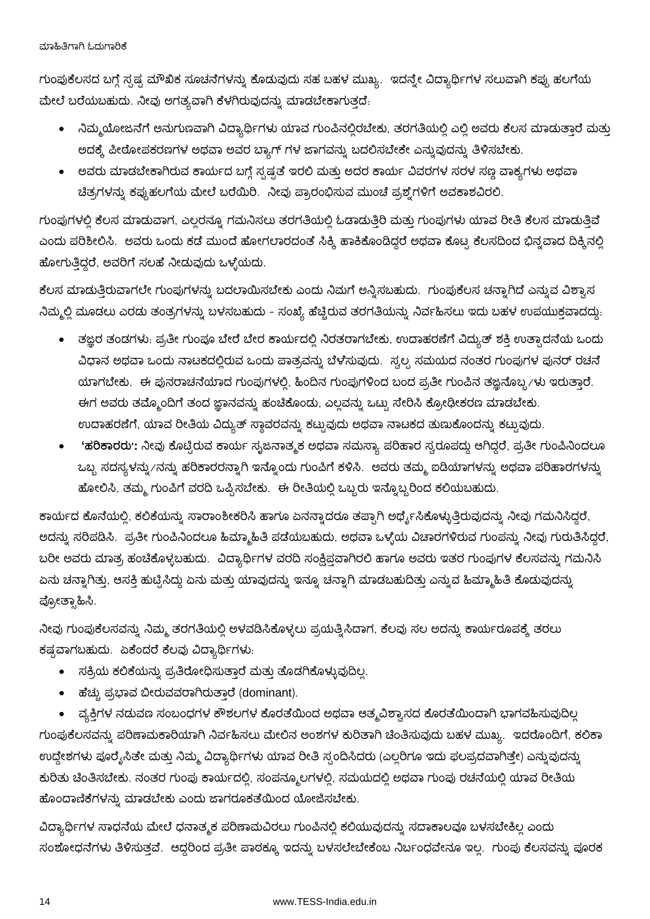ಗುಂಪುಕೆಲಸದ ಬಗ್ಗೆ ಸ್ಪಷ್ಟ ಮೌಖಿಕ ಸೂಚನೆಗಳನ್ನು ಕೊಡುವುದು ಸಹ ಬಹಳ ಮುಖ್ಯ. ಇದನ್ನೇ ವಿದ್ಯಾರ್ಥಿಗಳ ಸಲುವಾಗಿ ಕಪ್ಪು ಹಲಗೆಯ ಮೇಲೆ ಬರೆಯಬಹುದು. ನೀವು ಅಗತ್ಯವಾಗಿ ಕೆಳಗಿರುವುದನ್ನು ಮಾಡಬೇಕಾಗುತ್ತದೆ:

- ನಿಮ್ಮಯೋಜನೆಗೆ ಅನುಗುಣವಾಗಿ ವಿದ್ಯಾರ್ಥಿಗಳು ಯಾವ ಗುಂಪಿನಲ್ಲಿರಬೇಕು, ತರಗತಿಯಲ್ಲಿ ಎಲ್ಲಿ ಅವರು ಕೆಲಸ ಮಾಡುತ್ತಾರೆ ಮತ್ತು ಅದಕ್ಕೆ ಪೀಠೋಪಕರಣಗಳ ಅಥವಾ ಅವರ ಬ್ಯಾಗ್ ಗಳ ಜಾಗವನ್ನು ಬದಲಿಸಬೇಕೇ ಎನ್ನುವುದನ್ನು ತಿಳಿಸಬೇಕು.
- ಅವರು ಮಾಡಬೇಕಾಗಿರುವ ಕಾರ್ಯದ ಬಗ್ಗೆ ಸ್ಪಷ್ಟತೆ ಇರಲಿ ಮತ್ತು ಅದರ ಕಾರ್ಯ ವಿವರಗಳ ಸರಳ ಸಣ್ಣ ವಾಕ್ಯಗಳು ಅಥವಾ ಚಿತ್ರಗಳನ್ನು ಕಪ್ಪುಹಲಗೆಯ ಮೇಲೆ ಬರೆಯಿರಿ. ನೀವು ಪ್ರಾರಂಭಿಸುವ ಮುಂಚೆ ಪ್ರಶ್ನೆಗಳಿಗೆ ಅವಕಾಶವಿರಲಿ.

ಗುಂಪುಗಳಲ್ಲಿ ಕೆಲಸ ಮಾಡುವಾಗ, ಎಲ್ಲರನ್ನೂ ಗಮನಿಸಲು ತರಗತಿಯಲ್ಲಿ ಓಡಾಡುತ್ತಿರಿ ಮತ್ತು ಗುಂಪುಗಳು ಯಾವ ರೀತಿ ಕೆಲಸ ಮಾಡುತ್ತಿವೆ ಎಂದು ಪರಿಶೀಲಿಸಿ. ಅವರು ಒಂದು ಕಡೆ ಮುಂದೆ ಹೋಗಲಾರದಂತೆ ಸಿಕ್ಕಿ ಹಾಕಿಕೊಂಡಿದ್ದರೆ ಅಥವಾ ಕೊಟ್ಟ ಕೆಲಸದಿಂದ ಭಿನ್ನವಾದ ದಿಕ್ಕಿನಲ್ಲಿ ಹೋಗುತ್ತಿದ್ದರೆ, ಅವರಿಗೆ ಸಲಹೆ ನೀಡುವುದು ಒಳ್ಳೆಯದು.

ಕೆಲಸ ಮಾಡುತ್ತಿರುವಾಗಲೇ ಗುಂಪುಗಳನ್ನು ಬದಲಾಯಿಸಬೇಕು ಎಂದು ನಿಮಗೆ ಅನ್ನಿಸಬಹುದು. ಗುಂಪುಕೆಲಸ ಚನ್ನಾಗಿದೆ ಎನ್ನುವ ವಿಶ್ವಾಸ ನಿಮ್ಮಲ್ಲಿ ಮೂಡಲು ಎರಡು ತಂತ್ರಗಳನ್ನು ಬಳಸಬಹುದು - ಸಂಖ್ಯೆ ಹೆಚ್ಚಿರುವ ತರಗತಿಯನ್ನು ನಿರ್ವಹಿಸಲು ಇದು ಬಹಳ ಉಪಯುಕ್ತವಾದದ್ದು:

- ತಜ್ಞರ ತಂಡಗಳು: ಪ್ರತೀ ಗುಂಪೂ ಬೇರೆ ಬೇರ ಕಾರ್ಯದಲ್ಲಿ ನಿರತರಾಗಬೇಕು, ಉದಾಹರಣೆಗೆ ವಿದ್ಯುತ್ ಶಕ್ತಿ ಉತ್ಪಾದನೆಯ ಒಂದು ವಿಧಾನ ಅಥವಾ ಒಂದು ನಾಟಕದಲ್ಲಿರುವ ಒಂದು ಪಾತ್ರವನ್ನು ಬೆಳೆಸುವುದು. ಸ್ವಲ್ಪ ಸಮಯದ ನಂತರ ಗುಂಪುಗಳ ಪುನರ್ ರಚನೆ ಯಾಗಬೇಕು. ಈ ಪುನರಾಚನೆಯಾದ ಗುಂಪುಗಳಲ್ಲಿ, ಹಿಂದಿನ ಗುಂಪುಗಳಿಂದ ಬಂದ ಪ್ರತೀ ಗುಂಪಿನ ತಜ್ಞನೊಬ್ಬ/ಳು ಇರುತ್ತಾರೆ. ಈಗ ಅವರು ತಮ್ಮೊಂದಿಗೆ ತಂದ ಜ್ಞಾನವನ್ನು ಹಂಚಿಕೊಂಡು, ಎಲ್ಲವನ್ನು ಒಟ್ಟು ಸೇರಿಸಿ ಕ್ರೋಢೀಕರಣ ಮಾಡಬೇಕು. ಉದಾಹರಣೆಗೆ, ಯಾವ ರೀತಿಯ ವಿದ್ಯುತ್ ಸ್ಥಾವರವನ್ನು ಕಟ್ಟುವುದು ಅಥವಾ ನಾಟಕದ ತುಣುಕೊಂದನ್ನು ಕಟ್ಟುವುದು.
- **'ಹರಿಕಾರರು':** ನೀವು ಕೊಟ್ಟಿರುವ ಕಾರ್ಯ ಸೃಜನಾತ್ಮಕ ಅಥವಾ ಸಮಸ್ಯಾ ಪರಿಹಾರ ಸ್ವರೂಪದ್ದು ಆಗಿದ್ದರೆ, ಪ್ರತೀ ಗುಂಪಿನಿಂದಲೂ ಒಬ್ಬ ಸದಸ್ಯಳನ್ನು/ನನ್ನು ಹರಿಕಾರರನ್ನಾಗಿ ಇನ್ನೊಂದು ಗುಂಪಿಗೆ ಕಳಿಸಿ. ಅವರು ತಮ್ಮ ಐಡಿಯಾಗಳನ್ನು ಅಥವಾ ಪರಿಹಾರಗಳನ್ನು ಹೋಲಿಸಿ, ತಮ್ಮ ಗುಂಪಿಗೆ ವರದಿ ಒಪ್ಪಿಸಬೇಕು. ಈ ರೀತಿಯಲ್ಲಿ ಒಬ್ಬರು ಇನ್ನೊಬ್ಬರಿಂದ ಕಲಿಯಬಹುದು.

ಕಾರ್ಯದ ಕೊನೆಯಲ್ಲಿ, ಕಲಿಕೆಯನ್ನು ಸಾರಾಂಶೀಕರಿಸಿ ಹಾಗೂ ಏನನ್ನಾದರೂ ತಪ್ಪಾಗಿ ಅರ್ಥೈಸಿಕೊಳ್ಳುತ್ತಿರುವುದನ್ನು ನೀವು ಗಮನಿಸಿದ್ದರೆ, ಅದನ್ನು ಸರಿಪಡಿಸಿ. ಪ್ರತೀ ಗುಂಪಿನಿಂದಲೂ ಹಿಮ್ಮಾಹಿತಿ ಪಡೆಯಬಹುದು, ಅಥವಾ ಒಳ್ಳೆಯ ವಿಚಾರಗಳಿರುವ ಗುಂಪನ್ನು ನೀವು ಗುರುತಿಸಿದ್ದರೆ, ಬರೀ ಅವರು ಮಾತ್ರ ಹಂಚಿಕೊಳ್ಳಬಹುದು. ವಿದ್ಯಾರ್ಥಿಗಳ ವರದಿ ಸಂಕ್ಷಿಪ್ತವಾಗಿರಲಿ ಹಾಗೂ ಅವರು ಇತರ ಗುಂಪುಗಳ ಕೆಲಸವನ್ನು ಗಮನಿಸಿ ಏನು ಚನ್ನಾಗಿತ್ತು, ಆಸಕ್ತಿ ಹುಟ್ಟಿಸಿದ್ದು ಏನು ಮತ್ತು ಯಾವುದನ್ನು ಇನ್ನೂ ಚನ್ನಾಗಿ ಮಾಡಬಹುದಿತ್ತು ಎನ್ನುವ ಹಿಮ್ಮಾಹಿತಿ ಕೊಡುವುದನ್ನು ಪ್ರೋತ್ಸಾಹಿಸಿ.

ನೀವು ಗುಂಪುಕೆಲಸವನ್ನು ನಿಮ್ಮ ತರಗತಿಯಲ್ಲಿ ಅಳವಡಿಸಿಕೊಳ್ಳಲು ಪ್ರಯತ್ನಿಸಿದಾಗ, ಕೆಲವು ಸಲ ಅದನ್ನು ಕಾರ್ಯರೂಪಕ್ಕೆ ತರಲು ಕಷ್ಟವಾಗಬಹುದು. ಏಕೆಂದರೆ ಕೆಲವು ವಿದ್ಯಾರ್ಥಿಗಳು:

- ಸಕ್ರಿಯ ಕಲಿಕೆಯನ್ನು ಪ್ರತಿರೋಧಿಸುತ್ತಾರೆ ಮತ್ತು ತೊಡಗಿಕೊಳ್ಳುವುದಿಲ್ಲ.
- ಹೆಚ್ಚು ಪ್ರಭಾವ ಬೀರುವವರಾಗಿರುತ್ತಾರೆ (dominant).
- ವ್ಯಕ್ತಿಗಳ ನಡುವಣ ಸಂಬಂಧಗಳ ಕೌಶಲಗಳ ಕೊರತೆಯಿಂದ ಅಥವಾ ಆತ್ಮವಿಶ್ವಾಸದ ಕೊರತೆಯಿಂದಾಗಿ ಭಾಗವಹಿಸುವುದಿಲ್ಲ

ಗುಂಪುಕೆಲಸವನ್ನು ಪರಿಣಾಮಕಾರಿಯಾಗಿ ನಿರ್ವಹಿಸಲು ಮೇಲಿನ ಅಂಶಗಳ ಕುರಿತಾಗಿ ಚಿಂತಿಸುವುದು ಬಹಳ ಮುಖ್ಯ. ಇದರೊಂದಿಗೆ, ಕಲಿಕಾ ಉದ್ದೇಶಗಳು ಪೂರೈಸಿತೇ ಮತ್ತು ನಿಮ್ಮ ವಿದ್ಯಾರ್ಥಿಗಳು ಯಾವ ರೀತಿ ಸ್ಪಂದಿಸಿದರು (ಎಲ್ಲರಿಗೂ ಇದು ಫಲಪ್ರದವಾಗಿತ್ತೇ) ಎನ್ನುವುದನ್ನು ಕುರಿತು ಚಿಂತಿಸಬೇಕು. ನಂತರ ಗುಂಪು ಕಾರ್ಯದಲ್ಲಿ, ಸಂಪನ್ಮೂಲಗಳಲ್ಲಿ, ಸಮಯದಲ್ಲಿ ಅಥವಾ ಗುಂಪು ರಚನೆಯಲ್ಲಿ ಯಾವ ರೀತಿಯ ಹೊಂದಾಣಿಕೆಗಳನ್ನು ಮಾಡಬೇಕು ಎಂದು ಜಾಗರೂಕತೆಯಿಂದ ಯೋಜಿಸಬೇಕು.

ವಿದ್ಯಾರ್ಥಿಗಳ ಸಾಧನೆಯ ಮೇಲೆ ಧನಾತ್ಮಕ ಪರಿಣಾಮವಿರಲು ಗುಂಪಿನಲ್ಲಿ ಕಲಿಯುವುದನ್ನು ಸದಾಕಾಲವೂ ಬಳಸಬೇಕಿಲ್ಲ ಎಂದು ಸಂಶೋಧನೆಗಳು ತಿಳಿಸುತ್ತವೆ. ಆದ್ದರಿಂದ ಪ್ರತೀ ಪಾಠಕ್ಕೂ ಇದನ್ನು ಬಳಸಲೇಬೇಕೆಂಬ ನಿರ್ಬಂಧವೇನೂ ಇಲ್ಲ. ಗುಂಪು ಕೆಲಸವನ್ನು ಪೂರಕ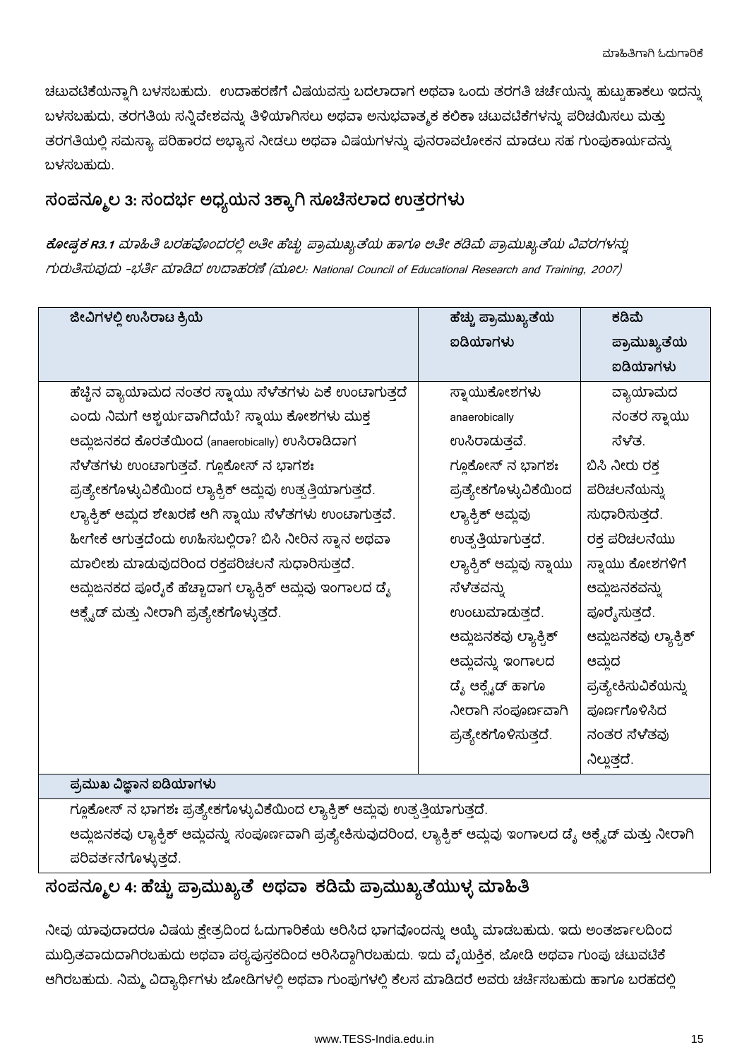ಚಟುವಟಿಕೆಯನ್ನಾಗಿ ಬಳಸಬಹುದು. ಉದಾಹರಣೆಗೆ ವಿಷಯವಸ್ತು ಬದಲಾದಾಗ ಅಥವಾ ಒಂದು ತರಗತಿ ಚರ್ಚೆಯನ್ನು ಹುಟ್ಟುಹಾಕಲು ಇದನ್ನು ಬಳಸಬಹುದು, ತರಗತಿಯ ಸನ್ನಿವೇಶವನ್ನು ತಿಳಿಯಾಗಿಸಲು ಅಥವಾ ಅನುಭವಾತ್ಮಕ ಕಲಿಕಾ ಚಟುವಟಿಕೆಗಳನ್ನು ಪರಿಚಯಿಸಲು ಮತ್ತು ತರಗತಿಯಲ್ಲಿ ಸಮಸ್ಯಾ ಪರಿಹಾರದ ಅಭ್ಯಾಸ ನೀಡಲು ಅಥವಾ ವಿಷಯಗಳನ್ನು ಪುನರಾವಲೋಕನ ಮಾಡಲು ಸಹ ಗುಂಪುಕಾರ್ಯವನ್ನು ಬಳಸಬಹುದು.

## ಸಂಪನ್ಮೂಲ 3: ಸಂದರ್ಭ ಅಧ್ಯಯನ 3ಕ್ಕಾಗಿ ಸೂಚಿಸಲಾದ ಉತ್ತರಗಳು

***ಕೋಷ್ಟಕ R3.1*** *ಮಾಹಿತಿ ಬರಹವೊಂದರಲ್ಲಿ ಅತೀ ಹೆಚ್ಚು ಪ್ರಾಮುಖ್ಯತೆಯ ಹಾಗೂ ಅತೀ ಕಡಿಮೆ ಪ್ರಾಮುಖ್ಯತೆಯ ವಿವರಗಳನ್ನು ಗುರುತಿಸುವುದು -ಭರ್ತಿ ಮಾಡಿದ ಉದಾಹರಣೆ (ಮೂಲ: National Council of Educational Research and Training, 2007)*

| ಜೀವಿಗಳಲ್ಲಿ ಉಸಿರಾಟ ಕ್ರಿಯೆ | ಹೆಚ್ಚು ಪ್ರಾಮುಖ್ಯತೆಯ ಐಡಿಯಾಗಳು | ಕಡಿಮೆ ಪ್ರಾಮುಖ್ಯತೆಯ ಐಡಿಯಾಗಳು |
|---|---|---|
| ಹೆಚ್ಚಿನ ವ್ಯಾಯಾಮದ ನಂತರ ಸ್ನಾಯು ಸೆಳೆತಗಳು ಏಕೆ ಉಂಟಾಗುತ್ತದೆ ಎಂದು ನಿಮಗೆ ಆಶ್ಚರ್ಯವಾಗಿದೆಯೆ? ಸ್ನಾಯು ಕೋಶಗಳು ಮುಕ್ತ ಆಮ್ಲಜನಕದ ಕೊರತೆಯಿಂದ (anaerobically) ಉಸಿರಾಡಿದಾಗ ಸೆಳೆತಗಳು ಉಂಟಾಗುತ್ತವೆ. ಗ್ಲೂಕೋಸ್ ನ ಭಾಗಶಃ ಪ್ರತ್ಯೇಕಗೊಳ್ಳುವಿಕೆಯಿಂದ ಲ್ಯಾಕ್ಟಿಕ್ ಆಮ್ಲವು ಉತ್ಪತ್ತಿಯಾಗುತ್ತದೆ. ಲ್ಯಾಕ್ಟಿಕ್ ಆಮ್ಲದ ಶೇಖರಣೆ ಆಗಿ ಸ್ನಾಯು ಸೆಳೆತಗಳು ಉಂಟಾಗುತ್ತವೆ. ಹೀಗೇಕೆ ಆಗುತ್ತದೆಂದು ಊಹಿಸಬಲ್ಲಿರಾ? ಬಿಸಿ ನೀರಿನ ಸ್ನಾನ ಅಥವಾ ಮಾಲೀಶು ಮಾಡುವುದರಿಂದ ರಕ್ತಪರಿಚಲನೆ ಸುಧಾರಿಸುತ್ತದೆ. ಆಮ್ಲಜನಕದ ಪೂರೈಕೆ ಹೆಚ್ಚಾದಾಗ ಲ್ಯಾಕ್ಟಿಕ್ ಆಮ್ಲವು ಇಂಗಾಲದ ಡೈ ಆಕ್ಸೈಡ್ ಮತ್ತು ನೀರಾಗಿ ಪ್ರತ್ಯೇಕಗೊಳ್ಳುತ್ತದೆ. | ಸ್ನಾಯುಕೋಶಗಳು anaerobically ಉಸಿರಾಡುತ್ತವೆ. ಗ್ಲೂಕೋಸ್ ನ ಭಾಗಶಃ ಪ್ರತ್ಯೇಕಗೊಳ್ಳುವಿಕೆಯಿಂದ ಲ್ಯಾಕ್ಟಿಕ್ ಆಮ್ಲವು ಉತ್ಪತ್ತಿಯಾಗುತ್ತದೆ. ಲ್ಯಾಕ್ಟಿಕ್ ಆಮ್ಲವು ಸ್ನಾಯು ಸೆಳೆತವನ್ನು ಉಂಟುಮಾಡುತ್ತದೆ. ಆಮ್ಲಜನಕವು ಲ್ಯಾಕ್ಟಿಕ್ ಆಮ್ಲವನ್ನು ಇಂಗಾಲದ ಡೈ ಆಕ್ಸೈಡ್ ಹಾಗೂ ನೀರಾಗಿ ಸಂಪೂರ್ಣವಾಗಿ ಪ್ರತ್ಯೇಕಗೊಳಿಸುತ್ತದೆ. | ವ್ಯಾಯಾಮದ ನಂತರ ಸ್ನಾಯು ಸೆಳೆತ. ಬಿಸಿ ನೀರು ರಕ್ತ ಪರಿಚಲನೆಯನ್ನು ಸುಧಾರಿಸುತ್ತದೆ. ರಕ್ತ ಪರಿಚಲನೆಯು ಸ್ನಾಯು ಕೋಶಗಳಿಗೆ ಆಮ್ಲಜನಕವನ್ನು ಪೂರೈಸುತ್ತದೆ. ಆಮ್ಲಜನಕವು ಲ್ಯಾಕ್ಟಿಕ್ ಆಮ್ಲದ ಪ್ರತ್ಯೇಕಿಸುವಿಕೆಯನ್ನು ಪೂರ್ಣಗೊಳಿಸಿದ ನಂತರ ಸೆಳೆತವು ನಿಲ್ಲುತ್ತದೆ. |
| **ಪ್ರಮುಖ ವಿಜ್ಞಾನ ಐಡಿಯಾಗಳು** | | |
| ಗ್ಲೂಕೋಸ್ ನ ಭಾಗಶಃ ಪ್ರತ್ಯೇಕಗೊಳ್ಳುವಿಕೆಯಿಂದ ಲ್ಯಾಕ್ಟಿಕ್ ಆಮ್ಲವು ಉತ್ಪತ್ತಿಯಾಗುತ್ತದೆ.<br>ಆಮ್ಲಜನಕವು ಲ್ಯಾಕ್ಟಿಕ್ ಆಮ್ಲವನ್ನು ಸಂಪೂರ್ಣವಾಗಿ ಪ್ರತ್ಯೇಕಿಸುವುದರಿಂದ, ಲ್ಯಾಕ್ಟಿಕ್ ಆಮ್ಲವು ಇಂಗಾಲದ ಡೈ ಆಕ್ಸೈಡ್ ಮತ್ತು ನೀರಾಗಿ ಪರಿವರ್ತನೆಗೊಳ್ಳುತ್ತದೆ. | | |

## ಸಂಪನ್ಮೂಲ 4: ಹೆಚ್ಚು ಪ್ರಾಮುಖ್ಯತೆ ಅಥವಾ ಕಡಿಮೆ ಪ್ರಾಮುಖ್ಯತೆಯುಳ್ಳ ಮಾಹಿತಿ

ನೀವು ಯಾವುದಾದರೂ ವಿಷಯ ಕ್ಷೇತ್ರದಿಂದ ಓದುಗಾರಿಕೆಯ ಆರಿಸಿದ ಭಾಗವೊಂದನ್ನು ಆಯ್ಕೆ ಮಾಡಬಹುದು. ಇದು ಅಂತರ್ಜಾಲದಿಂದ ಮುದ್ರಿತವಾದುದಾಗಿರಬಹುದು ಅಥವಾ ಪಠ್ಯಪುಸ್ತಕದಿಂದ ಆರಿಸಿದ್ದಾಗಿರಬಹುದು. ಇದು ವೈಯಕ್ತಿಕ, ಜೋಡಿ ಅಥವಾ ಗುಂಪು ಚಟುವಟಿಕೆ ಆಗಿರಬಹುದು. ನಿಮ್ಮ ವಿದ್ಯಾರ್ಥಿಗಳು ಜೋಡಿಗಳಲ್ಲಿ ಅಥವಾ ಗುಂಪುಗಳಲ್ಲಿ ಕೆಲಸ ಮಾಡಿದರೆ ಅವರು ಚರ್ಚಿಸಬಹುದು ಹಾಗೂ ಬರಹದಲ್ಲಿ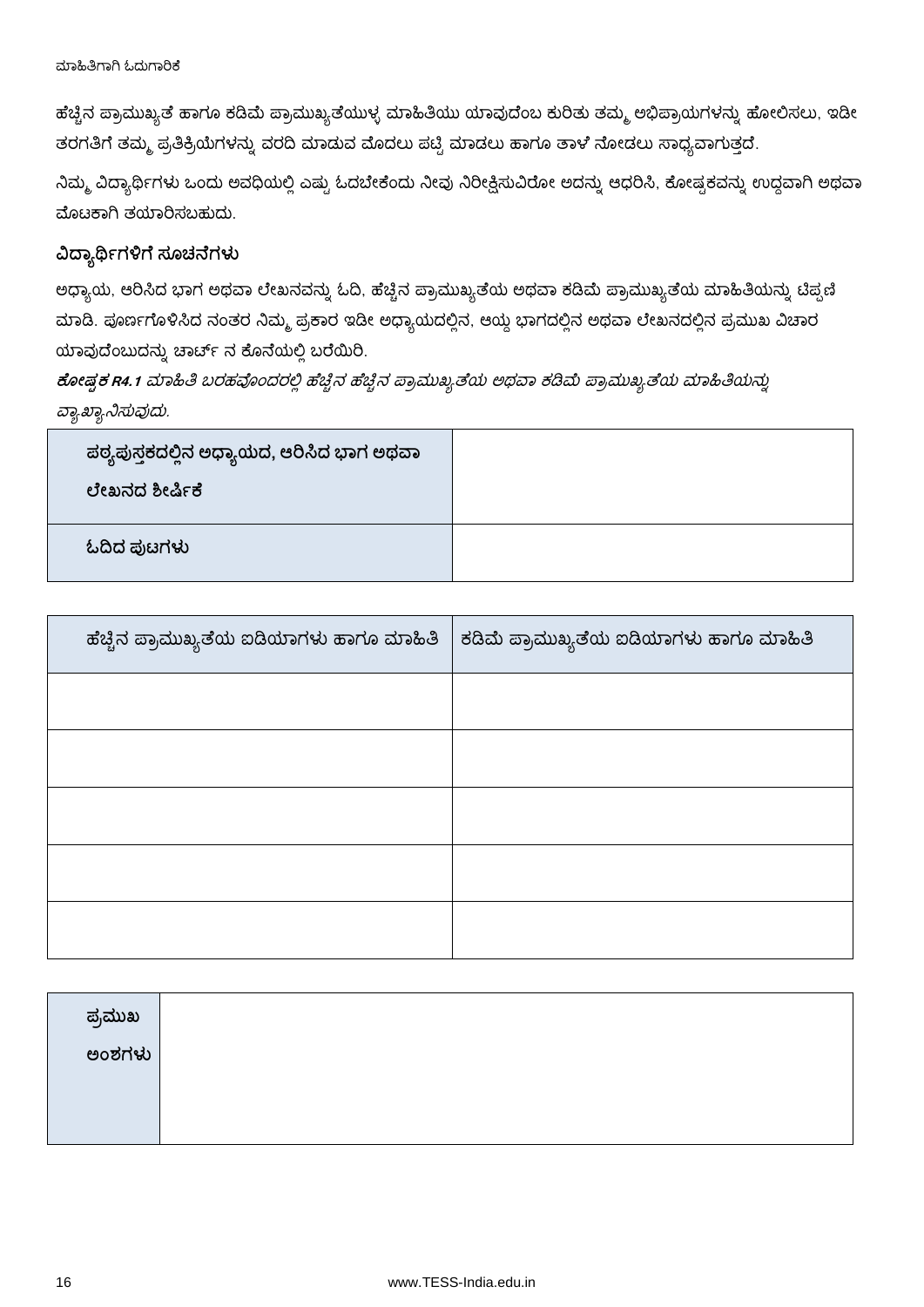ಹೆಚ್ಚಿನ ಪ್ರಾಮುಖ್ಯತೆ ಹಾಗೂ ಕಡಿಮೆ ಪ್ರಾಮುಖ್ಯತೆಯುಳ್ಳ ಮಾಹಿತಿಯು ಯಾವುದೆಂಬ ಕುರಿತು ತಮ್ಮ ಅಭಿಪ್ರಾಯಗಳನ್ನು ಹೋಲಿಸಲು, ಇಡೀ ತರಗತಿಗೆ ತಮ್ಮ ಪ್ರತಿಕ್ರಿಯೆಗಳನ್ನು ವರದಿ ಮಾಡುವ ಮೊದಲು ಪಟ್ಟಿ ಮಾಡಲು ಹಾಗೂ ತಾಳೆ ನೋಡಲು ಸಾಧ್ಯವಾಗುತ್ತದೆ.

ನಿಮ್ಮ ವಿದ್ಯಾರ್ಥಿಗಳು ಒಂದು ಅವಧಿಯಲ್ಲಿ ಎಷ್ಟು ಓದಬೇಕೆಂದು ನೀವು ನಿರೀಕ್ಷಿಸುವಿರೋ ಅದನ್ನು ಆಧರಿಸಿ, ಕೋಷ್ಟಕವನ್ನು ಉದ್ದವಾಗಿ ಅಥವಾ ಮೊಟಕಾಗಿ ತಯಾರಿಸಬಹುದು.

### ವಿದ್ಯಾರ್ಥಿಗಳಿಗೆ ಸೂಚನೆಗಳು

ಅಧ್ಯಾಯ, ಆರಿಸಿದ ಭಾಗ ಅಥವಾ ಲೇಖನವನ್ನು ಓದಿ, ಹೆಚ್ಚಿನ ಪ್ರಾಮುಖ್ಯತೆಯ ಅಥವಾ ಕಡಿಮೆ ಪ್ರಾಮುಖ್ಯತೆಯ ಮಾಹಿತಿಯನ್ನು ಟಿಪ್ಪಣಿ ಮಾಡಿ. ಪೂರ್ಣಗೊಳಿಸಿದ ನಂತರ ನಿಮ್ಮ ಪ್ರಕಾರ ಇಡೀ ಅಧ್ಯಾಯದಲ್ಲಿನ, ಆಯ್ದ ಭಾಗದಲ್ಲಿನ ಅಥವಾ ಲೇಖನದಲ್ಲಿನ ಪ್ರಮುಖ ವಿಚಾರ ಯಾವುದೆಂಬುದನ್ನು ಚಾರ್ಟ್ ನ ಕೊನೆಯಲ್ಲಿ ಬರೆಯಿರಿ.

***ಕೋಷ್ಟಕ R4.1*** *ಮಾಹಿತಿ ಬರಹವೊಂದರಲ್ಲಿ ಹೆಚ್ಚಿನ ಹೆಚ್ಚಿನ ಪ್ರಾಮುಖ್ಯತೆಯ ಅಥವಾ ಕಡಿಮೆ ಪ್ರಾಮುಖ್ಯತೆಯ ಮಾಹಿತಿಯನ್ನು ವ್ಯಾಖ್ಯಾನಿಸುವುದು.*

| **ಪಠ್ಯಪುಸ್ತಕದಲ್ಲಿನ ಅಧ್ಯಾಯದ, ಆರಿಸಿದ ಭಾಗ ಅಥವಾ ಲೇಖನದ ಶೀರ್ಷಿಕೆ** | |
|---|---|
| **ಓದಿದ ಪುಟಗಳು** | |

| ಹೆಚ್ಚಿನ ಪ್ರಾಮುಖ್ಯತೆಯ ಐಡಿಯಾಗಳು ಹಾಗೂ ಮಾಹಿತಿ | ಕಡಿಮೆ ಪ್ರಾಮುಖ್ಯತೆಯ ಐಡಿಯಾಗಳು ಹಾಗೂ ಮಾಹಿತಿ |
|---|---|
| | |
| | |
| | |
| | |
| | |

| ಪ್ರಮುಖ ಅಂಶಗಳು | |
|---|---|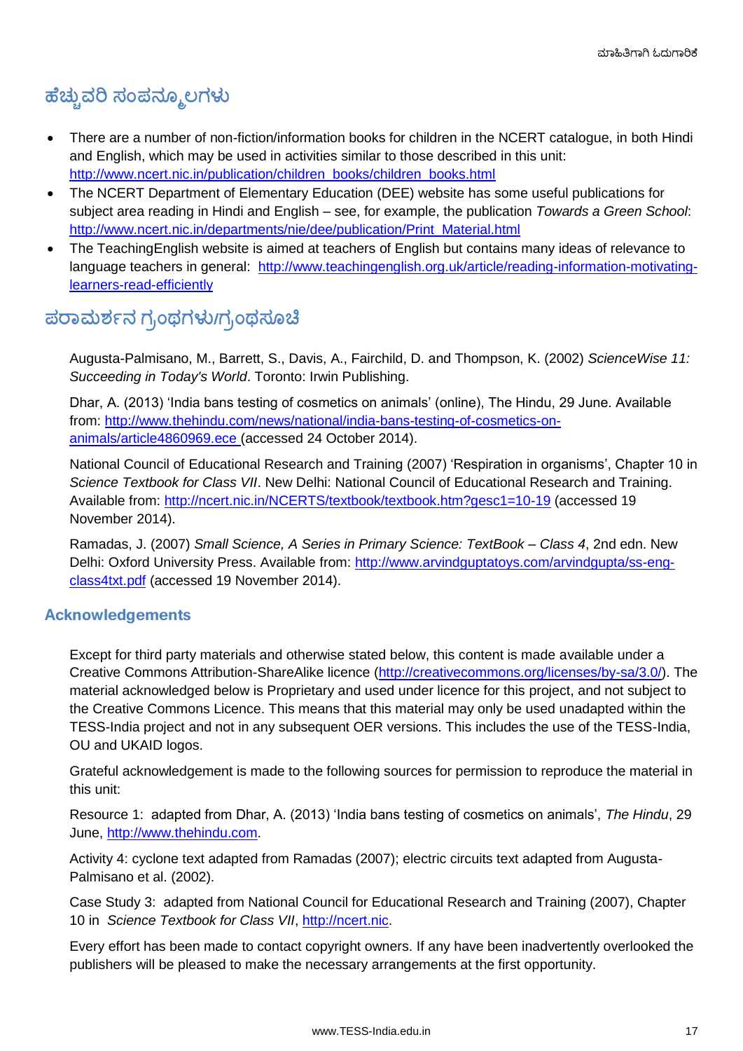## ಹೆಚ್ಚುವರಿ ಸಂಪನ್ಮೂಲಗಳು

- There are a number of non-fiction/information books for children in the NCERT catalogue, in both Hindi and English, which may be used in activities similar to those described in this unit: http://www.ncert.nic.in/publication/children_books/children_books.html
- The NCERT Department of Elementary Education (DEE) website has some useful publications for subject area reading in Hindi and English – see, for example, the publication *Towards a Green School*: http://www.ncert.nic.in/departments/nie/dee/publication/Print_Material.html
- The TeachingEnglish website is aimed at teachers of English but contains many ideas of relevance to language teachers in general: http://www.teachingenglish.org.uk/article/reading-information-motivating-learners-read-efficiently

## ಪರಾಮರ್ಶನ ಗ್ರಂಥಗಳು/ಗ್ರಂಥಸೂಚಿ

Augusta-Palmisano, M., Barrett, S., Davis, A., Fairchild, D. and Thompson, K. (2002) *ScienceWise 11: Succeeding in Today's World*. Toronto: Irwin Publishing.

Dhar, A. (2013) 'India bans testing of cosmetics on animals' (online), The Hindu, 29 June. Available from: http://www.thehindu.com/news/national/india-bans-testing-of-cosmetics-on-animals/article4860969.ece (accessed 24 October 2014).

National Council of Educational Research and Training (2007) 'Respiration in organisms', Chapter 10 in *Science Textbook for Class VII*. New Delhi: National Council of Educational Research and Training. Available from: http://ncert.nic.in/NCERTS/textbook/textbook.htm?gesc1=10-19 (accessed 19 November 2014).

Ramadas, J. (2007) *Small Science, A Series in Primary Science: TextBook – Class 4*, 2nd edn. New Delhi: Oxford University Press. Available from: http://www.arvindguptatoys.com/arvindgupta/ss-eng-class4txt.pdf (accessed 19 November 2014).

### Acknowledgements

Except for third party materials and otherwise stated below, this content is made available under a Creative Commons Attribution-ShareAlike licence (http://creativecommons.org/licenses/by-sa/3.0/). The material acknowledged below is Proprietary and used under licence for this project, and not subject to the Creative Commons Licence. This means that this material may only be used unadapted within the TESS-India project and not in any subsequent OER versions. This includes the use of the TESS-India, OU and UKAID logos.

Grateful acknowledgement is made to the following sources for permission to reproduce the material in this unit:

Resource 1: adapted from Dhar, A. (2013) 'India bans testing of cosmetics on animals', *The Hindu*, 29 June, http://www.thehindu.com.

Activity 4: cyclone text adapted from Ramadas (2007); electric circuits text adapted from Augusta-Palmisano et al. (2002).

Case Study 3: adapted from National Council for Educational Research and Training (2007), Chapter 10 in *Science Textbook for Class VII*, http://ncert.nic.

Every effort has been made to contact copyright owners. If any have been inadvertently overlooked the publishers will be pleased to make the necessary arrangements at the first opportunity.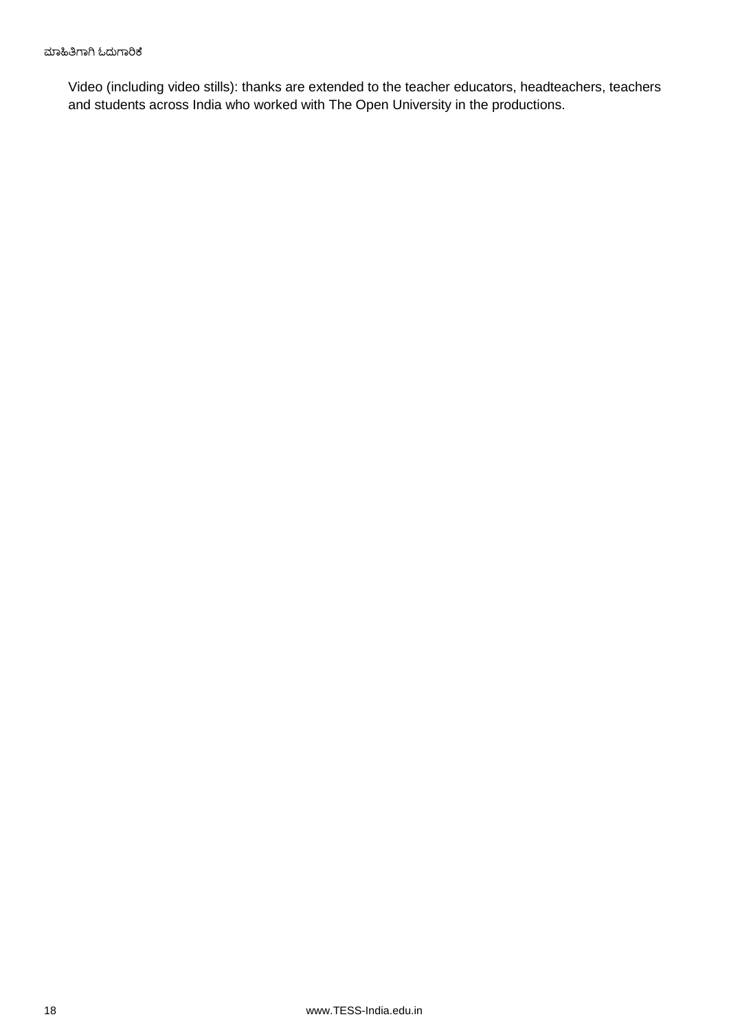Video (including video stills): thanks are extended to the teacher educators, headteachers, teachers and students across India who worked with The Open University in the productions.